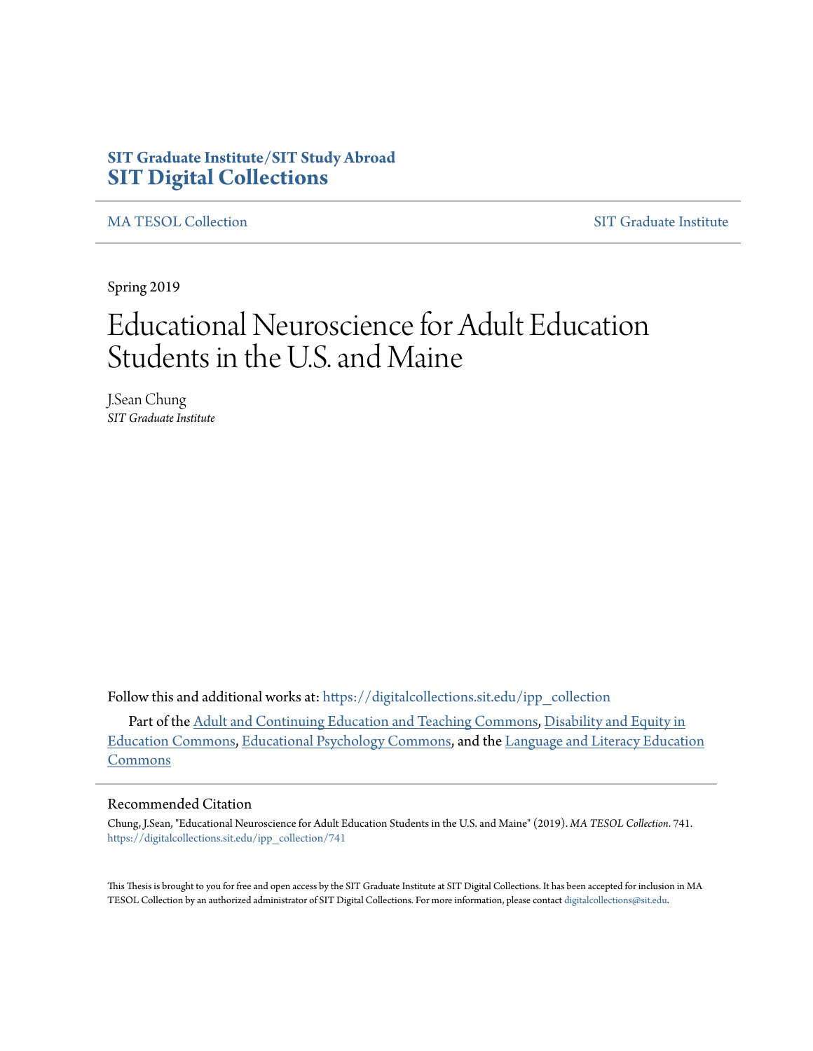**SIT Graduate Institute/SIT Study Abroad**
# SIT Digital Collections

MA TESOL Collection | SIT Graduate Institute

Spring 2019

# Educational Neuroscience for Adult Education Students in the U.S. and Maine

J.Sean Chung
*SIT Graduate Institute*

Follow this and additional works at: https://digitalcollections.sit.edu/ipp_collection

Part of the Adult and Continuing Education and Teaching Commons, Disability and Equity in Education Commons, Educational Psychology Commons, and the Language and Literacy Education Commons

## Recommended Citation

Chung, J.Sean, "Educational Neuroscience for Adult Education Students in the U.S. and Maine" (2019). *MA TESOL Collection*. 741.
https://digitalcollections.sit.edu/ipp_collection/741

This Thesis is brought to you for free and open access by the SIT Graduate Institute at SIT Digital Collections. It has been accepted for inclusion in MA TESOL Collection by an authorized administrator of SIT Digital Collections. For more information, please contact digitalcollections@sit.edu.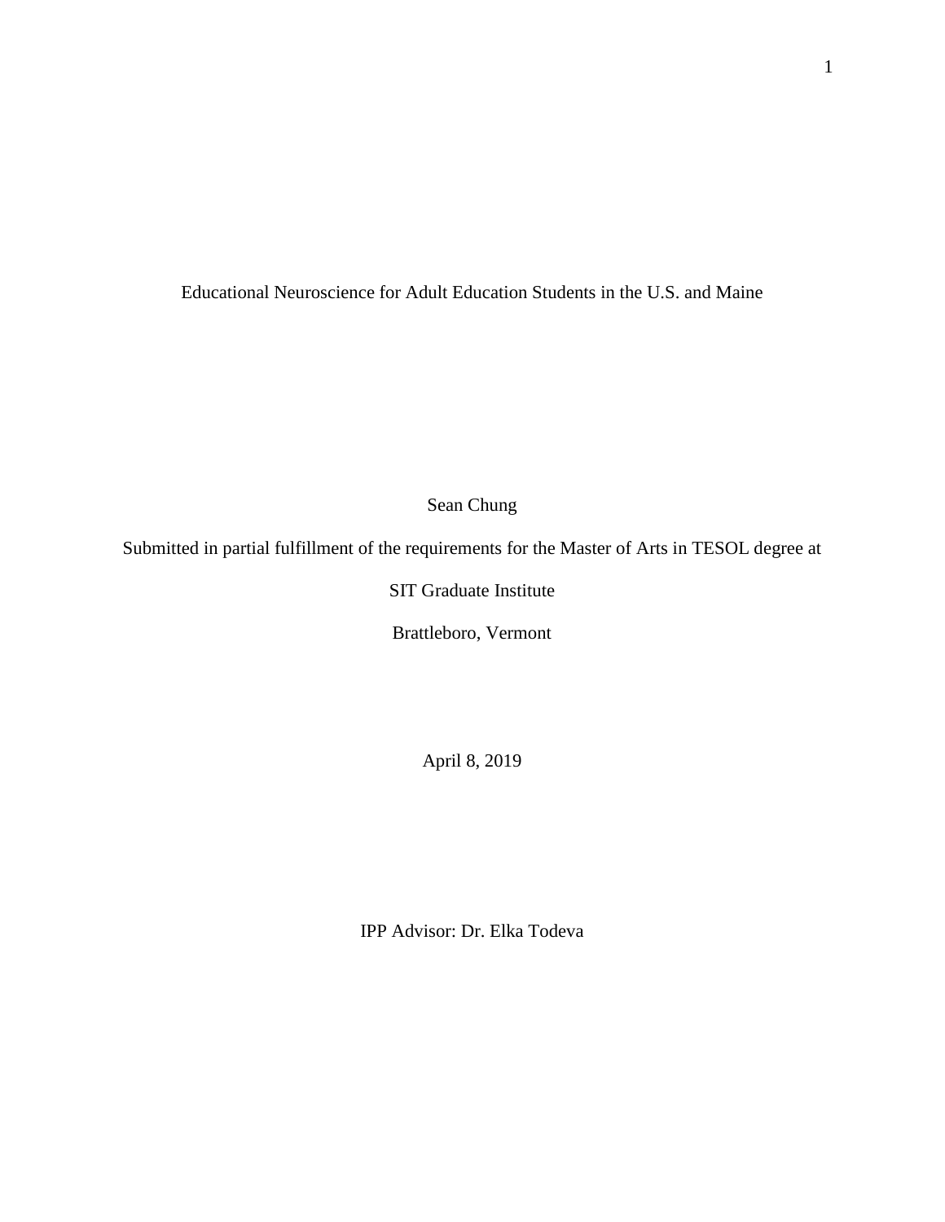# Educational Neuroscience for Adult Education Students in the U.S. and Maine

Sean Chung

Submitted in partial fulfillment of the requirements for the Master of Arts in TESOL degree at

SIT Graduate Institute

Brattleboro, Vermont

April 8, 2019

IPP Advisor: Dr. Elka Todeva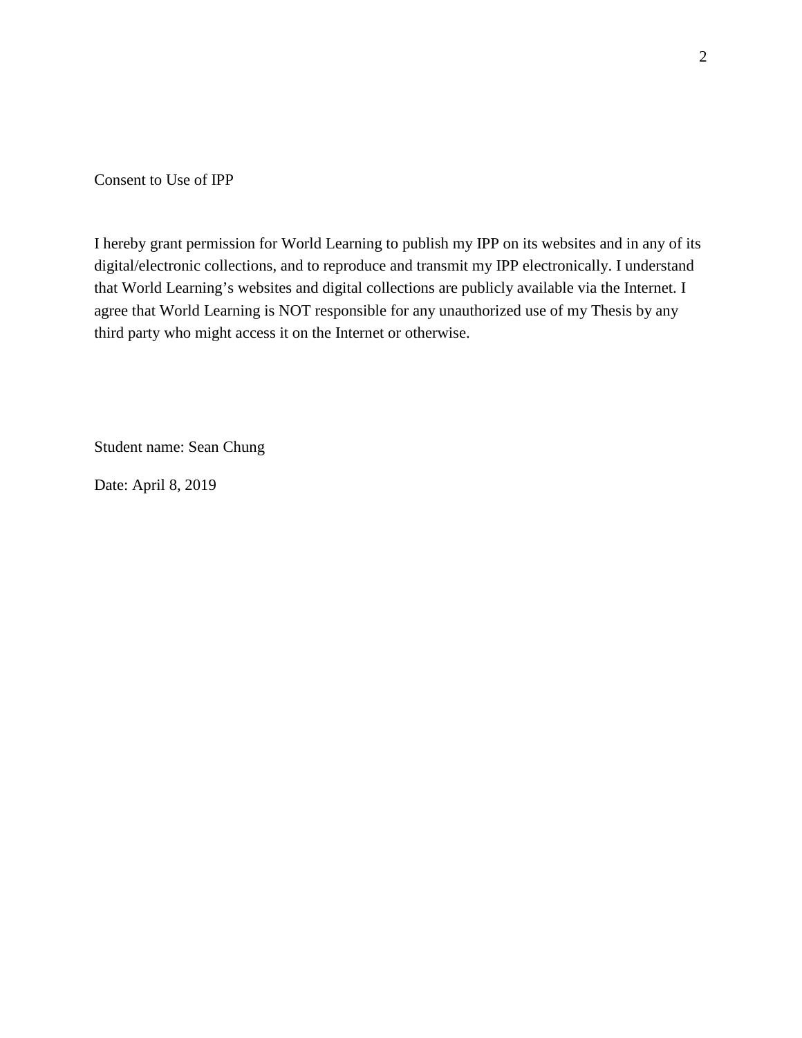Consent to Use of IPP

I hereby grant permission for World Learning to publish my IPP on its websites and in any of its digital/electronic collections, and to reproduce and transmit my IPP electronically. I understand that World Learning's websites and digital collections are publicly available via the Internet. I agree that World Learning is NOT responsible for any unauthorized use of my Thesis by any third party who might access it on the Internet or otherwise.

Student name: Sean Chung

Date: April 8, 2019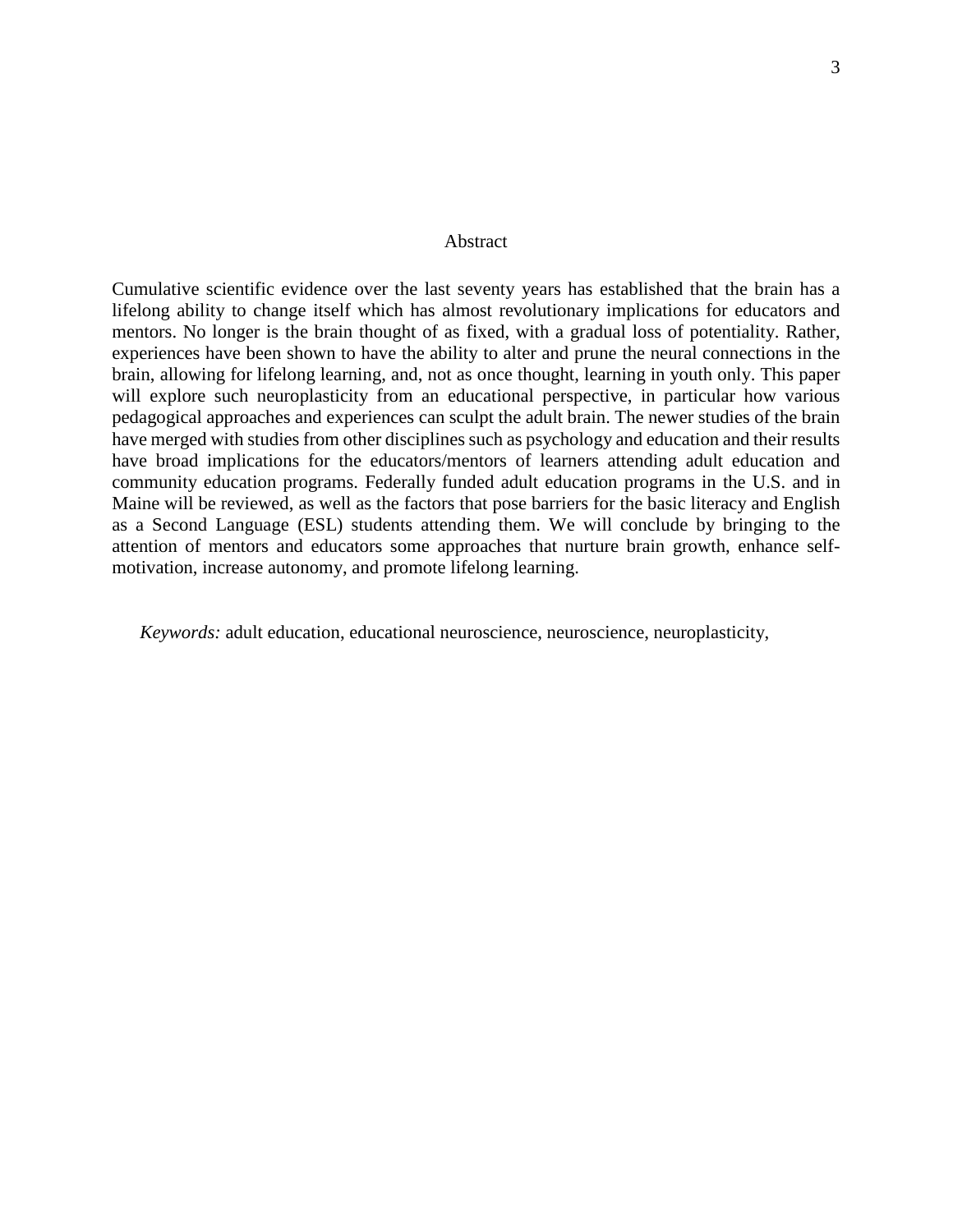# Abstract

Cumulative scientific evidence over the last seventy years has established that the brain has a lifelong ability to change itself which has almost revolutionary implications for educators and mentors. No longer is the brain thought of as fixed, with a gradual loss of potentiality. Rather, experiences have been shown to have the ability to alter and prune the neural connections in the brain, allowing for lifelong learning, and, not as once thought, learning in youth only. This paper will explore such neuroplasticity from an educational perspective, in particular how various pedagogical approaches and experiences can sculpt the adult brain. The newer studies of the brain have merged with studies from other disciplines such as psychology and education and their results have broad implications for the educators/mentors of learners attending adult education and community education programs. Federally funded adult education programs in the U.S. and in Maine will be reviewed, as well as the factors that pose barriers for the basic literacy and English as a Second Language (ESL) students attending them. We will conclude by bringing to the attention of mentors and educators some approaches that nurture brain growth, enhance self-motivation, increase autonomy, and promote lifelong learning.

*Keywords:* adult education, educational neuroscience, neuroscience, neuroplasticity,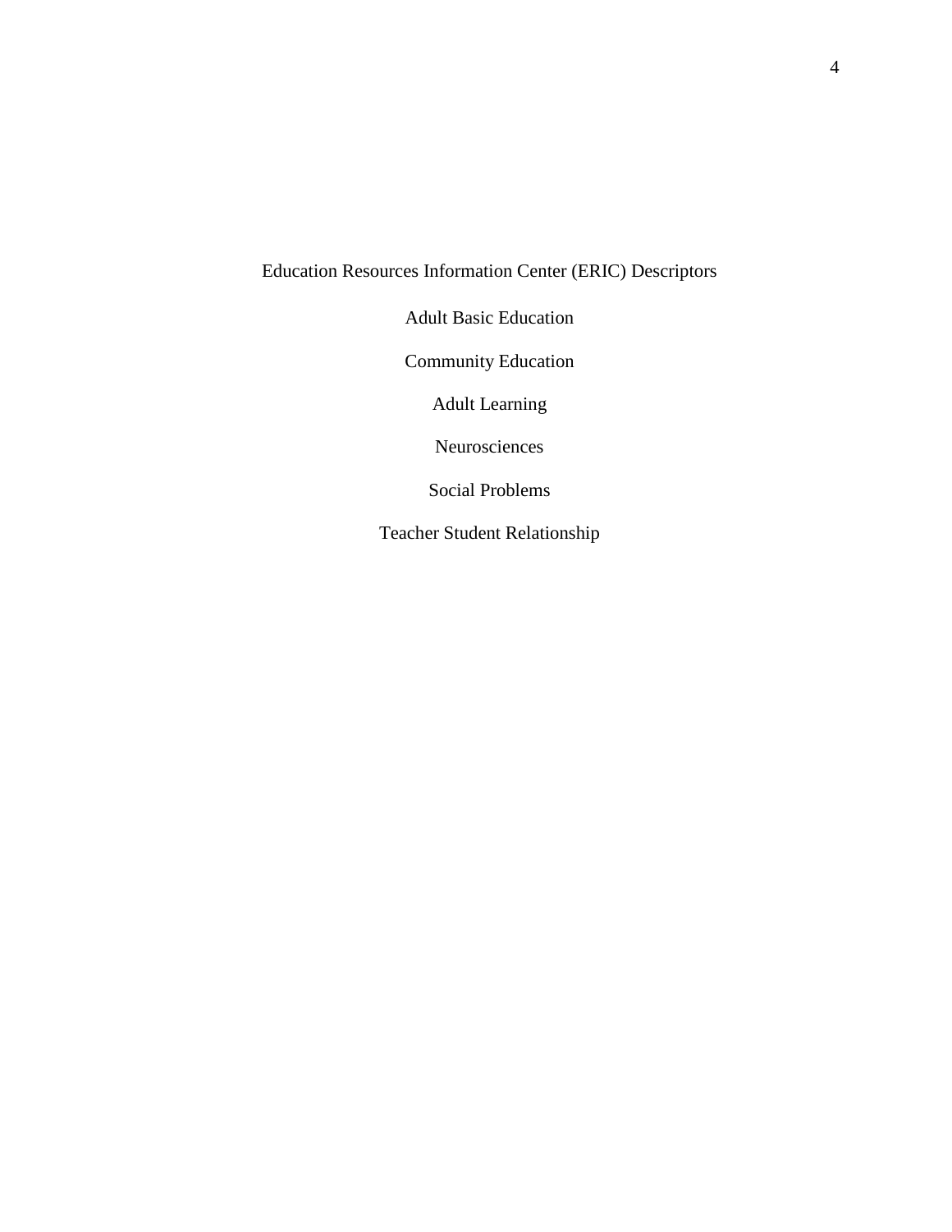# Education Resources Information Center (ERIC) Descriptors

Adult Basic Education

Community Education

Adult Learning

Neurosciences

Social Problems

Teacher Student Relationship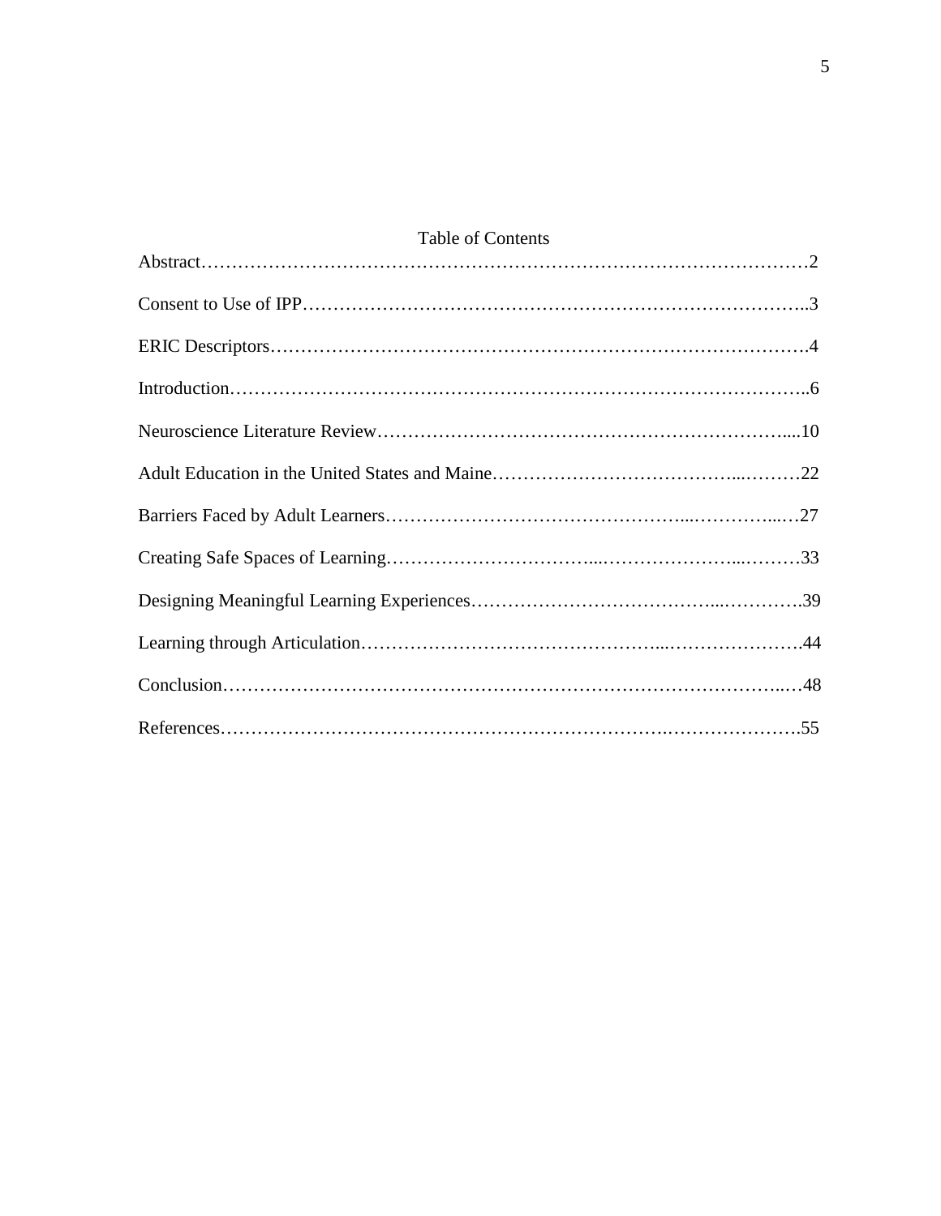# Table of Contents

Abstract…………………………………………………………………………………………2

Consent to Use of IPP………………………………………………………………………..3

ERIC Descriptors…………………………………………………………………………….4

Introduction…………………………………………………………………………………..6

Neuroscience Literature Review……………………………………………………….....10

Adult Education in the United States and Maine…………………………………...………22

Barriers Faced by Adult Learners………………………………………...…………...…27

Creating Safe Spaces of Learning……………………………...…………………...………33

Designing Meaningful Learning Experiences………………………………...………….39

Learning through Articulation………………………………………...………………….44

Conclusion……………………………………………………………………………...…48

References……………………………………………………………….………………….55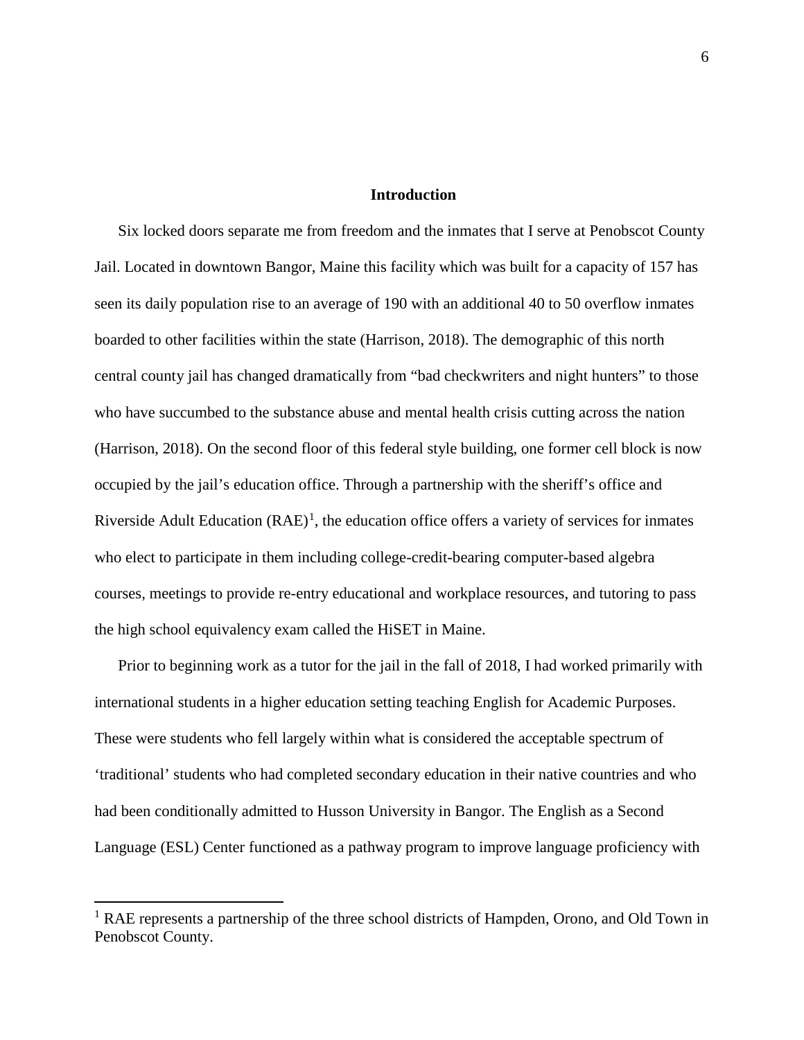## Introduction

Six locked doors separate me from freedom and the inmates that I serve at Penobscot County Jail. Located in downtown Bangor, Maine this facility which was built for a capacity of 157 has seen its daily population rise to an average of 190 with an additional 40 to 50 overflow inmates boarded to other facilities within the state (Harrison, 2018). The demographic of this north central county jail has changed dramatically from “bad checkwriters and night hunters” to those who have succumbed to the substance abuse and mental health crisis cutting across the nation (Harrison, 2018). On the second floor of this federal style building, one former cell block is now occupied by the jail’s education office. Through a partnership with the sheriff’s office and Riverside Adult Education (RAE)[1], the education office offers a variety of services for inmates who elect to participate in them including college-credit-bearing computer-based algebra courses, meetings to provide re-entry educational and workplace resources, and tutoring to pass the high school equivalency exam called the HiSET in Maine.

Prior to beginning work as a tutor for the jail in the fall of 2018, I had worked primarily with international students in a higher education setting teaching English for Academic Purposes. These were students who fell largely within what is considered the acceptable spectrum of ‘traditional’ students who had completed secondary education in their native countries and who had been conditionally admitted to Husson University in Bangor. The English as a Second Language (ESL) Center functioned as a pathway program to improve language proficiency with

---

[1] RAE represents a partnership of the three school districts of Hampden, Orono, and Old Town in Penobscot County.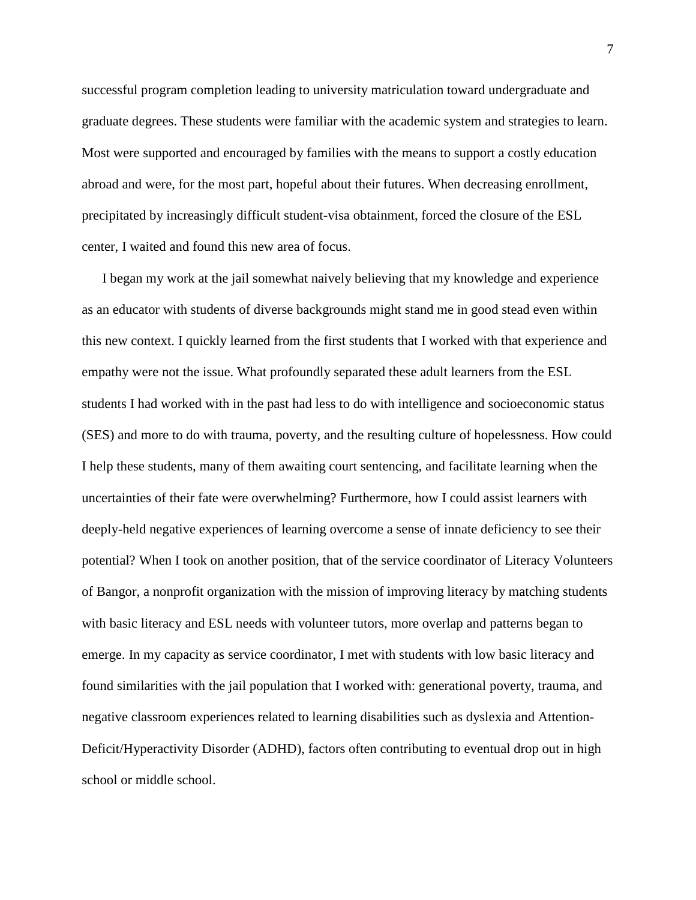successful program completion leading to university matriculation toward undergraduate and graduate degrees. These students were familiar with the academic system and strategies to learn. Most were supported and encouraged by families with the means to support a costly education abroad and were, for the most part, hopeful about their futures. When decreasing enrollment, precipitated by increasingly difficult student-visa obtainment, forced the closure of the ESL center, I waited and found this new area of focus.

I began my work at the jail somewhat naively believing that my knowledge and experience as an educator with students of diverse backgrounds might stand me in good stead even within this new context. I quickly learned from the first students that I worked with that experience and empathy were not the issue. What profoundly separated these adult learners from the ESL students I had worked with in the past had less to do with intelligence and socioeconomic status (SES) and more to do with trauma, poverty, and the resulting culture of hopelessness. How could I help these students, many of them awaiting court sentencing, and facilitate learning when the uncertainties of their fate were overwhelming? Furthermore, how I could assist learners with deeply-held negative experiences of learning overcome a sense of innate deficiency to see their potential? When I took on another position, that of the service coordinator of Literacy Volunteers of Bangor, a nonprofit organization with the mission of improving literacy by matching students with basic literacy and ESL needs with volunteer tutors, more overlap and patterns began to emerge. In my capacity as service coordinator, I met with students with low basic literacy and found similarities with the jail population that I worked with: generational poverty, trauma, and negative classroom experiences related to learning disabilities such as dyslexia and Attention-Deficit/Hyperactivity Disorder (ADHD), factors often contributing to eventual drop out in high school or middle school.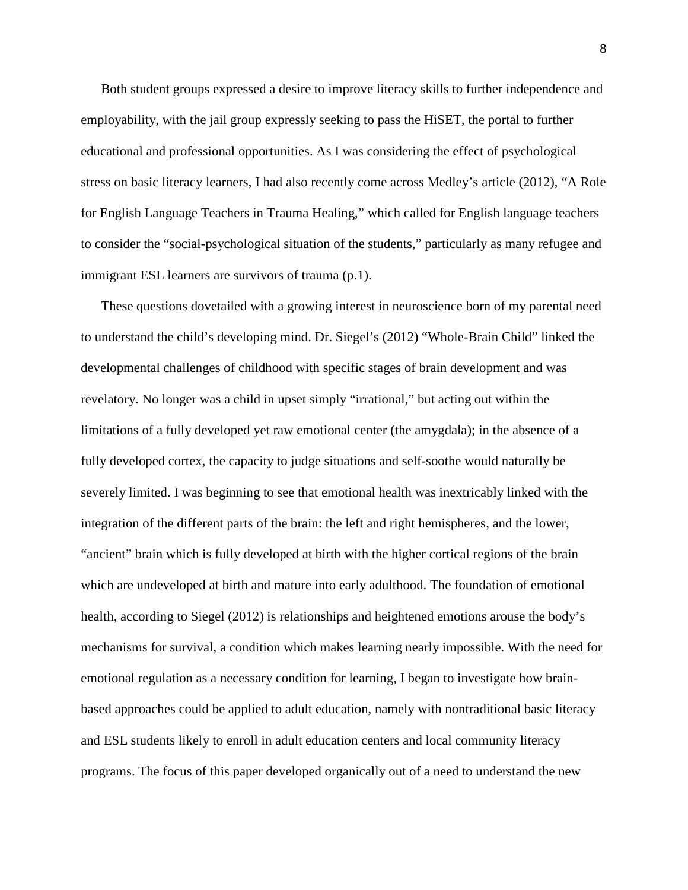Both student groups expressed a desire to improve literacy skills to further independence and employability, with the jail group expressly seeking to pass the HiSET, the portal to further educational and professional opportunities. As I was considering the effect of psychological stress on basic literacy learners, I had also recently come across Medley's article (2012), "A Role for English Language Teachers in Trauma Healing," which called for English language teachers to consider the "social-psychological situation of the students," particularly as many refugee and immigrant ESL learners are survivors of trauma (p.1).

These questions dovetailed with a growing interest in neuroscience born of my parental need to understand the child's developing mind. Dr. Siegel's (2012) "Whole-Brain Child" linked the developmental challenges of childhood with specific stages of brain development and was revelatory. No longer was a child in upset simply "irrational," but acting out within the limitations of a fully developed yet raw emotional center (the amygdala); in the absence of a fully developed cortex, the capacity to judge situations and self-soothe would naturally be severely limited. I was beginning to see that emotional health was inextricably linked with the integration of the different parts of the brain: the left and right hemispheres, and the lower, "ancient" brain which is fully developed at birth with the higher cortical regions of the brain which are undeveloped at birth and mature into early adulthood. The foundation of emotional health, according to Siegel (2012) is relationships and heightened emotions arouse the body's mechanisms for survival, a condition which makes learning nearly impossible. With the need for emotional regulation as a necessary condition for learning, I began to investigate how brain-based approaches could be applied to adult education, namely with nontraditional basic literacy and ESL students likely to enroll in adult education centers and local community literacy programs. The focus of this paper developed organically out of a need to understand the new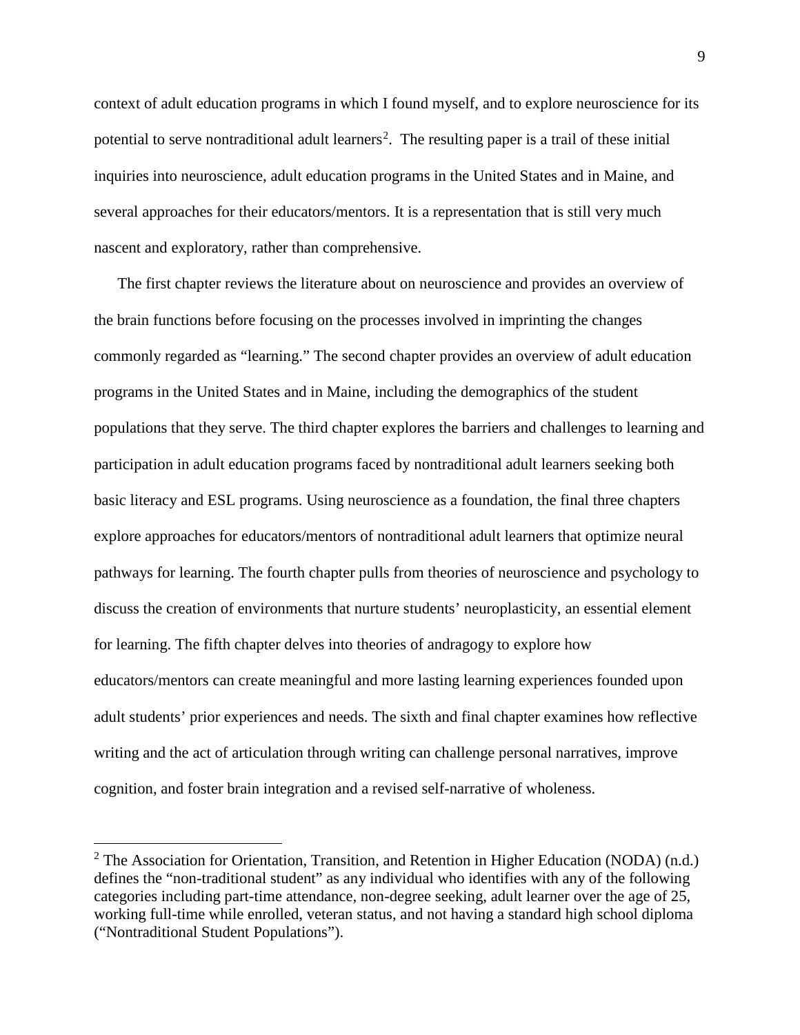context of adult education programs in which I found myself, and to explore neuroscience for its potential to serve nontraditional adult learners[2]. The resulting paper is a trail of these initial inquiries into neuroscience, adult education programs in the United States and in Maine, and several approaches for their educators/mentors. It is a representation that is still very much nascent and exploratory, rather than comprehensive.

The first chapter reviews the literature about on neuroscience and provides an overview of the brain functions before focusing on the processes involved in imprinting the changes commonly regarded as "learning." The second chapter provides an overview of adult education programs in the United States and in Maine, including the demographics of the student populations that they serve. The third chapter explores the barriers and challenges to learning and participation in adult education programs faced by nontraditional adult learners seeking both basic literacy and ESL programs. Using neuroscience as a foundation, the final three chapters explore approaches for educators/mentors of nontraditional adult learners that optimize neural pathways for learning. The fourth chapter pulls from theories of neuroscience and psychology to discuss the creation of environments that nurture students' neuroplasticity, an essential element for learning. The fifth chapter delves into theories of andragogy to explore how educators/mentors can create meaningful and more lasting learning experiences founded upon adult students' prior experiences and needs. The sixth and final chapter examines how reflective writing and the act of articulation through writing can challenge personal narratives, improve cognition, and foster brain integration and a revised self-narrative of wholeness.

---

[2] The Association for Orientation, Transition, and Retention in Higher Education (NODA) (n.d.) defines the "non-traditional student" as any individual who identifies with any of the following categories including part-time attendance, non-degree seeking, adult learner over the age of 25, working full-time while enrolled, veteran status, and not having a standard high school diploma ("Nontraditional Student Populations").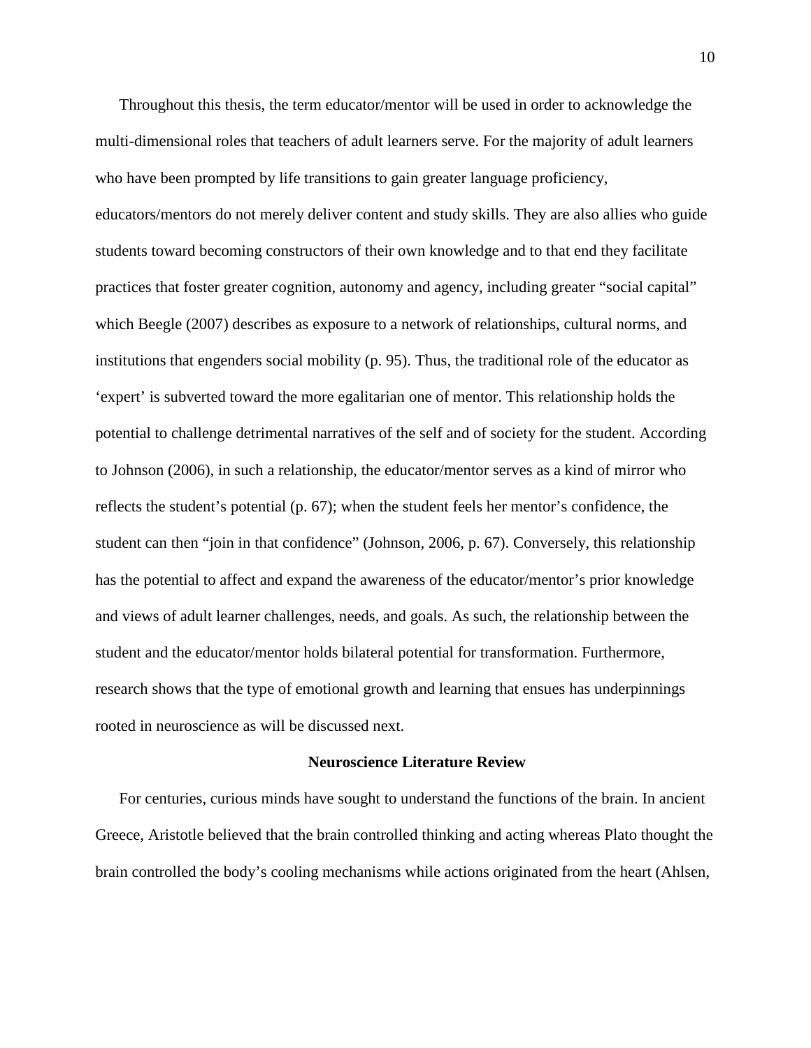Throughout this thesis, the term educator/mentor will be used in order to acknowledge the multi-dimensional roles that teachers of adult learners serve. For the majority of adult learners who have been prompted by life transitions to gain greater language proficiency, educators/mentors do not merely deliver content and study skills. They are also allies who guide students toward becoming constructors of their own knowledge and to that end they facilitate practices that foster greater cognition, autonomy and agency, including greater "social capital" which Beegle (2007) describes as exposure to a network of relationships, cultural norms, and institutions that engenders social mobility (p. 95). Thus, the traditional role of the educator as 'expert' is subverted toward the more egalitarian one of mentor. This relationship holds the potential to challenge detrimental narratives of the self and of society for the student. According to Johnson (2006), in such a relationship, the educator/mentor serves as a kind of mirror who reflects the student's potential (p. 67); when the student feels her mentor's confidence, the student can then "join in that confidence" (Johnson, 2006, p. 67). Conversely, this relationship has the potential to affect and expand the awareness of the educator/mentor's prior knowledge and views of adult learner challenges, needs, and goals. As such, the relationship between the student and the educator/mentor holds bilateral potential for transformation. Furthermore, research shows that the type of emotional growth and learning that ensues has underpinnings rooted in neuroscience as will be discussed next.

## Neuroscience Literature Review

For centuries, curious minds have sought to understand the functions of the brain. In ancient Greece, Aristotle believed that the brain controlled thinking and acting whereas Plato thought the brain controlled the body's cooling mechanisms while actions originated from the heart (Ahlsen,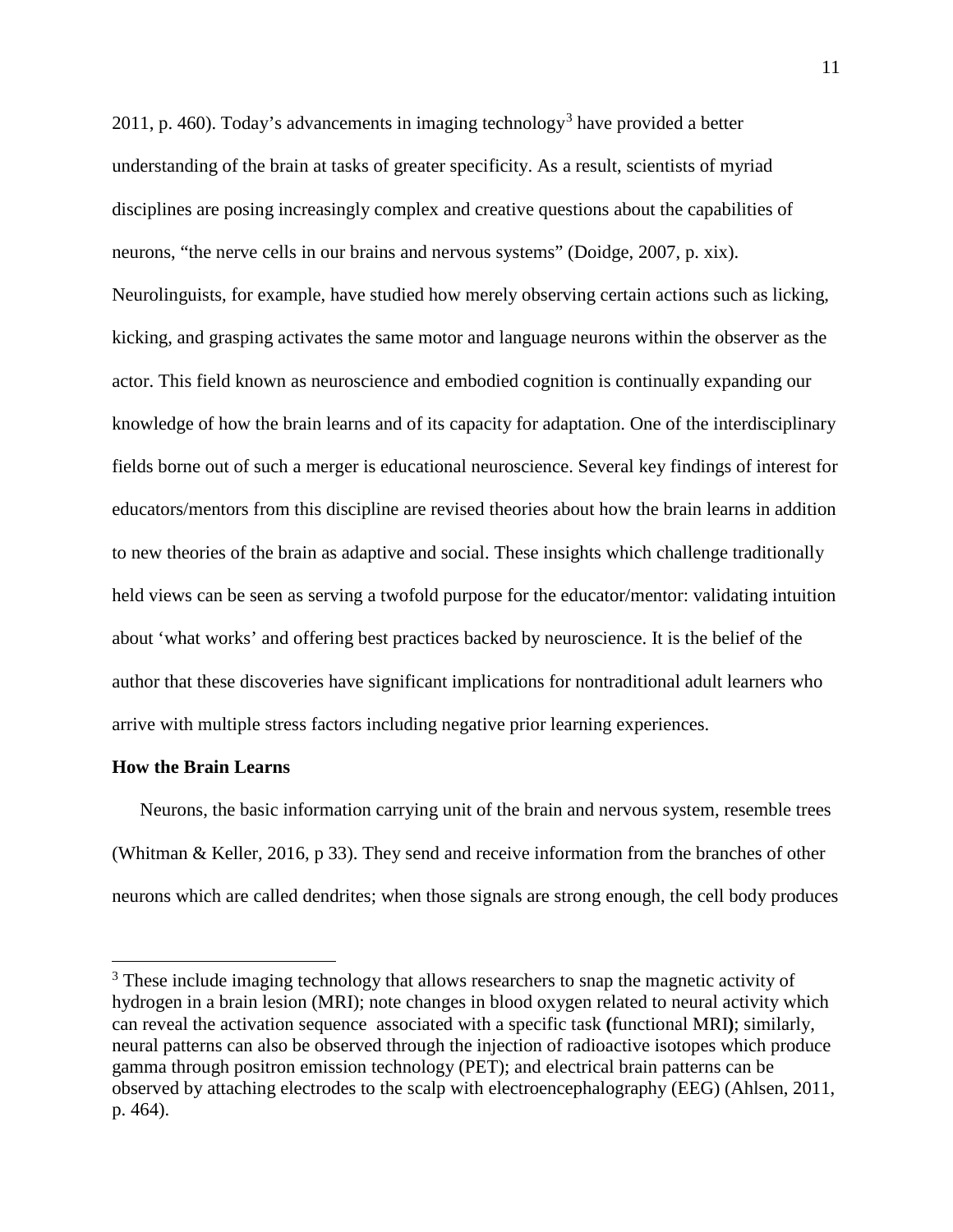2011, p. 460). Today's advancements in imaging technology[3] have provided a better understanding of the brain at tasks of greater specificity. As a result, scientists of myriad disciplines are posing increasingly complex and creative questions about the capabilities of neurons, "the nerve cells in our brains and nervous systems" (Doidge, 2007, p. xix). Neurolinguists, for example, have studied how merely observing certain actions such as licking, kicking, and grasping activates the same motor and language neurons within the observer as the actor. This field known as neuroscience and embodied cognition is continually expanding our knowledge of how the brain learns and of its capacity for adaptation. One of the interdisciplinary fields borne out of such a merger is educational neuroscience. Several key findings of interest for educators/mentors from this discipline are revised theories about how the brain learns in addition to new theories of the brain as adaptive and social. These insights which challenge traditionally held views can be seen as serving a twofold purpose for the educator/mentor: validating intuition about 'what works' and offering best practices backed by neuroscience. It is the belief of the author that these discoveries have significant implications for nontraditional adult learners who arrive with multiple stress factors including negative prior learning experiences.

**How the Brain Learns**

Neurons, the basic information carrying unit of the brain and nervous system, resemble trees (Whitman & Keller, 2016, p 33). They send and receive information from the branches of other neurons which are called dendrites; when those signals are strong enough, the cell body produces

---

[3] These include imaging technology that allows researchers to snap the magnetic activity of hydrogen in a brain lesion (MRI); note changes in blood oxygen related to neural activity which can reveal the activation sequence associated with a specific task **(**functional MRI**)**; similarly, neural patterns can also be observed through the injection of radioactive isotopes which produce gamma through positron emission technology (PET); and electrical brain patterns can be observed by attaching electrodes to the scalp with electroencephalography (EEG) (Ahlsen, 2011, p. 464).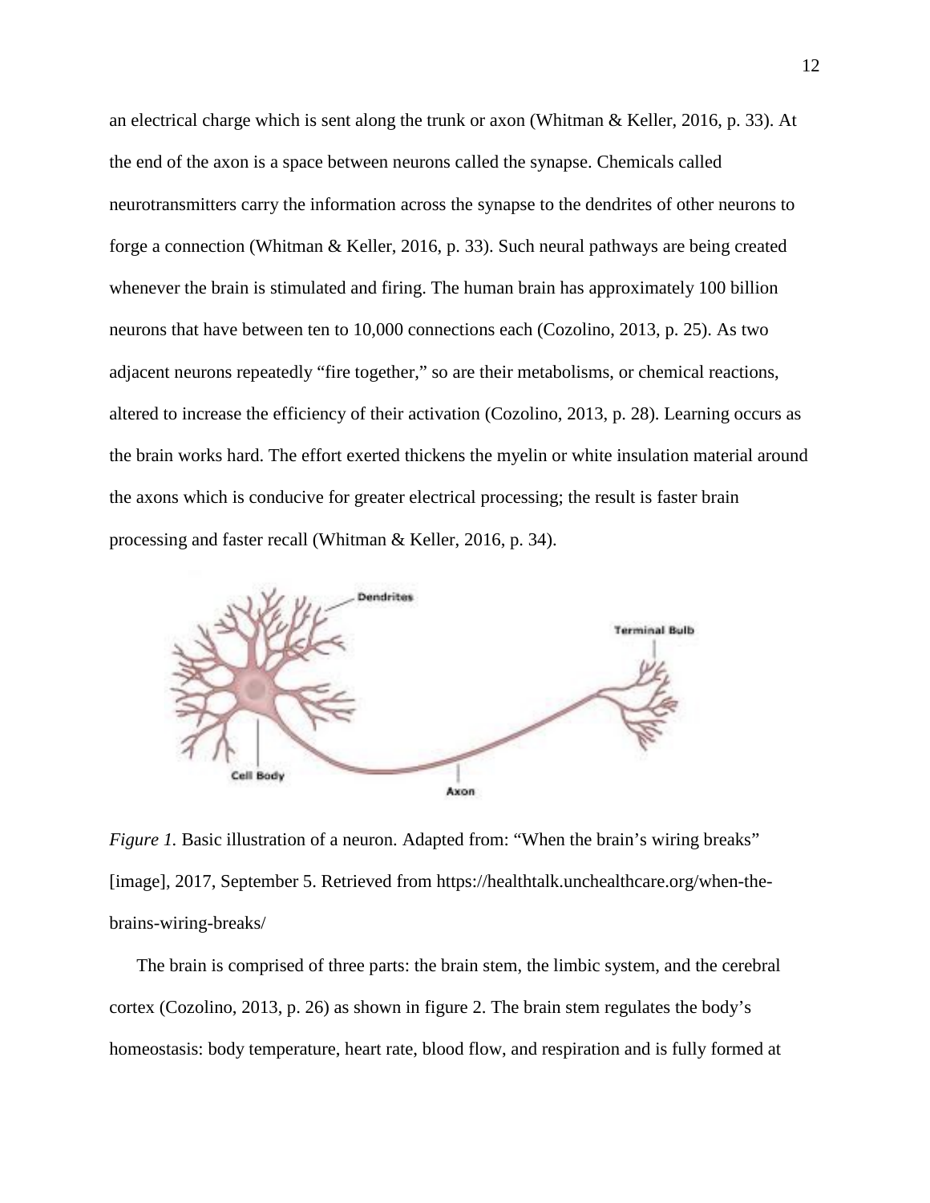an electrical charge which is sent along the trunk or axon (Whitman & Keller, 2016, p. 33). At the end of the axon is a space between neurons called the synapse. Chemicals called neurotransmitters carry the information across the synapse to the dendrites of other neurons to forge a connection (Whitman & Keller, 2016, p. 33). Such neural pathways are being created whenever the brain is stimulated and firing. The human brain has approximately 100 billion neurons that have between ten to 10,000 connections each (Cozolino, 2013, p. 25). As two adjacent neurons repeatedly "fire together," so are their metabolisms, or chemical reactions, altered to increase the efficiency of their activation (Cozolino, 2013, p. 28). Learning occurs as the brain works hard. The effort exerted thickens the myelin or white insulation material around the axons which is conducive for greater electrical processing; the result is faster brain processing and faster recall (Whitman & Keller, 2016, p. 34).

*Figure 1.* Basic illustration of a neuron. Adapted from: "When the brain's wiring breaks" [image], 2017, September 5. Retrieved from https://healthtalk.unchealthcare.org/when-the-brains-wiring-breaks/

The brain is comprised of three parts: the brain stem, the limbic system, and the cerebral cortex (Cozolino, 2013, p. 26) as shown in figure 2. The brain stem regulates the body's homeostasis: body temperature, heart rate, blood flow, and respiration and is fully formed at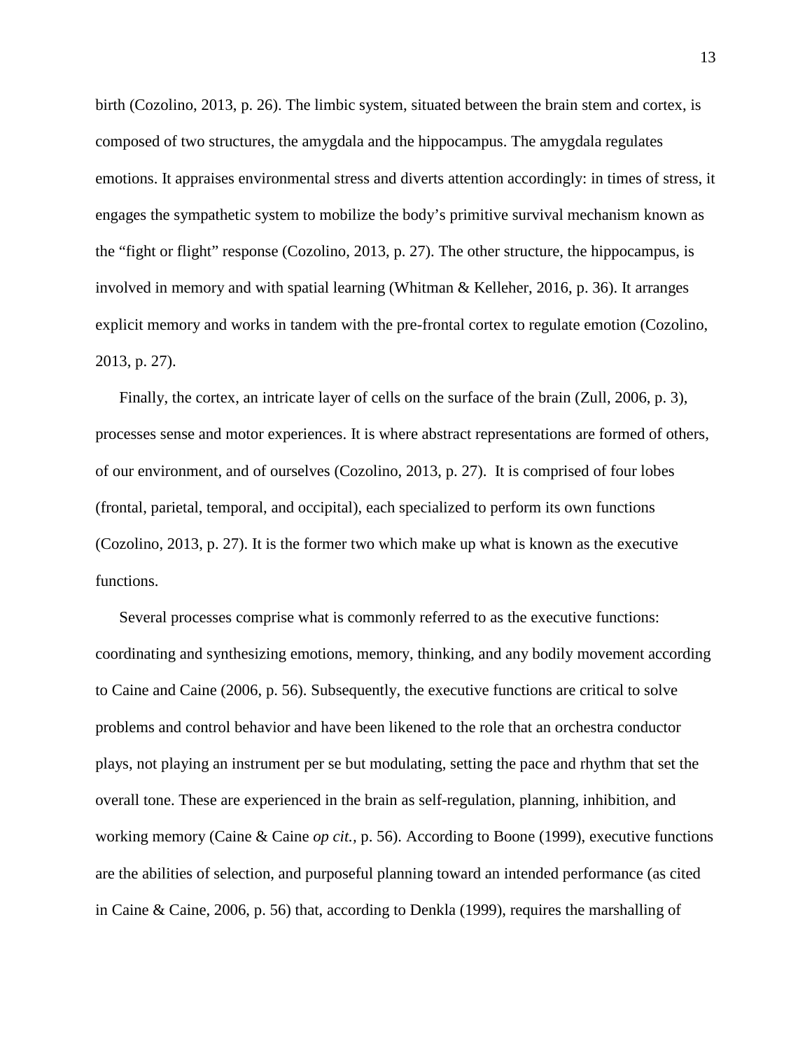birth (Cozolino, 2013, p. 26). The limbic system, situated between the brain stem and cortex, is composed of two structures, the amygdala and the hippocampus. The amygdala regulates emotions. It appraises environmental stress and diverts attention accordingly: in times of stress, it engages the sympathetic system to mobilize the body's primitive survival mechanism known as the "fight or flight" response (Cozolino, 2013, p. 27). The other structure, the hippocampus, is involved in memory and with spatial learning (Whitman & Kelleher, 2016, p. 36). It arranges explicit memory and works in tandem with the pre-frontal cortex to regulate emotion (Cozolino, 2013, p. 27).

Finally, the cortex, an intricate layer of cells on the surface of the brain (Zull, 2006, p. 3), processes sense and motor experiences. It is where abstract representations are formed of others, of our environment, and of ourselves (Cozolino, 2013, p. 27). It is comprised of four lobes (frontal, parietal, temporal, and occipital), each specialized to perform its own functions (Cozolino, 2013, p. 27). It is the former two which make up what is known as the executive functions.

Several processes comprise what is commonly referred to as the executive functions: coordinating and synthesizing emotions, memory, thinking, and any bodily movement according to Caine and Caine (2006, p. 56). Subsequently, the executive functions are critical to solve problems and control behavior and have been likened to the role that an orchestra conductor plays, not playing an instrument per se but modulating, setting the pace and rhythm that set the overall tone. These are experienced in the brain as self-regulation, planning, inhibition, and working memory (Caine & Caine *op cit.*, p. 56). According to Boone (1999), executive functions are the abilities of selection, and purposeful planning toward an intended performance (as cited in Caine & Caine, 2006, p. 56) that, according to Denkla (1999), requires the marshalling of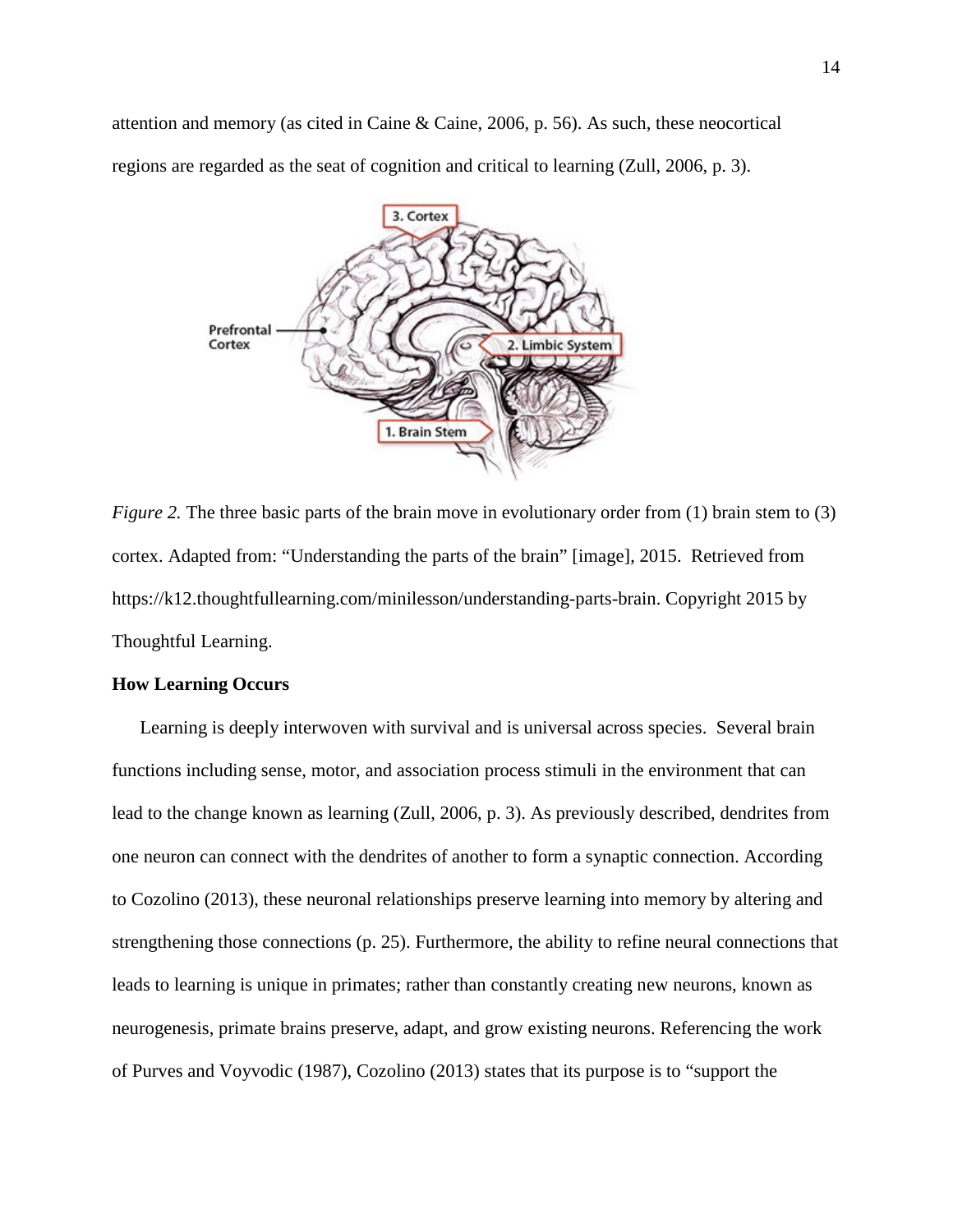attention and memory (as cited in Caine & Caine, 2006, p. 56). As such, these neocortical regions are regarded as the seat of cognition and critical to learning (Zull, 2006, p. 3).

*Figure 2.* The three basic parts of the brain move in evolutionary order from (1) brain stem to (3) cortex. Adapted from: "Understanding the parts of the brain" [image], 2015. Retrieved from https://k12.thoughtfullearning.com/minilesson/understanding-parts-brain. Copyright 2015 by Thoughtful Learning.

**How Learning Occurs**

Learning is deeply interwoven with survival and is universal across species. Several brain functions including sense, motor, and association process stimuli in the environment that can lead to the change known as learning (Zull, 2006, p. 3). As previously described, dendrites from one neuron can connect with the dendrites of another to form a synaptic connection. According to Cozolino (2013), these neuronal relationships preserve learning into memory by altering and strengthening those connections (p. 25). Furthermore, the ability to refine neural connections that leads to learning is unique in primates; rather than constantly creating new neurons, known as neurogenesis, primate brains preserve, adapt, and grow existing neurons. Referencing the work of Purves and Voyvodic (1987), Cozolino (2013) states that its purpose is to "support the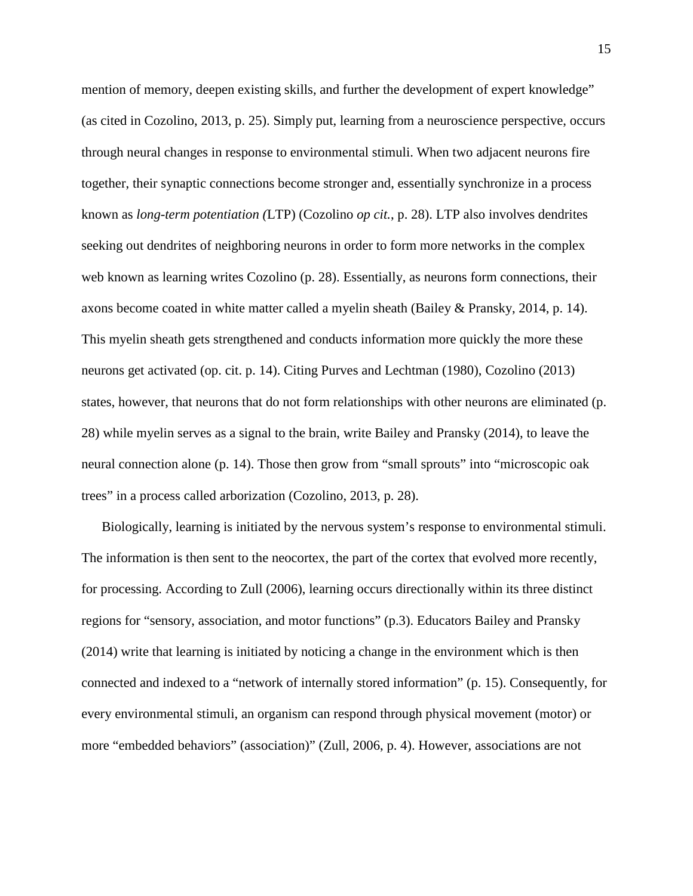mention of memory, deepen existing skills, and further the development of expert knowledge" (as cited in Cozolino, 2013, p. 25). Simply put, learning from a neuroscience perspective, occurs through neural changes in response to environmental stimuli. When two adjacent neurons fire together, their synaptic connections become stronger and, essentially synchronize in a process known as *long-term potentiation (*LTP) (Cozolino *op cit.*, p. 28). LTP also involves dendrites seeking out dendrites of neighboring neurons in order to form more networks in the complex web known as learning writes Cozolino (p. 28). Essentially, as neurons form connections, their axons become coated in white matter called a myelin sheath (Bailey & Pransky, 2014, p. 14). This myelin sheath gets strengthened and conducts information more quickly the more these neurons get activated (op. cit. p. 14). Citing Purves and Lechtman (1980), Cozolino (2013) states, however, that neurons that do not form relationships with other neurons are eliminated (p. 28) while myelin serves as a signal to the brain, write Bailey and Pransky (2014), to leave the neural connection alone (p. 14). Those then grow from "small sprouts" into "microscopic oak trees" in a process called arborization (Cozolino, 2013, p. 28).

Biologically, learning is initiated by the nervous system's response to environmental stimuli. The information is then sent to the neocortex, the part of the cortex that evolved more recently, for processing. According to Zull (2006), learning occurs directionally within its three distinct regions for "sensory, association, and motor functions" (p.3). Educators Bailey and Pransky (2014) write that learning is initiated by noticing a change in the environment which is then connected and indexed to a "network of internally stored information" (p. 15). Consequently, for every environmental stimuli, an organism can respond through physical movement (motor) or more "embedded behaviors" (association)" (Zull, 2006, p. 4). However, associations are not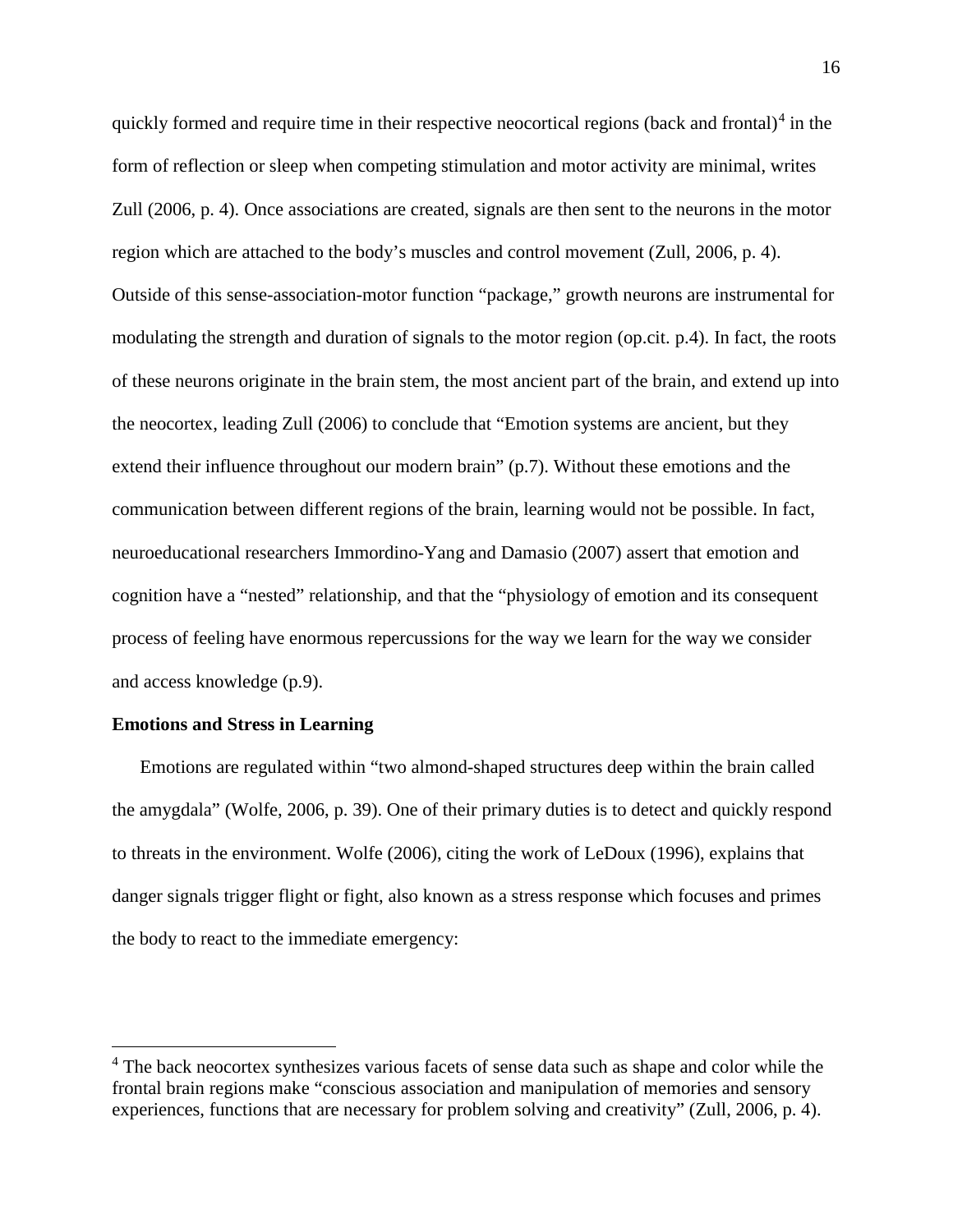quickly formed and require time in their respective neocortical regions (back and frontal)[4] in the form of reflection or sleep when competing stimulation and motor activity are minimal, writes Zull (2006, p. 4). Once associations are created, signals are then sent to the neurons in the motor region which are attached to the body's muscles and control movement (Zull, 2006, p. 4). Outside of this sense-association-motor function "package," growth neurons are instrumental for modulating the strength and duration of signals to the motor region (op.cit. p.4). In fact, the roots of these neurons originate in the brain stem, the most ancient part of the brain, and extend up into the neocortex, leading Zull (2006) to conclude that "Emotion systems are ancient, but they extend their influence throughout our modern brain" (p.7). Without these emotions and the communication between different regions of the brain, learning would not be possible. In fact, neuroeducational researchers Immordino-Yang and Damasio (2007) assert that emotion and cognition have a "nested" relationship, and that the "physiology of emotion and its consequent process of feeling have enormous repercussions for the way we learn for the way we consider and access knowledge (p.9).

**Emotions and Stress in Learning**

Emotions are regulated within "two almond-shaped structures deep within the brain called the amygdala" (Wolfe, 2006, p. 39). One of their primary duties is to detect and quickly respond to threats in the environment. Wolfe (2006), citing the work of LeDoux (1996), explains that danger signals trigger flight or fight, also known as a stress response which focuses and primes the body to react to the immediate emergency:

---

[4] The back neocortex synthesizes various facets of sense data such as shape and color while the frontal brain regions make "conscious association and manipulation of memories and sensory experiences, functions that are necessary for problem solving and creativity" (Zull, 2006, p. 4).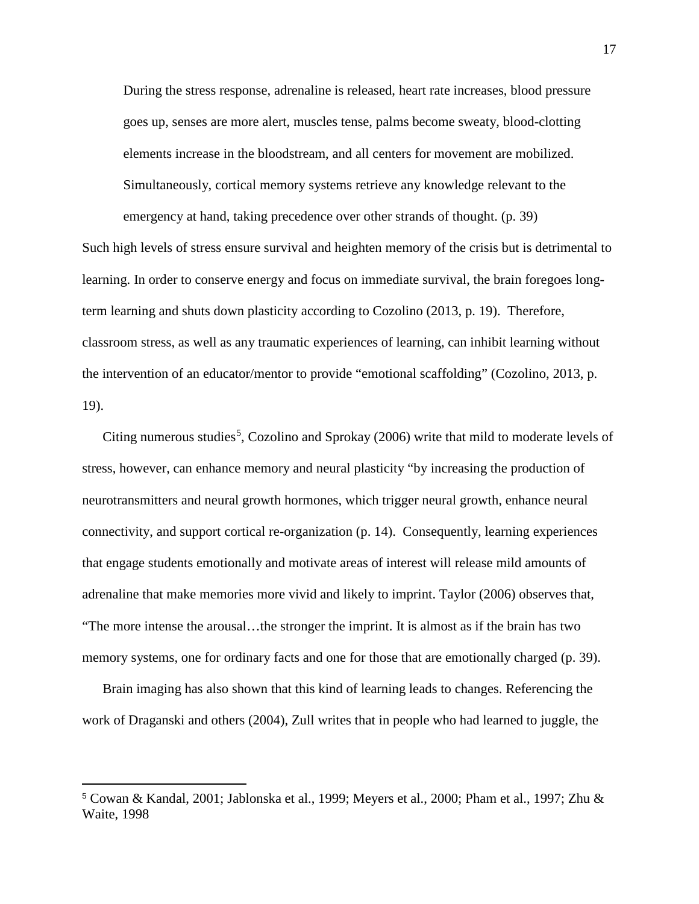> During the stress response, adrenaline is released, heart rate increases, blood pressure goes up, senses are more alert, muscles tense, palms become sweaty, blood-clotting elements increase in the bloodstream, and all centers for movement are mobilized. Simultaneously, cortical memory systems retrieve any knowledge relevant to the emergency at hand, taking precedence over other strands of thought. (p. 39)

Such high levels of stress ensure survival and heighten memory of the crisis but is detrimental to learning. In order to conserve energy and focus on immediate survival, the brain foregoes long-term learning and shuts down plasticity according to Cozolino (2013, p. 19). Therefore, classroom stress, as well as any traumatic experiences of learning, can inhibit learning without the intervention of an educator/mentor to provide "emotional scaffolding" (Cozolino, 2013, p. 19).

Citing numerous studies[5], Cozolino and Sprokay (2006) write that mild to moderate levels of stress, however, can enhance memory and neural plasticity "by increasing the production of neurotransmitters and neural growth hormones, which trigger neural growth, enhance neural connectivity, and support cortical re-organization (p. 14). Consequently, learning experiences that engage students emotionally and motivate areas of interest will release mild amounts of adrenaline that make memories more vivid and likely to imprint. Taylor (2006) observes that, "The more intense the arousal…the stronger the imprint. It is almost as if the brain has two memory systems, one for ordinary facts and one for those that are emotionally charged (p. 39).

Brain imaging has also shown that this kind of learning leads to changes. Referencing the work of Draganski and others (2004), Zull writes that in people who had learned to juggle, the

---

[5] Cowan & Kandal, 2001; Jablonska et al., 1999; Meyers et al., 2000; Pham et al., 1997; Zhu & Waite, 1998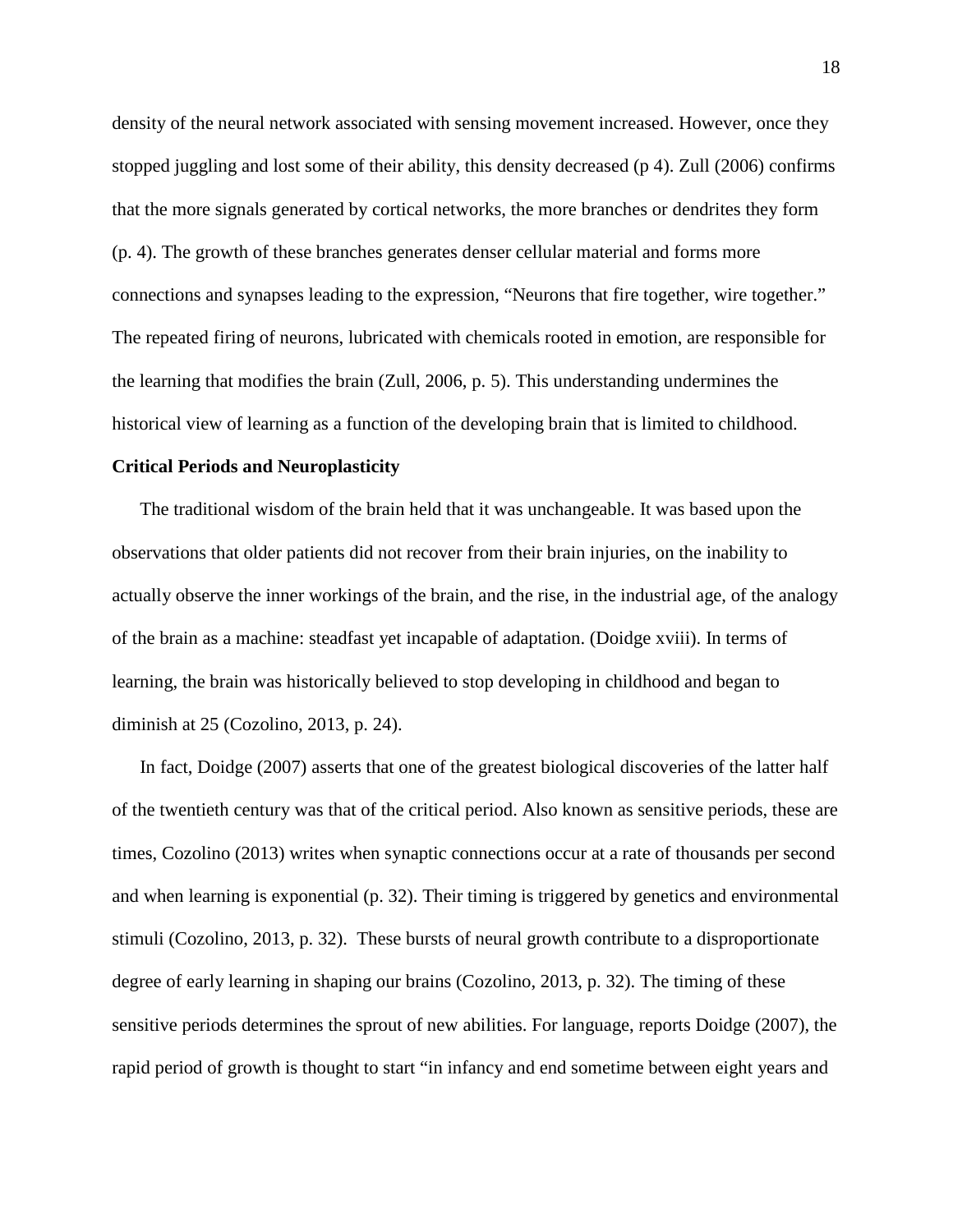density of the neural network associated with sensing movement increased. However, once they stopped juggling and lost some of their ability, this density decreased (p 4). Zull (2006) confirms that the more signals generated by cortical networks, the more branches or dendrites they form (p. 4). The growth of these branches generates denser cellular material and forms more connections and synapses leading to the expression, "Neurons that fire together, wire together." The repeated firing of neurons, lubricated with chemicals rooted in emotion, are responsible for the learning that modifies the brain (Zull, 2006, p. 5). This understanding undermines the historical view of learning as a function of the developing brain that is limited to childhood.

**Critical Periods and Neuroplasticity**

The traditional wisdom of the brain held that it was unchangeable. It was based upon the observations that older patients did not recover from their brain injuries, on the inability to actually observe the inner workings of the brain, and the rise, in the industrial age, of the analogy of the brain as a machine: steadfast yet incapable of adaptation. (Doidge xviii). In terms of learning, the brain was historically believed to stop developing in childhood and began to diminish at 25 (Cozolino, 2013, p. 24).

In fact, Doidge (2007) asserts that one of the greatest biological discoveries of the latter half of the twentieth century was that of the critical period. Also known as sensitive periods, these are times, Cozolino (2013) writes when synaptic connections occur at a rate of thousands per second and when learning is exponential (p. 32). Their timing is triggered by genetics and environmental stimuli (Cozolino, 2013, p. 32). These bursts of neural growth contribute to a disproportionate degree of early learning in shaping our brains (Cozolino, 2013, p. 32). The timing of these sensitive periods determines the sprout of new abilities. For language, reports Doidge (2007), the rapid period of growth is thought to start "in infancy and end sometime between eight years and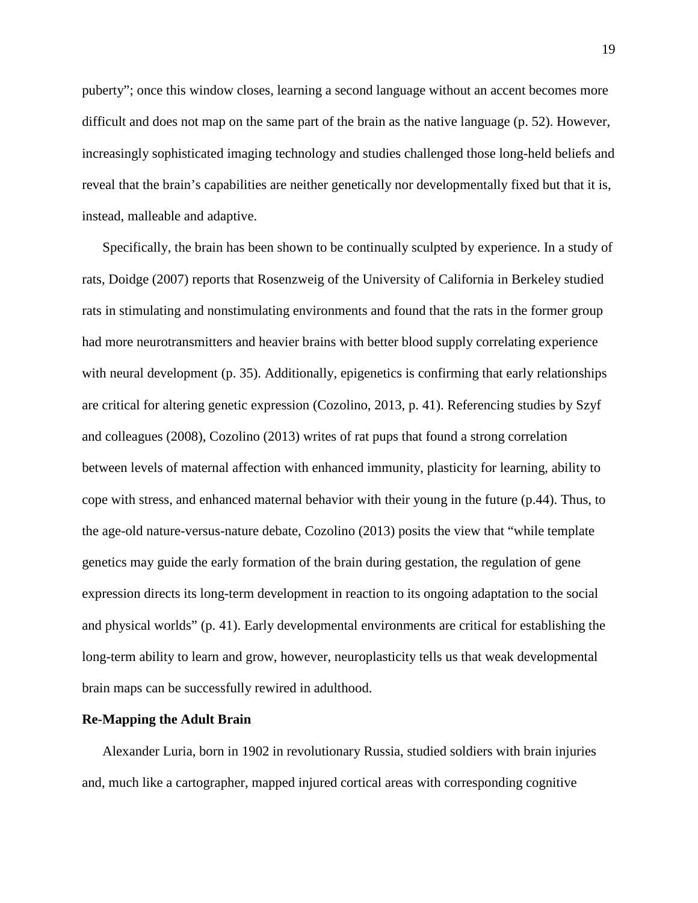puberty"; once this window closes, learning a second language without an accent becomes more difficult and does not map on the same part of the brain as the native language (p. 52). However, increasingly sophisticated imaging technology and studies challenged those long-held beliefs and reveal that the brain's capabilities are neither genetically nor developmentally fixed but that it is, instead, malleable and adaptive.

Specifically, the brain has been shown to be continually sculpted by experience. In a study of rats, Doidge (2007) reports that Rosenzweig of the University of California in Berkeley studied rats in stimulating and nonstimulating environments and found that the rats in the former group had more neurotransmitters and heavier brains with better blood supply correlating experience with neural development (p. 35). Additionally, epigenetics is confirming that early relationships are critical for altering genetic expression (Cozolino, 2013, p. 41). Referencing studies by Szyf and colleagues (2008), Cozolino (2013) writes of rat pups that found a strong correlation between levels of maternal affection with enhanced immunity, plasticity for learning, ability to cope with stress, and enhanced maternal behavior with their young in the future (p.44). Thus, to the age-old nature-versus-nature debate, Cozolino (2013) posits the view that "while template genetics may guide the early formation of the brain during gestation, the regulation of gene expression directs its long-term development in reaction to its ongoing adaptation to the social and physical worlds" (p. 41). Early developmental environments are critical for establishing the long-term ability to learn and grow, however, neuroplasticity tells us that weak developmental brain maps can be successfully rewired in adulthood.

**Re-Mapping the Adult Brain**

Alexander Luria, born in 1902 in revolutionary Russia, studied soldiers with brain injuries and, much like a cartographer, mapped injured cortical areas with corresponding cognitive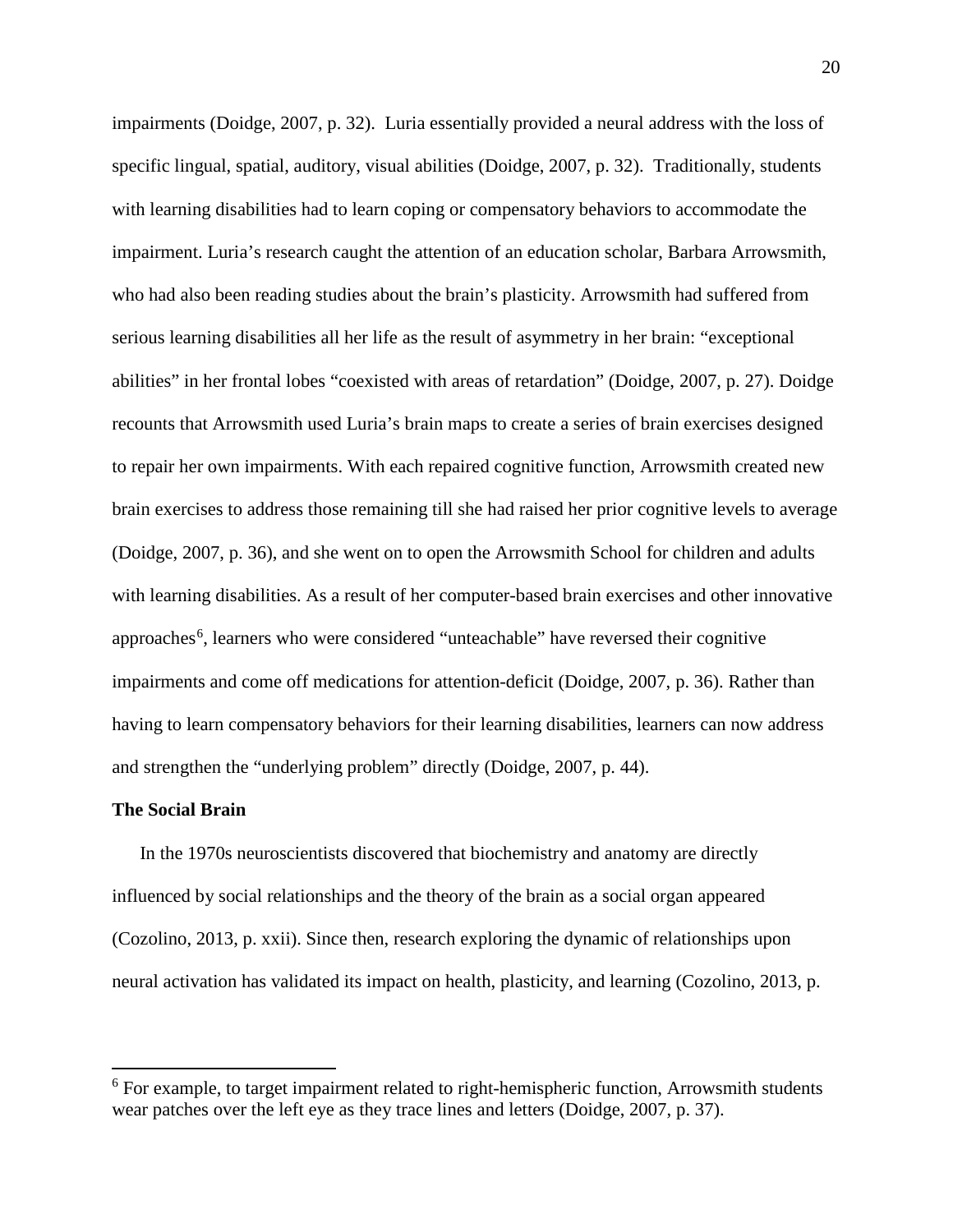impairments (Doidge, 2007, p. 32). Luria essentially provided a neural address with the loss of specific lingual, spatial, auditory, visual abilities (Doidge, 2007, p. 32). Traditionally, students with learning disabilities had to learn coping or compensatory behaviors to accommodate the impairment. Luria's research caught the attention of an education scholar, Barbara Arrowsmith, who had also been reading studies about the brain's plasticity. Arrowsmith had suffered from serious learning disabilities all her life as the result of asymmetry in her brain: "exceptional abilities" in her frontal lobes "coexisted with areas of retardation" (Doidge, 2007, p. 27). Doidge recounts that Arrowsmith used Luria's brain maps to create a series of brain exercises designed to repair her own impairments. With each repaired cognitive function, Arrowsmith created new brain exercises to address those remaining till she had raised her prior cognitive levels to average (Doidge, 2007, p. 36), and she went on to open the Arrowsmith School for children and adults with learning disabilities. As a result of her computer-based brain exercises and other innovative approaches[6], learners who were considered "unteachable" have reversed their cognitive impairments and come off medications for attention-deficit (Doidge, 2007, p. 36). Rather than having to learn compensatory behaviors for their learning disabilities, learners can now address and strengthen the "underlying problem" directly (Doidge, 2007, p. 44).

**The Social Brain**

In the 1970s neuroscientists discovered that biochemistry and anatomy are directly influenced by social relationships and the theory of the brain as a social organ appeared (Cozolino, 2013, p. xxii). Since then, research exploring the dynamic of relationships upon neural activation has validated its impact on health, plasticity, and learning (Cozolino, 2013, p.

---

[6] For example, to target impairment related to right-hemispheric function, Arrowsmith students wear patches over the left eye as they trace lines and letters (Doidge, 2007, p. 37).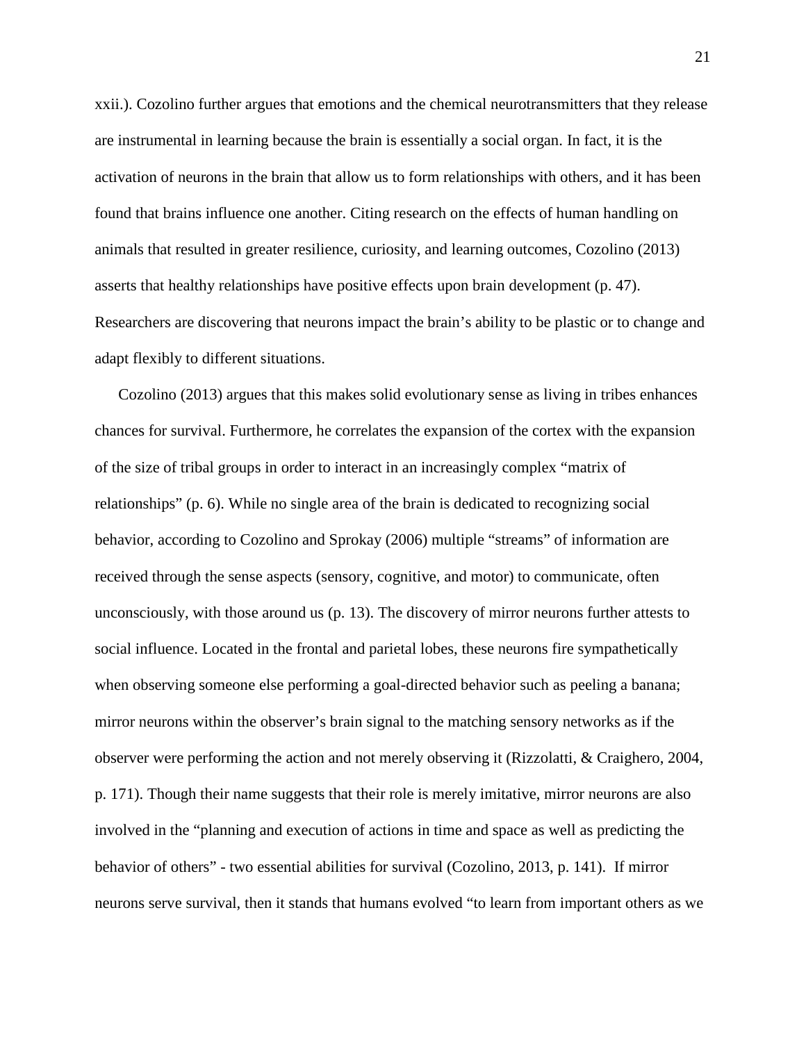xxii.). Cozolino further argues that emotions and the chemical neurotransmitters that they release are instrumental in learning because the brain is essentially a social organ. In fact, it is the activation of neurons in the brain that allow us to form relationships with others, and it has been found that brains influence one another. Citing research on the effects of human handling on animals that resulted in greater resilience, curiosity, and learning outcomes, Cozolino (2013) asserts that healthy relationships have positive effects upon brain development (p. 47). Researchers are discovering that neurons impact the brain's ability to be plastic or to change and adapt flexibly to different situations.

Cozolino (2013) argues that this makes solid evolutionary sense as living in tribes enhances chances for survival. Furthermore, he correlates the expansion of the cortex with the expansion of the size of tribal groups in order to interact in an increasingly complex "matrix of relationships" (p. 6). While no single area of the brain is dedicated to recognizing social behavior, according to Cozolino and Sprokay (2006) multiple "streams" of information are received through the sense aspects (sensory, cognitive, and motor) to communicate, often unconsciously, with those around us (p. 13). The discovery of mirror neurons further attests to social influence. Located in the frontal and parietal lobes, these neurons fire sympathetically when observing someone else performing a goal-directed behavior such as peeling a banana; mirror neurons within the observer's brain signal to the matching sensory networks as if the observer were performing the action and not merely observing it (Rizzolatti, & Craighero, 2004, p. 171). Though their name suggests that their role is merely imitative, mirror neurons are also involved in the "planning and execution of actions in time and space as well as predicting the behavior of others" - two essential abilities for survival (Cozolino, 2013, p. 141). If mirror neurons serve survival, then it stands that humans evolved "to learn from important others as we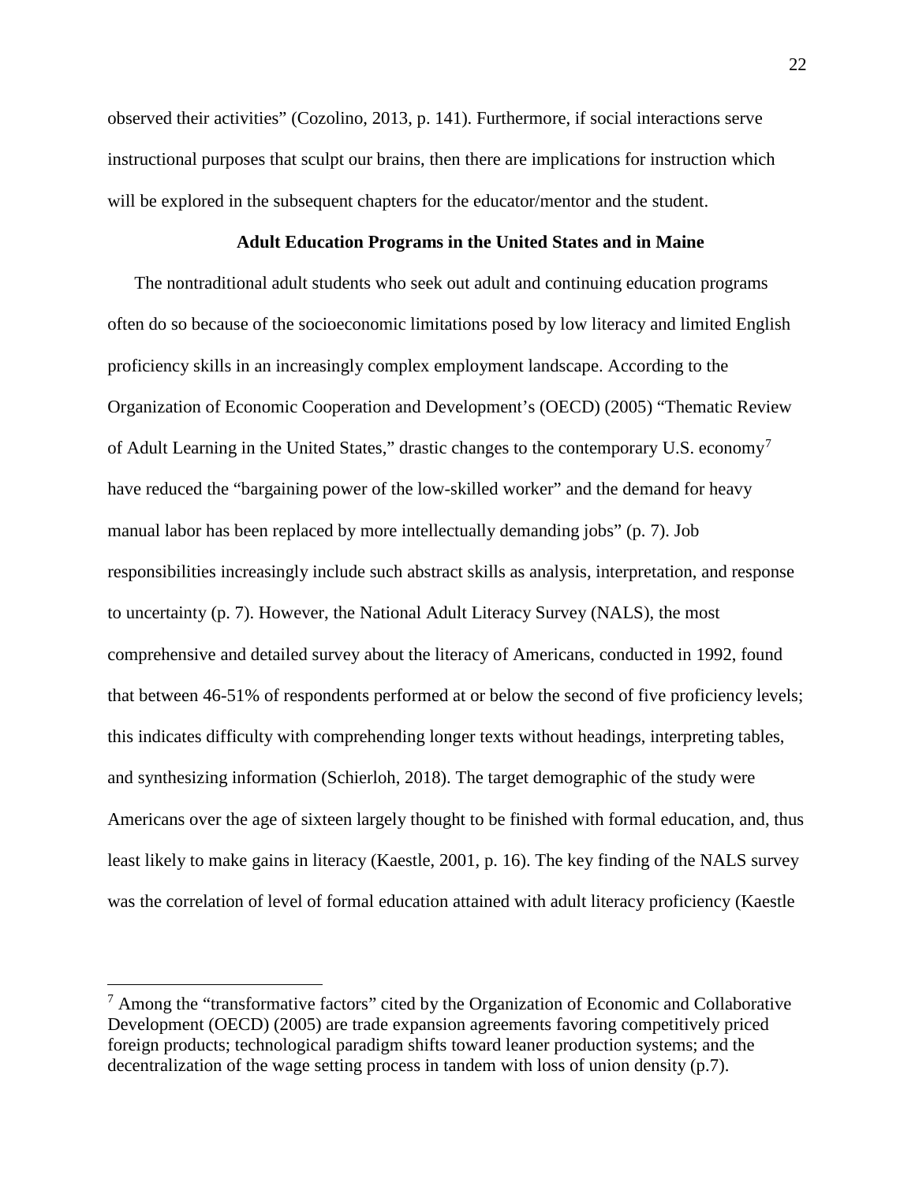observed their activities" (Cozolino, 2013, p. 141). Furthermore, if social interactions serve instructional purposes that sculpt our brains, then there are implications for instruction which will be explored in the subsequent chapters for the educator/mentor and the student.

## Adult Education Programs in the United States and in Maine

The nontraditional adult students who seek out adult and continuing education programs often do so because of the socioeconomic limitations posed by low literacy and limited English proficiency skills in an increasingly complex employment landscape. According to the Organization of Economic Cooperation and Development's (OECD) (2005) "Thematic Review of Adult Learning in the United States," drastic changes to the contemporary U.S. economy[7] have reduced the "bargaining power of the low-skilled worker" and the demand for heavy manual labor has been replaced by more intellectually demanding jobs" (p. 7). Job responsibilities increasingly include such abstract skills as analysis, interpretation, and response to uncertainty (p. 7). However, the National Adult Literacy Survey (NALS), the most comprehensive and detailed survey about the literacy of Americans, conducted in 1992, found that between 46-51% of respondents performed at or below the second of five proficiency levels; this indicates difficulty with comprehending longer texts without headings, interpreting tables, and synthesizing information (Schierloh, 2018). The target demographic of the study were Americans over the age of sixteen largely thought to be finished with formal education, and, thus least likely to make gains in literacy (Kaestle, 2001, p. 16). The key finding of the NALS survey was the correlation of level of formal education attained with adult literacy proficiency (Kaestle

---

[7] Among the "transformative factors" cited by the Organization of Economic and Collaborative Development (OECD) (2005) are trade expansion agreements favoring competitively priced foreign products; technological paradigm shifts toward leaner production systems; and the decentralization of the wage setting process in tandem with loss of union density (p.7).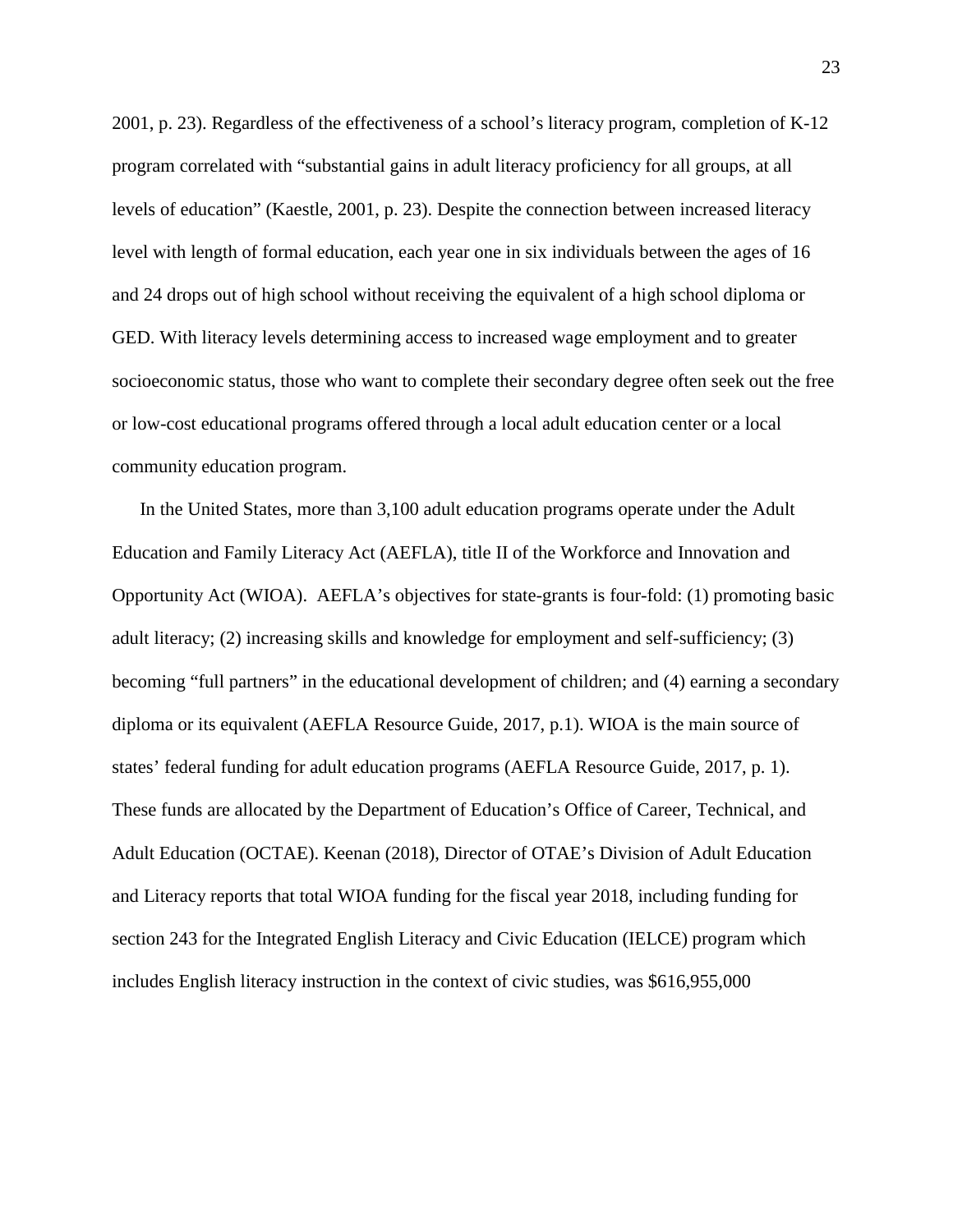2001, p. 23). Regardless of the effectiveness of a school's literacy program, completion of K-12 program correlated with "substantial gains in adult literacy proficiency for all groups, at all levels of education" (Kaestle, 2001, p. 23). Despite the connection between increased literacy level with length of formal education, each year one in six individuals between the ages of 16 and 24 drops out of high school without receiving the equivalent of a high school diploma or GED. With literacy levels determining access to increased wage employment and to greater socioeconomic status, those who want to complete their secondary degree often seek out the free or low-cost educational programs offered through a local adult education center or a local community education program.

In the United States, more than 3,100 adult education programs operate under the Adult Education and Family Literacy Act (AEFLA), title II of the Workforce and Innovation and Opportunity Act (WIOA). AEFLA's objectives for state-grants is four-fold: (1) promoting basic adult literacy; (2) increasing skills and knowledge for employment and self-sufficiency; (3) becoming "full partners" in the educational development of children; and (4) earning a secondary diploma or its equivalent (AEFLA Resource Guide, 2017, p.1). WIOA is the main source of states' federal funding for adult education programs (AEFLA Resource Guide, 2017, p. 1). These funds are allocated by the Department of Education's Office of Career, Technical, and Adult Education (OCTAE). Keenan (2018), Director of OTAE's Division of Adult Education and Literacy reports that total WIOA funding for the fiscal year 2018, including funding for section 243 for the Integrated English Literacy and Civic Education (IELCE) program which includes English literacy instruction in the context of civic studies, was $616,955,000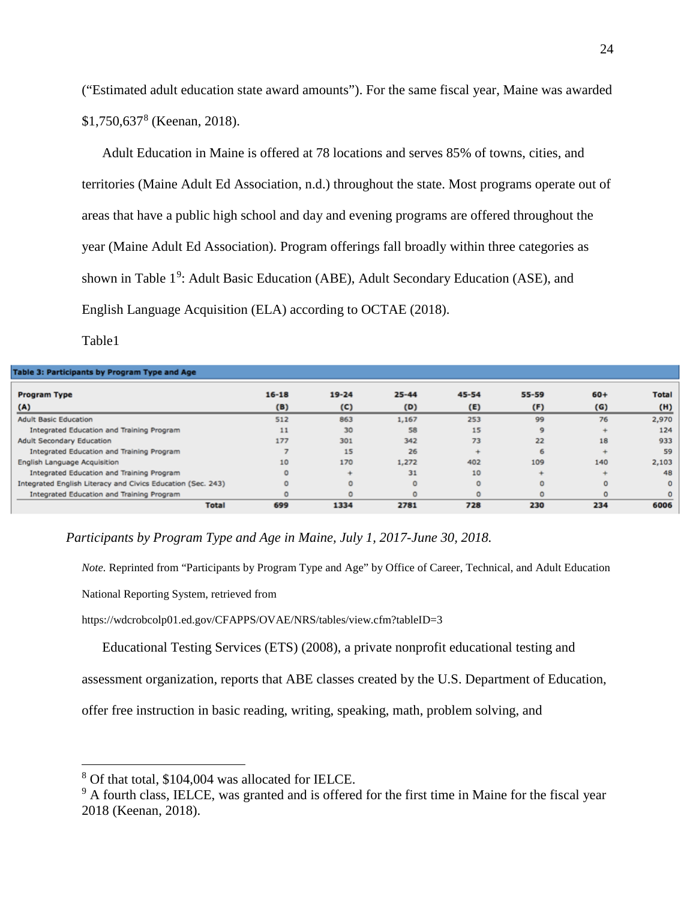("Estimated adult education state award amounts"). For the same fiscal year, Maine was awarded $1,750,637[8] (Keenan, 2018).

Adult Education in Maine is offered at 78 locations and serves 85% of towns, cities, and territories (Maine Adult Ed Association, n.d.) throughout the state. Most programs operate out of areas that have a public high school and day and evening programs are offered throughout the year (Maine Adult Ed Association). Program offerings fall broadly within three categories as shown in Table 1[9]: Adult Basic Education (ABE), Adult Secondary Education (ASE), and English Language Acquisition (ELA) according to OCTAE (2018).

Table1

**Table 3: Participants by Program Type and Age**

| Program Type (A) | 16-18 (B) | 19-24 (C) | 25-44 (D) | 45-54 (E) | 55-59 (F) | 60+ (G) | Total (H) |
|---|---|---|---|---|---|---|---|
| Adult Basic Education | 512 | 863 | 1,167 | 253 | 99 | 76 | 2,970 |
| Integrated Education and Training Program | 11 | 30 | 58 | 15 | 9 | + | 124 |
| Adult Secondary Education | 177 | 301 | 342 | 73 | 22 | 18 | 933 |
| Integrated Education and Training Program | 7 | 15 | 26 | + | 6 | + | 59 |
| English Language Acquisition | 10 | 170 | 1,272 | 402 | 109 | 140 | 2,103 |
| Integrated Education and Training Program | 0 | + | 31 | 10 | + | + | 48 |
| Integrated English Literacy and Civics Education (Sec. 243) | 0 | 0 | 0 | 0 | 0 | 0 | 0 |
| Integrated Education and Training Program | 0 | 0 | 0 | 0 | 0 | 0 | 0 |
| Total | 699 | 1334 | 2781 | 728 | 230 | 234 | 6006 |

*Participants by Program Type and Age in Maine, July 1, 2017-June 30, 2018.*

*Note.* Reprinted from "Participants by Program Type and Age" by Office of Career, Technical, and Adult Education National Reporting System, retrieved from https://wdcrobcolp01.ed.gov/CFAPPS/OVAE/NRS/tables/view.cfm?tableID=3

Educational Testing Services (ETS) (2008), a private nonprofit educational testing and assessment organization, reports that ABE classes created by the U.S. Department of Education, offer free instruction in basic reading, writing, speaking, math, problem solving, and

---

[8] Of that total, $104,004 was allocated for IELCE.

[9] A fourth class, IELCE, was granted and is offered for the first time in Maine for the fiscal year 2018 (Keenan, 2018).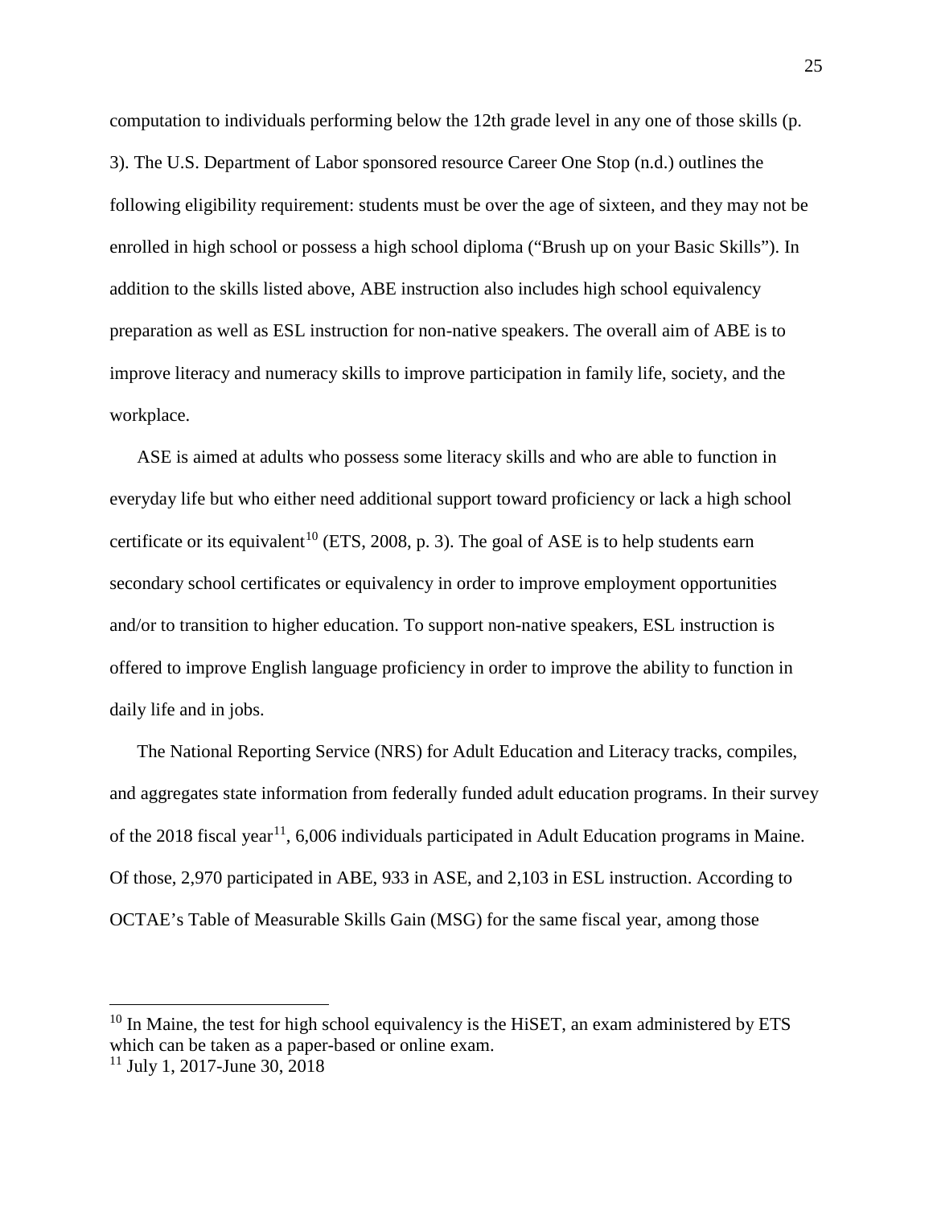computation to individuals performing below the 12th grade level in any one of those skills (p. 3). The U.S. Department of Labor sponsored resource Career One Stop (n.d.) outlines the following eligibility requirement: students must be over the age of sixteen, and they may not be enrolled in high school or possess a high school diploma ("Brush up on your Basic Skills"). In addition to the skills listed above, ABE instruction also includes high school equivalency preparation as well as ESL instruction for non-native speakers. The overall aim of ABE is to improve literacy and numeracy skills to improve participation in family life, society, and the workplace.

ASE is aimed at adults who possess some literacy skills and who are able to function in everyday life but who either need additional support toward proficiency or lack a high school certificate or its equivalent[10] (ETS, 2008, p. 3). The goal of ASE is to help students earn secondary school certificates or equivalency in order to improve employment opportunities and/or to transition to higher education. To support non-native speakers, ESL instruction is offered to improve English language proficiency in order to improve the ability to function in daily life and in jobs.

The National Reporting Service (NRS) for Adult Education and Literacy tracks, compiles, and aggregates state information from federally funded adult education programs. In their survey of the 2018 fiscal year[11], 6,006 individuals participated in Adult Education programs in Maine. Of those, 2,970 participated in ABE, 933 in ASE, and 2,103 in ESL instruction. According to OCTAE's Table of Measurable Skills Gain (MSG) for the same fiscal year, among those

---

[10] In Maine, the test for high school equivalency is the HiSET, an exam administered by ETS which can be taken as a paper-based or online exam.

[11] July 1, 2017-June 30, 2018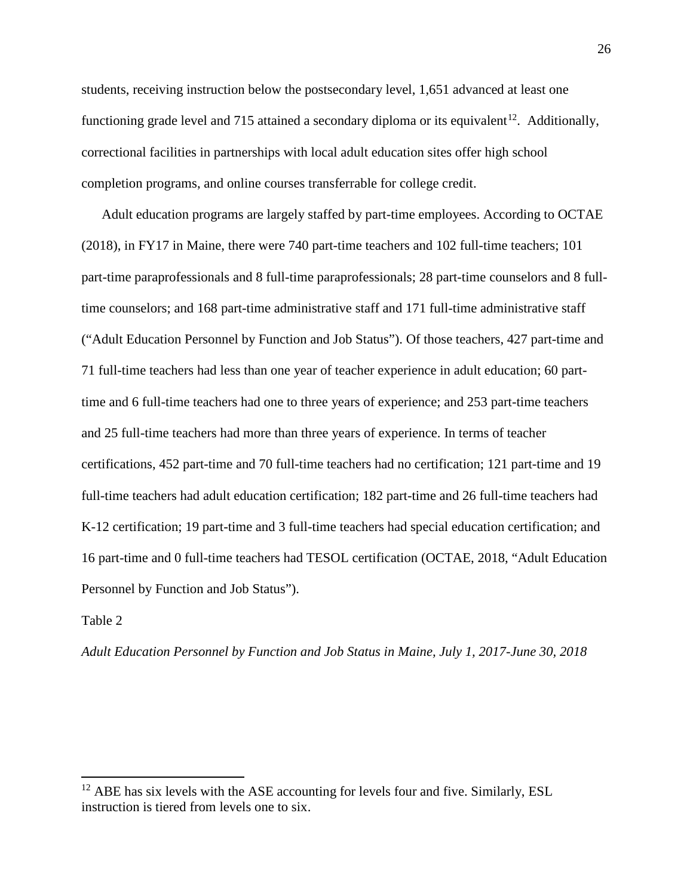students, receiving instruction below the postsecondary level, 1,651 advanced at least one functioning grade level and 715 attained a secondary diploma or its equivalent[12]. Additionally, correctional facilities in partnerships with local adult education sites offer high school completion programs, and online courses transferrable for college credit.

Adult education programs are largely staffed by part-time employees. According to OCTAE (2018), in FY17 in Maine, there were 740 part-time teachers and 102 full-time teachers; 101 part-time paraprofessionals and 8 full-time paraprofessionals; 28 part-time counselors and 8 full-time counselors; and 168 part-time administrative staff and 171 full-time administrative staff ("Adult Education Personnel by Function and Job Status"). Of those teachers, 427 part-time and 71 full-time teachers had less than one year of teacher experience in adult education; 60 part-time and 6 full-time teachers had one to three years of experience; and 253 part-time teachers and 25 full-time teachers had more than three years of experience. In terms of teacher certifications, 452 part-time and 70 full-time teachers had no certification; 121 part-time and 19 full-time teachers had adult education certification; 182 part-time and 26 full-time teachers had K-12 certification; 19 part-time and 3 full-time teachers had special education certification; and 16 part-time and 0 full-time teachers had TESOL certification (OCTAE, 2018, "Adult Education Personnel by Function and Job Status").

Table 2

*Adult Education Personnel by Function and Job Status in Maine, July 1, 2017-June 30, 2018*

[12] ABE has six levels with the ASE accounting for levels four and five. Similarly, ESL instruction is tiered from levels one to six.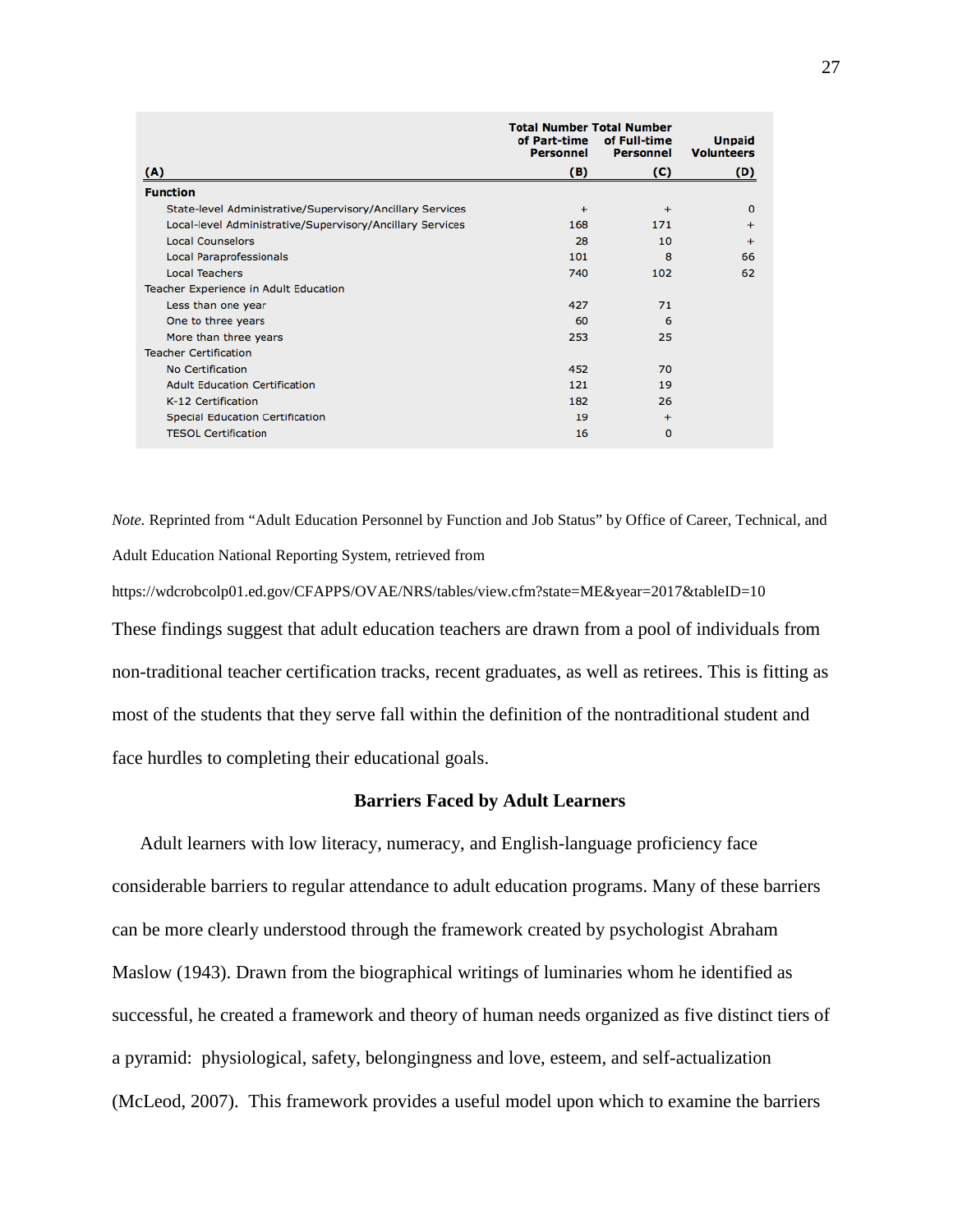| (A) | Total Number of Part-time Personnel (B) | Total Number of Full-time Personnel (C) | Unpaid Volunteers (D) |
|---|---|---|---|
| **Function** | | | |
| State-level Administrative/Supervisory/Ancillary Services | + | + | 0 |
| Local-level Administrative/Supervisory/Ancillary Services | 168 | 171 | + |
| Local Counselors | 28 | 10 | + |
| Local Paraprofessionals | 101 | 8 | 66 |
| Local Teachers | 740 | 102 | 62 |
| Teacher Experience in Adult Education | | | |
| Less than one year | 427 | 71 | |
| One to three years | 60 | 6 | |
| More than three years | 253 | 25 | |
| Teacher Certification | | | |
| No Certification | 452 | 70 | |
| Adult Education Certification | 121 | 19 | |
| K-12 Certification | 182 | 26 | |
| Special Education Certification | 19 | + | |
| TESOL Certification | 16 | 0 | |

*Note.* Reprinted from "Adult Education Personnel by Function and Job Status" by Office of Career, Technical, and Adult Education National Reporting System, retrieved from https://wdcrobcolp01.ed.gov/CFAPPS/OVAE/NRS/tables/view.cfm?state=ME&year=2017&tableID=10

These findings suggest that adult education teachers are drawn from a pool of individuals from non-traditional teacher certification tracks, recent graduates, as well as retirees. This is fitting as most of the students that they serve fall within the definition of the nontraditional student and face hurdles to completing their educational goals.

## Barriers Faced by Adult Learners

Adult learners with low literacy, numeracy, and English-language proficiency face considerable barriers to regular attendance to adult education programs. Many of these barriers can be more clearly understood through the framework created by psychologist Abraham Maslow (1943). Drawn from the biographical writings of luminaries whom he identified as successful, he created a framework and theory of human needs organized as five distinct tiers of a pyramid: physiological, safety, belongingness and love, esteem, and self-actualization (McLeod, 2007). This framework provides a useful model upon which to examine the barriers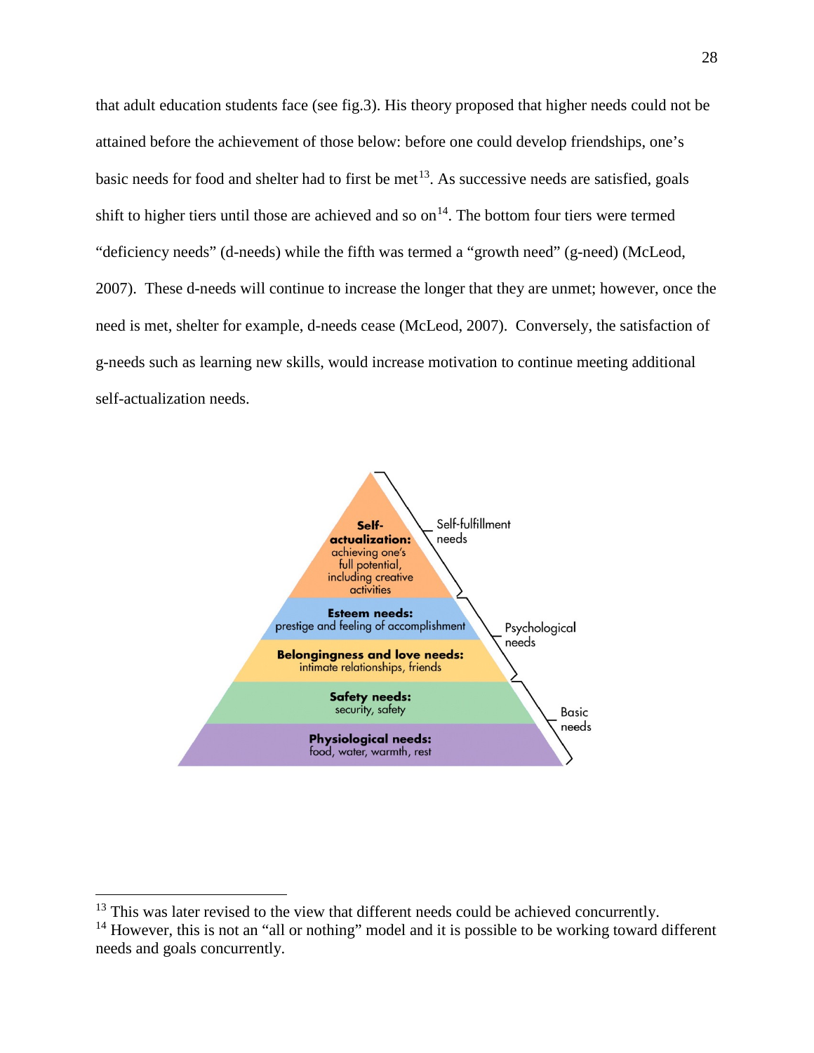that adult education students face (see fig.3). His theory proposed that higher needs could not be attained before the achievement of those below: before one could develop friendships, one's basic needs for food and shelter had to first be met[13]. As successive needs are satisfied, goals shift to higher tiers until those are achieved and so on[14]. The bottom four tiers were termed "deficiency needs" (d-needs) while the fifth was termed a "growth need" (g-need) (McLeod, 2007). These d-needs will continue to increase the longer that they are unmet; however, once the need is met, shelter for example, d-needs cease (McLeod, 2007). Conversely, the satisfaction of g-needs such as learning new skills, would increase motivation to continue meeting additional self-actualization needs.

**Self-actualization:** achieving one's full potential, including creative activities — Self-fulfillment needs

**Esteem needs:** prestige and feeling of accomplishment

**Belongingness and love needs:** intimate relationships, friends — Psychological needs

**Safety needs:** security, safety

**Physiological needs:** food, water, warmth, rest — Basic needs

---

[13] This was later revised to the view that different needs could be achieved concurrently.

[14] However, this is not an "all or nothing" model and it is possible to be working toward different needs and goals concurrently.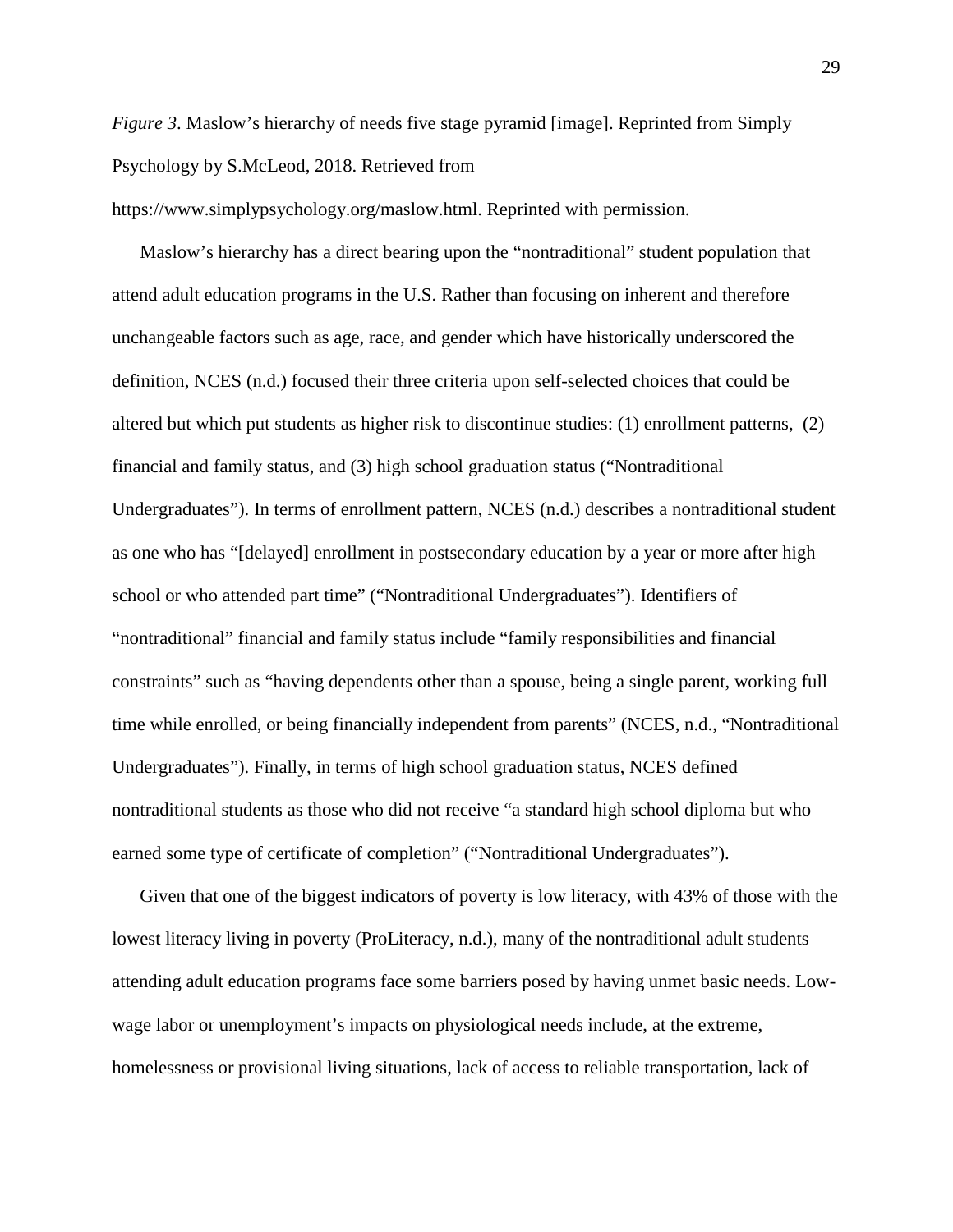*Figure 3*. Maslow's hierarchy of needs five stage pyramid [image]. Reprinted from Simply Psychology by S.McLeod, 2018. Retrieved from https://www.simplypsychology.org/maslow.html. Reprinted with permission.

Maslow's hierarchy has a direct bearing upon the "nontraditional" student population that attend adult education programs in the U.S. Rather than focusing on inherent and therefore unchangeable factors such as age, race, and gender which have historically underscored the definition, NCES (n.d.) focused their three criteria upon self-selected choices that could be altered but which put students as higher risk to discontinue studies: (1) enrollment patterns, (2) financial and family status, and (3) high school graduation status ("Nontraditional Undergraduates"). In terms of enrollment pattern, NCES (n.d.) describes a nontraditional student as one who has "[delayed] enrollment in postsecondary education by a year or more after high school or who attended part time" ("Nontraditional Undergraduates"). Identifiers of "nontraditional" financial and family status include "family responsibilities and financial constraints" such as "having dependents other than a spouse, being a single parent, working full time while enrolled, or being financially independent from parents" (NCES, n.d., "Nontraditional Undergraduates"). Finally, in terms of high school graduation status, NCES defined nontraditional students as those who did not receive "a standard high school diploma but who earned some type of certificate of completion" ("Nontraditional Undergraduates").

Given that one of the biggest indicators of poverty is low literacy, with 43% of those with the lowest literacy living in poverty (ProLiteracy, n.d.), many of the nontraditional adult students attending adult education programs face some barriers posed by having unmet basic needs. Low-wage labor or unemployment's impacts on physiological needs include, at the extreme, homelessness or provisional living situations, lack of access to reliable transportation, lack of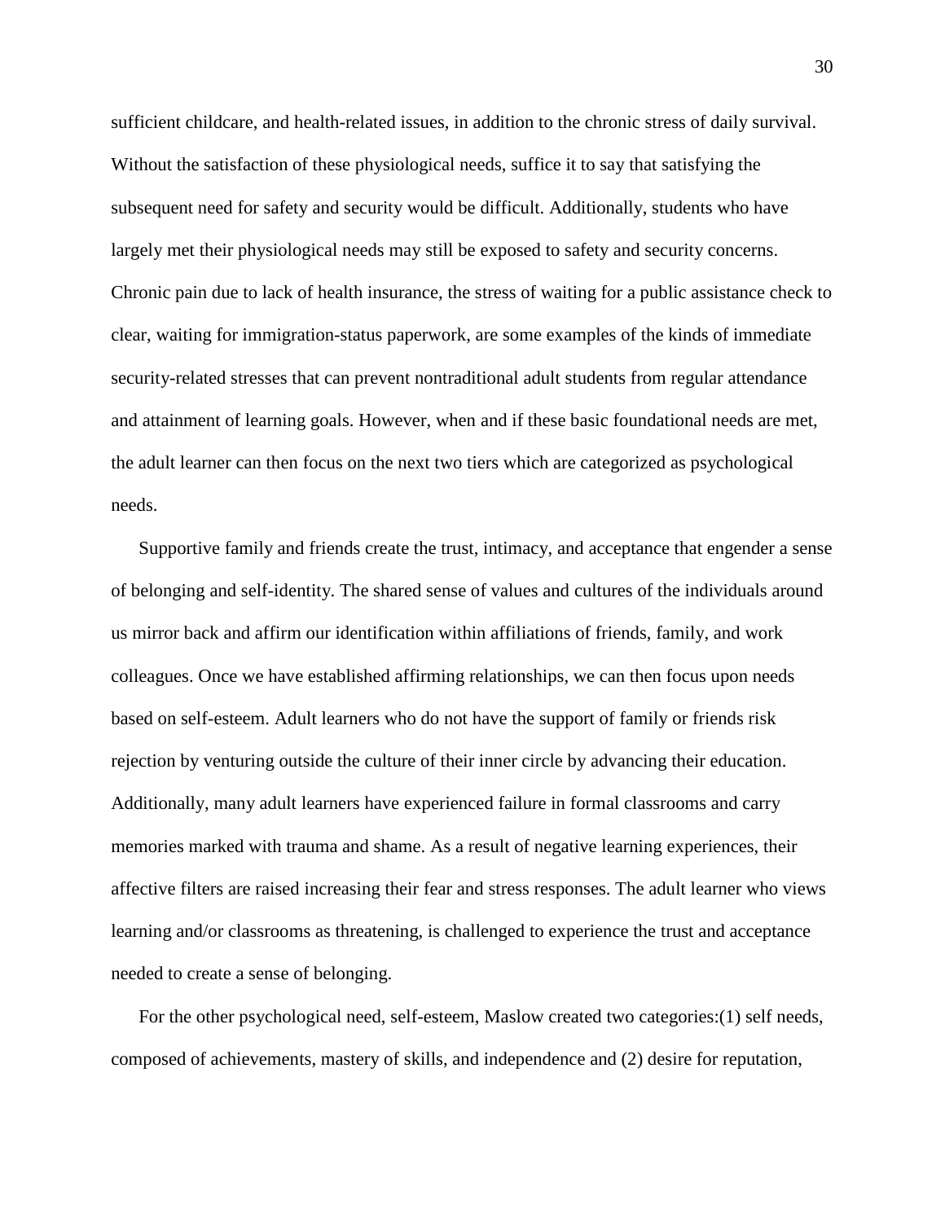sufficient childcare, and health-related issues, in addition to the chronic stress of daily survival. Without the satisfaction of these physiological needs, suffice it to say that satisfying the subsequent need for safety and security would be difficult. Additionally, students who have largely met their physiological needs may still be exposed to safety and security concerns. Chronic pain due to lack of health insurance, the stress of waiting for a public assistance check to clear, waiting for immigration-status paperwork, are some examples of the kinds of immediate security-related stresses that can prevent nontraditional adult students from regular attendance and attainment of learning goals. However, when and if these basic foundational needs are met, the adult learner can then focus on the next two tiers which are categorized as psychological needs.

Supportive family and friends create the trust, intimacy, and acceptance that engender a sense of belonging and self-identity. The shared sense of values and cultures of the individuals around us mirror back and affirm our identification within affiliations of friends, family, and work colleagues. Once we have established affirming relationships, we can then focus upon needs based on self-esteem. Adult learners who do not have the support of family or friends risk rejection by venturing outside the culture of their inner circle by advancing their education. Additionally, many adult learners have experienced failure in formal classrooms and carry memories marked with trauma and shame. As a result of negative learning experiences, their affective filters are raised increasing their fear and stress responses. The adult learner who views learning and/or classrooms as threatening, is challenged to experience the trust and acceptance needed to create a sense of belonging.

For the other psychological need, self-esteem, Maslow created two categories:(1) self needs, composed of achievements, mastery of skills, and independence and (2) desire for reputation,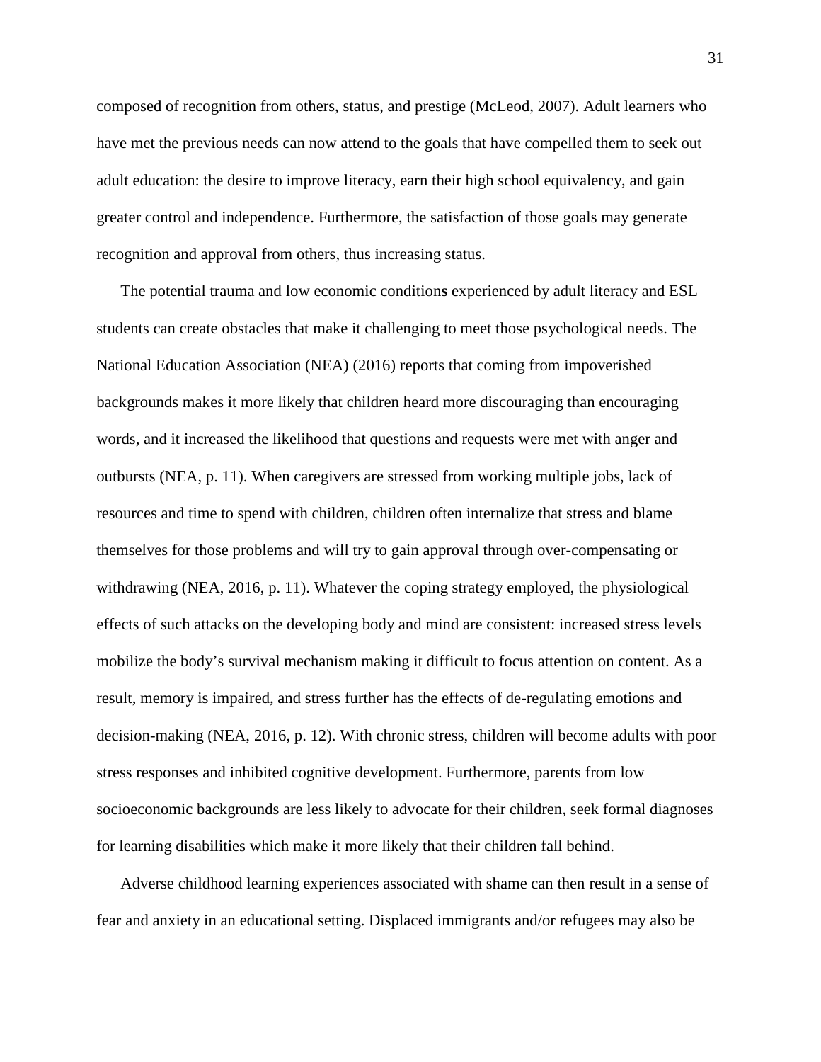composed of recognition from others, status, and prestige (McLeod, 2007). Adult learners who have met the previous needs can now attend to the goals that have compelled them to seek out adult education: the desire to improve literacy, earn their high school equivalency, and gain greater control and independence. Furthermore, the satisfaction of those goals may generate recognition and approval from others, thus increasing status.

The potential trauma and low economic conditions experienced by adult literacy and ESL students can create obstacles that make it challenging to meet those psychological needs. The National Education Association (NEA) (2016) reports that coming from impoverished backgrounds makes it more likely that children heard more discouraging than encouraging words, and it increased the likelihood that questions and requests were met with anger and outbursts (NEA, p. 11). When caregivers are stressed from working multiple jobs, lack of resources and time to spend with children, children often internalize that stress and blame themselves for those problems and will try to gain approval through over-compensating or withdrawing (NEA, 2016, p. 11). Whatever the coping strategy employed, the physiological effects of such attacks on the developing body and mind are consistent: increased stress levels mobilize the body's survival mechanism making it difficult to focus attention on content. As a result, memory is impaired, and stress further has the effects of de-regulating emotions and decision-making (NEA, 2016, p. 12). With chronic stress, children will become adults with poor stress responses and inhibited cognitive development. Furthermore, parents from low socioeconomic backgrounds are less likely to advocate for their children, seek formal diagnoses for learning disabilities which make it more likely that their children fall behind.

Adverse childhood learning experiences associated with shame can then result in a sense of fear and anxiety in an educational setting. Displaced immigrants and/or refugees may also be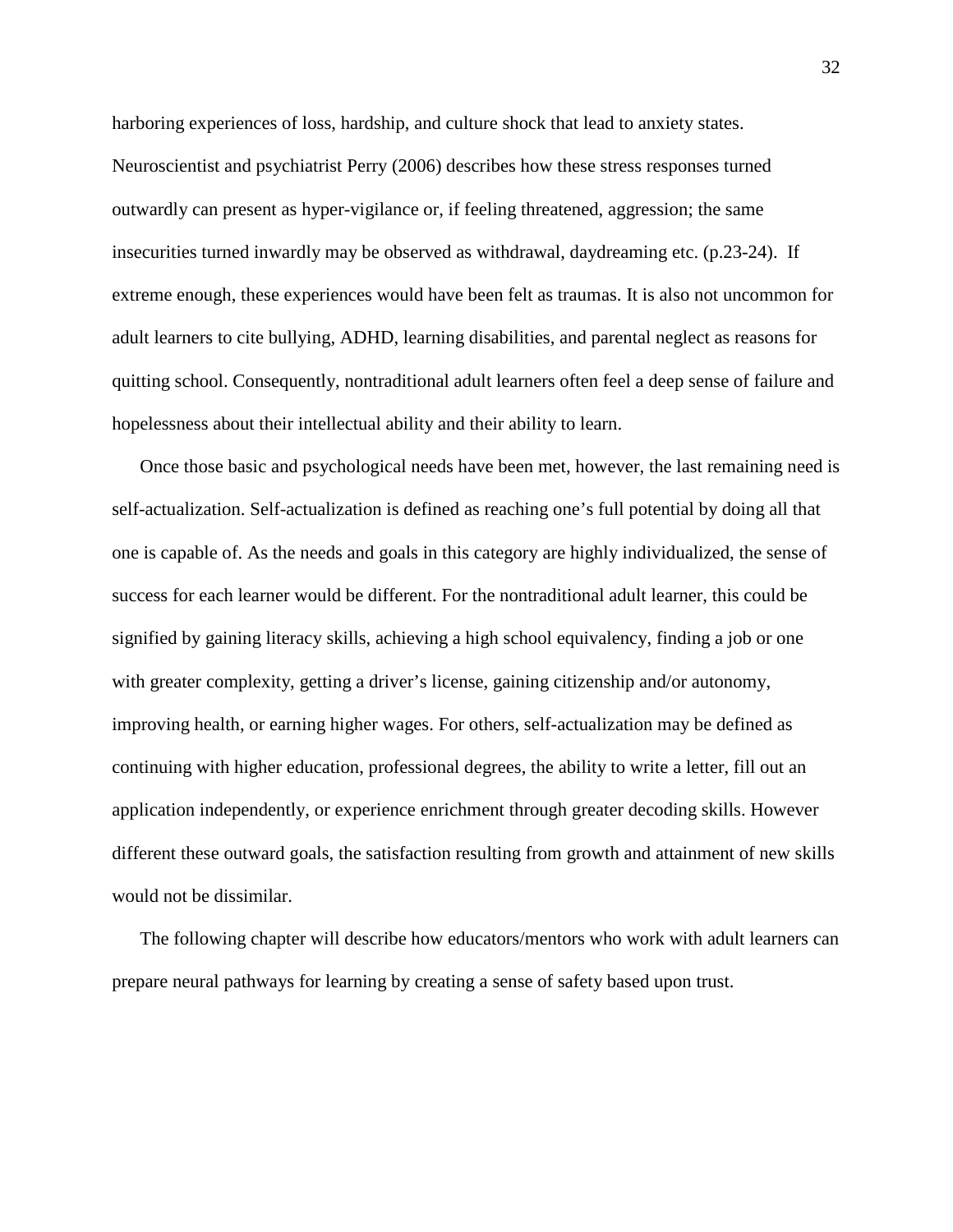harboring experiences of loss, hardship, and culture shock that lead to anxiety states. Neuroscientist and psychiatrist Perry (2006) describes how these stress responses turned outwardly can present as hyper-vigilance or, if feeling threatened, aggression; the same insecurities turned inwardly may be observed as withdrawal, daydreaming etc. (p.23-24). If extreme enough, these experiences would have been felt as traumas. It is also not uncommon for adult learners to cite bullying, ADHD, learning disabilities, and parental neglect as reasons for quitting school. Consequently, nontraditional adult learners often feel a deep sense of failure and hopelessness about their intellectual ability and their ability to learn.

Once those basic and psychological needs have been met, however, the last remaining need is self-actualization. Self-actualization is defined as reaching one's full potential by doing all that one is capable of. As the needs and goals in this category are highly individualized, the sense of success for each learner would be different. For the nontraditional adult learner, this could be signified by gaining literacy skills, achieving a high school equivalency, finding a job or one with greater complexity, getting a driver's license, gaining citizenship and/or autonomy, improving health, or earning higher wages. For others, self-actualization may be defined as continuing with higher education, professional degrees, the ability to write a letter, fill out an application independently, or experience enrichment through greater decoding skills. However different these outward goals, the satisfaction resulting from growth and attainment of new skills would not be dissimilar.

The following chapter will describe how educators/mentors who work with adult learners can prepare neural pathways for learning by creating a sense of safety based upon trust.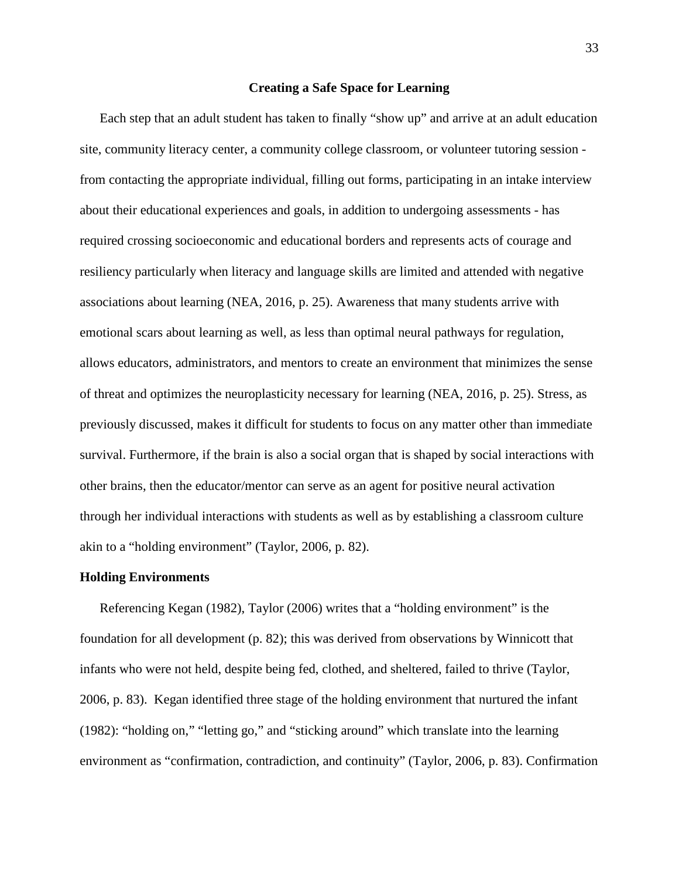## Creating a Safe Space for Learning

Each step that an adult student has taken to finally "show up" and arrive at an adult education site, community literacy center, a community college classroom, or volunteer tutoring session - from contacting the appropriate individual, filling out forms, participating in an intake interview about their educational experiences and goals, in addition to undergoing assessments - has required crossing socioeconomic and educational borders and represents acts of courage and resiliency particularly when literacy and language skills are limited and attended with negative associations about learning (NEA, 2016, p. 25). Awareness that many students arrive with emotional scars about learning as well, as less than optimal neural pathways for regulation, allows educators, administrators, and mentors to create an environment that minimizes the sense of threat and optimizes the neuroplasticity necessary for learning (NEA, 2016, p. 25). Stress, as previously discussed, makes it difficult for students to focus on any matter other than immediate survival. Furthermore, if the brain is also a social organ that is shaped by social interactions with other brains, then the educator/mentor can serve as an agent for positive neural activation through her individual interactions with students as well as by establishing a classroom culture akin to a "holding environment" (Taylor, 2006, p. 82).

### Holding Environments

Referencing Kegan (1982), Taylor (2006) writes that a "holding environment" is the foundation for all development (p. 82); this was derived from observations by Winnicott that infants who were not held, despite being fed, clothed, and sheltered, failed to thrive (Taylor, 2006, p. 83). Kegan identified three stage of the holding environment that nurtured the infant (1982): "holding on," "letting go," and "sticking around" which translate into the learning environment as "confirmation, contradiction, and continuity" (Taylor, 2006, p. 83). Confirmation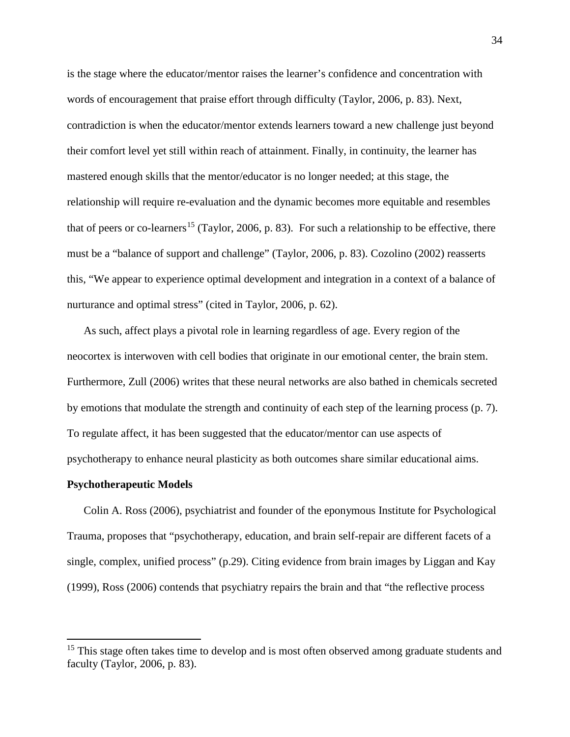is the stage where the educator/mentor raises the learner's confidence and concentration with words of encouragement that praise effort through difficulty (Taylor, 2006, p. 83). Next, contradiction is when the educator/mentor extends learners toward a new challenge just beyond their comfort level yet still within reach of attainment. Finally, in continuity, the learner has mastered enough skills that the mentor/educator is no longer needed; at this stage, the relationship will require re-evaluation and the dynamic becomes more equitable and resembles that of peers or co-learners[15] (Taylor, 2006, p. 83).  For such a relationship to be effective, there must be a "balance of support and challenge" (Taylor, 2006, p. 83). Cozolino (2002) reasserts this, "We appear to experience optimal development and integration in a context of a balance of nurturance and optimal stress" (cited in Taylor, 2006, p. 62).

As such, affect plays a pivotal role in learning regardless of age. Every region of the neocortex is interwoven with cell bodies that originate in our emotional center, the brain stem. Furthermore, Zull (2006) writes that these neural networks are also bathed in chemicals secreted by emotions that modulate the strength and continuity of each step of the learning process (p. 7). To regulate affect, it has been suggested that the educator/mentor can use aspects of psychotherapy to enhance neural plasticity as both outcomes share similar educational aims.

**Psychotherapeutic Models**

Colin A. Ross (2006), psychiatrist and founder of the eponymous Institute for Psychological Trauma, proposes that "psychotherapy, education, and brain self-repair are different facets of a single, complex, unified process" (p.29). Citing evidence from brain images by Liggan and Kay (1999), Ross (2006) contends that psychiatry repairs the brain and that "the reflective process

[15] This stage often takes time to develop and is most often observed among graduate students and faculty (Taylor, 2006, p. 83).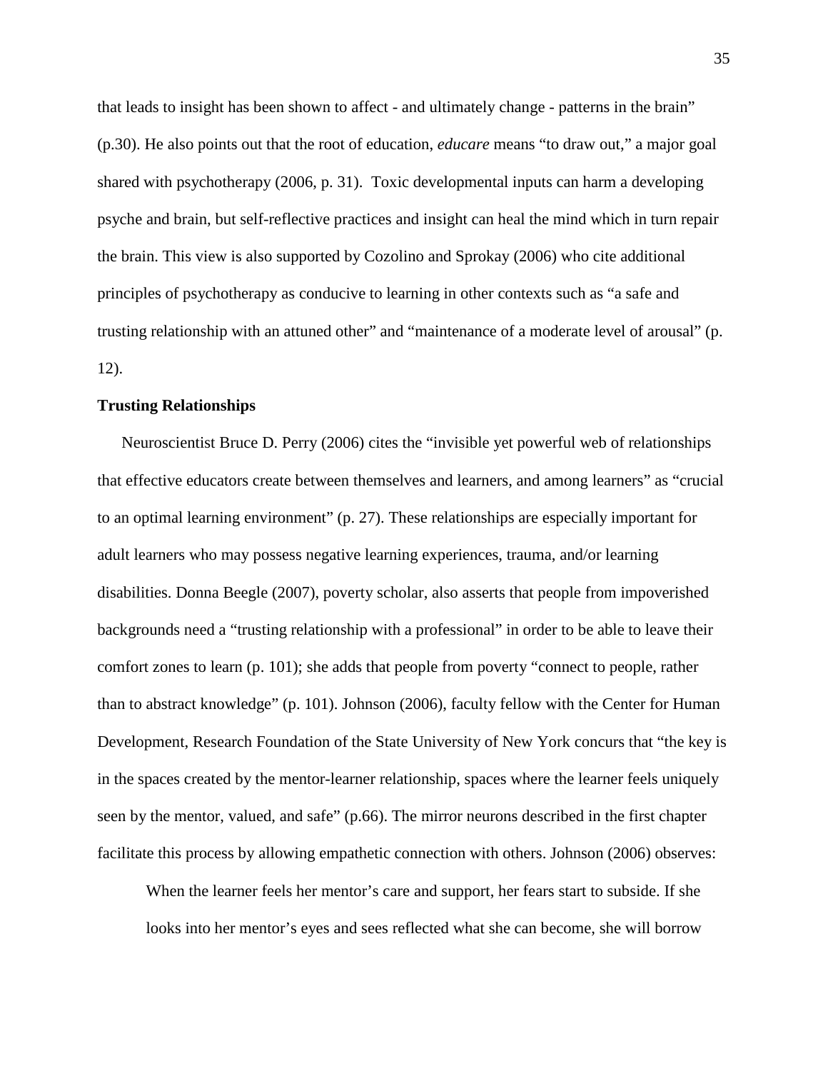that leads to insight has been shown to affect - and ultimately change - patterns in the brain" (p.30). He also points out that the root of education, *educare* means "to draw out," a major goal shared with psychotherapy (2006, p. 31). Toxic developmental inputs can harm a developing psyche and brain, but self-reflective practices and insight can heal the mind which in turn repair the brain. This view is also supported by Cozolino and Sprokay (2006) who cite additional principles of psychotherapy as conducive to learning in other contexts such as "a safe and trusting relationship with an attuned other" and "maintenance of a moderate level of arousal" (p. 12).

**Trusting Relationships**

Neuroscientist Bruce D. Perry (2006) cites the "invisible yet powerful web of relationships that effective educators create between themselves and learners, and among learners" as "crucial to an optimal learning environment" (p. 27). These relationships are especially important for adult learners who may possess negative learning experiences, trauma, and/or learning disabilities. Donna Beegle (2007), poverty scholar, also asserts that people from impoverished backgrounds need a "trusting relationship with a professional" in order to be able to leave their comfort zones to learn (p. 101); she adds that people from poverty "connect to people, rather than to abstract knowledge" (p. 101). Johnson (2006), faculty fellow with the Center for Human Development, Research Foundation of the State University of New York concurs that "the key is in the spaces created by the mentor-learner relationship, spaces where the learner feels uniquely seen by the mentor, valued, and safe" (p.66). The mirror neurons described in the first chapter facilitate this process by allowing empathetic connection with others. Johnson (2006) observes:

> When the learner feels her mentor's care and support, her fears start to subside. If she looks into her mentor's eyes and sees reflected what she can become, she will borrow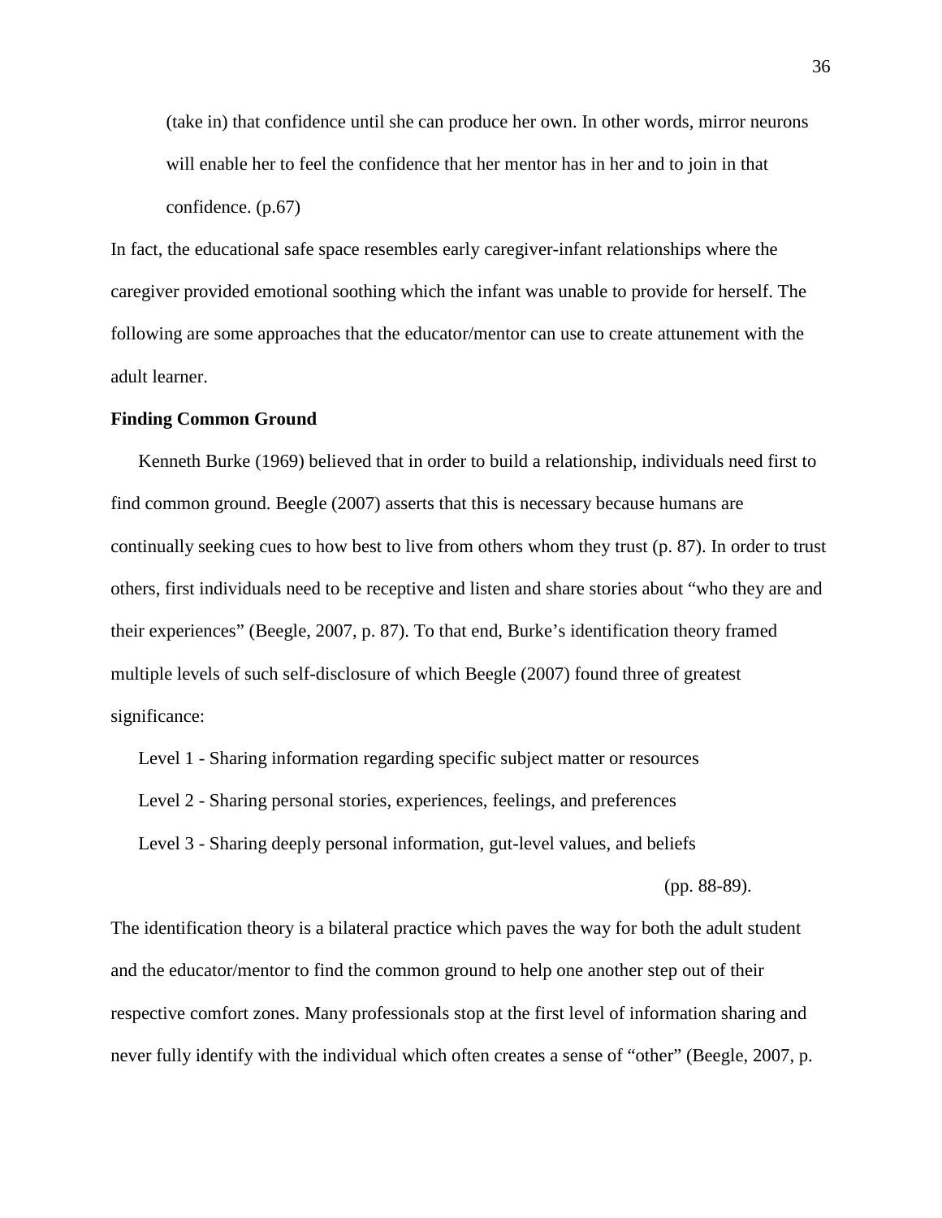(take in) that confidence until she can produce her own. In other words, mirror neurons will enable her to feel the confidence that her mentor has in her and to join in that confidence. (p.67)

In fact, the educational safe space resembles early caregiver-infant relationships where the caregiver provided emotional soothing which the infant was unable to provide for herself. The following are some approaches that the educator/mentor can use to create attunement with the adult learner.

**Finding Common Ground**

Kenneth Burke (1969) believed that in order to build a relationship, individuals need first to find common ground. Beegle (2007) asserts that this is necessary because humans are continually seeking cues to how best to live from others whom they trust (p. 87). In order to trust others, first individuals need to be receptive and listen and share stories about "who they are and their experiences" (Beegle, 2007, p. 87). To that end, Burke's identification theory framed multiple levels of such self-disclosure of which Beegle (2007) found three of greatest significance:

Level 1 - Sharing information regarding specific subject matter or resources

Level 2 - Sharing personal stories, experiences, feelings, and preferences

Level 3 - Sharing deeply personal information, gut-level values, and beliefs

(pp. 88-89).

The identification theory is a bilateral practice which paves the way for both the adult student and the educator/mentor to find the common ground to help one another step out of their respective comfort zones. Many professionals stop at the first level of information sharing and never fully identify with the individual which often creates a sense of "other" (Beegle, 2007, p.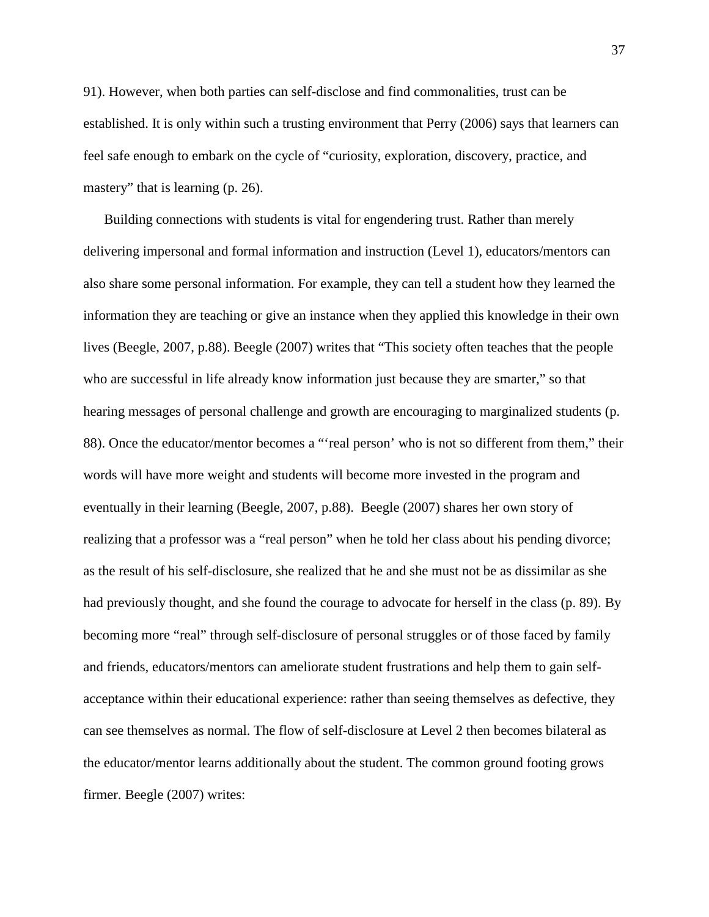91). However, when both parties can self-disclose and find commonalities, trust can be established. It is only within such a trusting environment that Perry (2006) says that learners can feel safe enough to embark on the cycle of "curiosity, exploration, discovery, practice, and mastery" that is learning (p. 26).

Building connections with students is vital for engendering trust. Rather than merely delivering impersonal and formal information and instruction (Level 1), educators/mentors can also share some personal information. For example, they can tell a student how they learned the information they are teaching or give an instance when they applied this knowledge in their own lives (Beegle, 2007, p.88). Beegle (2007) writes that "This society often teaches that the people who are successful in life already know information just because they are smarter," so that hearing messages of personal challenge and growth are encouraging to marginalized students (p. 88). Once the educator/mentor becomes a "'real person' who is not so different from them," their words will have more weight and students will become more invested in the program and eventually in their learning (Beegle, 2007, p.88). Beegle (2007) shares her own story of realizing that a professor was a "real person" when he told her class about his pending divorce; as the result of his self-disclosure, she realized that he and she must not be as dissimilar as she had previously thought, and she found the courage to advocate for herself in the class (p. 89). By becoming more "real" through self-disclosure of personal struggles or of those faced by family and friends, educators/mentors can ameliorate student frustrations and help them to gain self-acceptance within their educational experience: rather than seeing themselves as defective, they can see themselves as normal. The flow of self-disclosure at Level 2 then becomes bilateral as the educator/mentor learns additionally about the student. The common ground footing grows firmer. Beegle (2007) writes: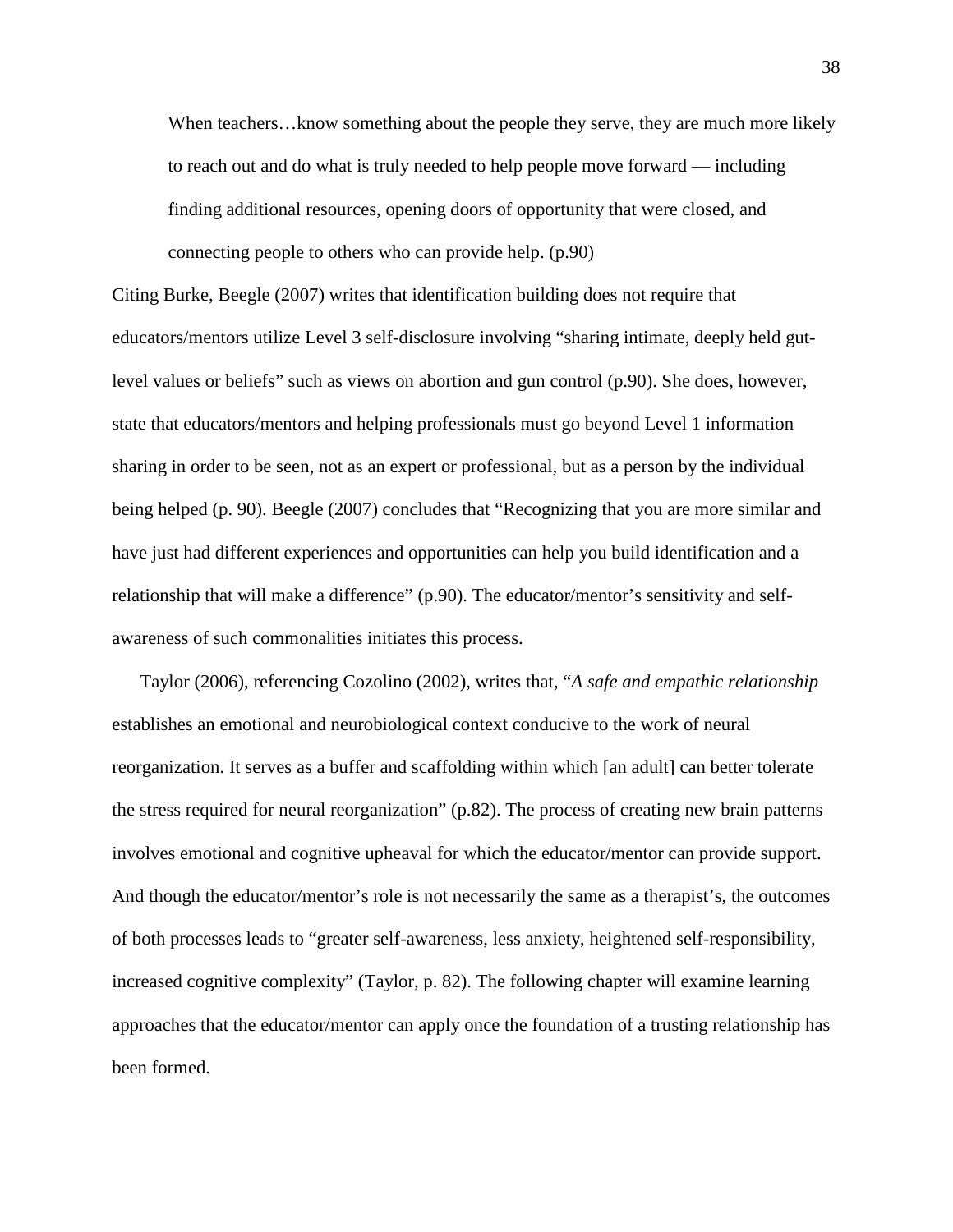> When teachers…know something about the people they serve, they are much more likely to reach out and do what is truly needed to help people move forward — including finding additional resources, opening doors of opportunity that were closed, and connecting people to others who can provide help. (p.90)

Citing Burke, Beegle (2007) writes that identification building does not require that educators/mentors utilize Level 3 self-disclosure involving "sharing intimate, deeply held gut-level values or beliefs" such as views on abortion and gun control (p.90). She does, however, state that educators/mentors and helping professionals must go beyond Level 1 information sharing in order to be seen, not as an expert or professional, but as a person by the individual being helped (p. 90). Beegle (2007) concludes that "Recognizing that you are more similar and have just had different experiences and opportunities can help you build identification and a relationship that will make a difference" (p.90). The educator/mentor's sensitivity and self-awareness of such commonalities initiates this process.

Taylor (2006), referencing Cozolino (2002), writes that, "*A safe and empathic relationship* establishes an emotional and neurobiological context conducive to the work of neural reorganization. It serves as a buffer and scaffolding within which [an adult] can better tolerate the stress required for neural reorganization" (p.82). The process of creating new brain patterns involves emotional and cognitive upheaval for which the educator/mentor can provide support. And though the educator/mentor's role is not necessarily the same as a therapist's, the outcomes of both processes leads to "greater self-awareness, less anxiety, heightened self-responsibility, increased cognitive complexity" (Taylor, p. 82). The following chapter will examine learning approaches that the educator/mentor can apply once the foundation of a trusting relationship has been formed.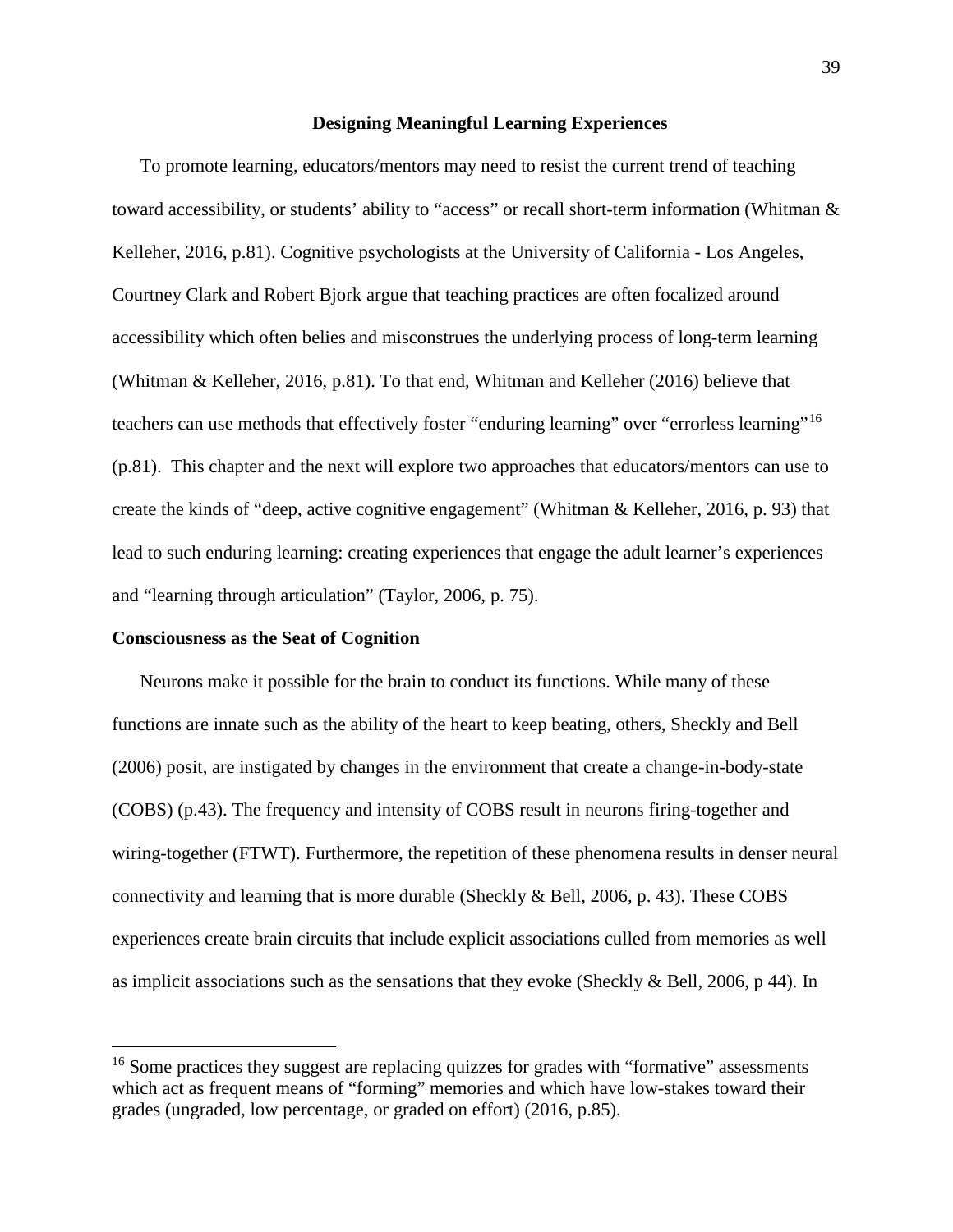## Designing Meaningful Learning Experiences

To promote learning, educators/mentors may need to resist the current trend of teaching toward accessibility, or students' ability to "access" or recall short-term information (Whitman & Kelleher, 2016, p.81). Cognitive psychologists at the University of California - Los Angeles, Courtney Clark and Robert Bjork argue that teaching practices are often focalized around accessibility which often belies and misconstrues the underlying process of long-term learning (Whitman & Kelleher, 2016, p.81). To that end, Whitman and Kelleher (2016) believe that teachers can use methods that effectively foster "enduring learning" over "errorless learning"[16] (p.81). This chapter and the next will explore two approaches that educators/mentors can use to create the kinds of "deep, active cognitive engagement" (Whitman & Kelleher, 2016, p. 93) that lead to such enduring learning: creating experiences that engage the adult learner's experiences and "learning through articulation" (Taylor, 2006, p. 75).

### Consciousness as the Seat of Cognition

Neurons make it possible for the brain to conduct its functions. While many of these functions are innate such as the ability of the heart to keep beating, others, Sheckly and Bell (2006) posit, are instigated by changes in the environment that create a change-in-body-state (COBS) (p.43). The frequency and intensity of COBS result in neurons firing-together and wiring-together (FTWT). Furthermore, the repetition of these phenomena results in denser neural connectivity and learning that is more durable (Sheckly & Bell, 2006, p. 43). These COBS experiences create brain circuits that include explicit associations culled from memories as well as implicit associations such as the sensations that they evoke (Sheckly & Bell, 2006, p 44). In

[16] Some practices they suggest are replacing quizzes for grades with "formative" assessments which act as frequent means of "forming" memories and which have low-stakes toward their grades (ungraded, low percentage, or graded on effort) (2016, p.85).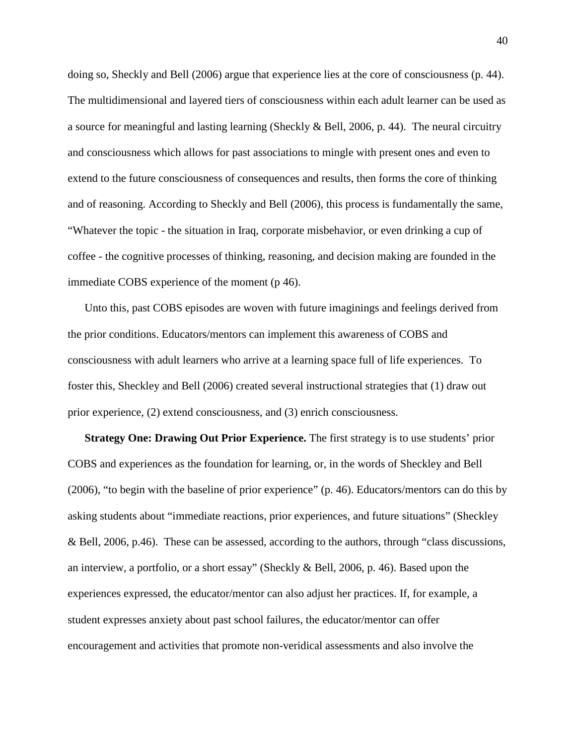doing so, Sheckly and Bell (2006) argue that experience lies at the core of consciousness (p. 44). The multidimensional and layered tiers of consciousness within each adult learner can be used as a source for meaningful and lasting learning (Sheckly & Bell, 2006, p. 44). The neural circuitry and consciousness which allows for past associations to mingle with present ones and even to extend to the future consciousness of consequences and results, then forms the core of thinking and of reasoning. According to Sheckly and Bell (2006), this process is fundamentally the same, "Whatever the topic - the situation in Iraq, corporate misbehavior, or even drinking a cup of coffee - the cognitive processes of thinking, reasoning, and decision making are founded in the immediate COBS experience of the moment (p 46).

Unto this, past COBS episodes are woven with future imaginings and feelings derived from the prior conditions. Educators/mentors can implement this awareness of COBS and consciousness with adult learners who arrive at a learning space full of life experiences. To foster this, Sheckley and Bell (2006) created several instructional strategies that (1) draw out prior experience, (2) extend consciousness, and (3) enrich consciousness.

**Strategy One: Drawing Out Prior Experience.** The first strategy is to use students' prior COBS and experiences as the foundation for learning, or, in the words of Sheckley and Bell (2006), "to begin with the baseline of prior experience" (p. 46). Educators/mentors can do this by asking students about "immediate reactions, prior experiences, and future situations" (Sheckley & Bell, 2006, p.46). These can be assessed, according to the authors, through "class discussions, an interview, a portfolio, or a short essay" (Sheckly & Bell, 2006, p. 46). Based upon the experiences expressed, the educator/mentor can also adjust her practices. If, for example, a student expresses anxiety about past school failures, the educator/mentor can offer encouragement and activities that promote non-veridical assessments and also involve the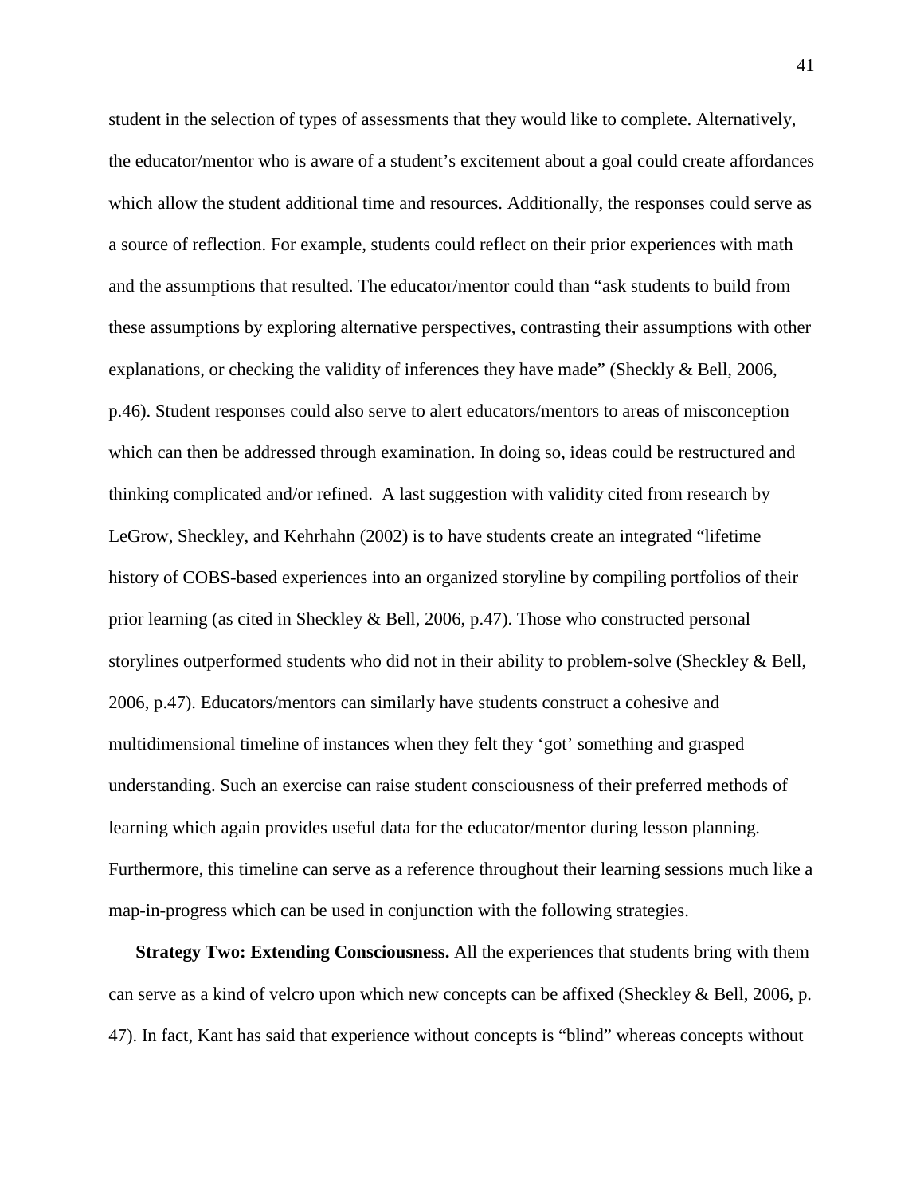student in the selection of types of assessments that they would like to complete. Alternatively, the educator/mentor who is aware of a student's excitement about a goal could create affordances which allow the student additional time and resources. Additionally, the responses could serve as a source of reflection. For example, students could reflect on their prior experiences with math and the assumptions that resulted. The educator/mentor could than "ask students to build from these assumptions by exploring alternative perspectives, contrasting their assumptions with other explanations, or checking the validity of inferences they have made" (Sheckly & Bell, 2006, p.46). Student responses could also serve to alert educators/mentors to areas of misconception which can then be addressed through examination. In doing so, ideas could be restructured and thinking complicated and/or refined.  A last suggestion with validity cited from research by LeGrow, Sheckley, and Kehrhahn (2002) is to have students create an integrated "lifetime history of COBS-based experiences into an organized storyline by compiling portfolios of their prior learning (as cited in Sheckley & Bell, 2006, p.47). Those who constructed personal storylines outperformed students who did not in their ability to problem-solve (Sheckley & Bell, 2006, p.47). Educators/mentors can similarly have students construct a cohesive and multidimensional timeline of instances when they felt they 'got' something and grasped understanding. Such an exercise can raise student consciousness of their preferred methods of learning which again provides useful data for the educator/mentor during lesson planning. Furthermore, this timeline can serve as a reference throughout their learning sessions much like a map-in-progress which can be used in conjunction with the following strategies.

**Strategy Two: Extending Consciousness.** All the experiences that students bring with them can serve as a kind of velcro upon which new concepts can be affixed (Sheckley & Bell, 2006, p. 47). In fact, Kant has said that experience without concepts is "blind" whereas concepts without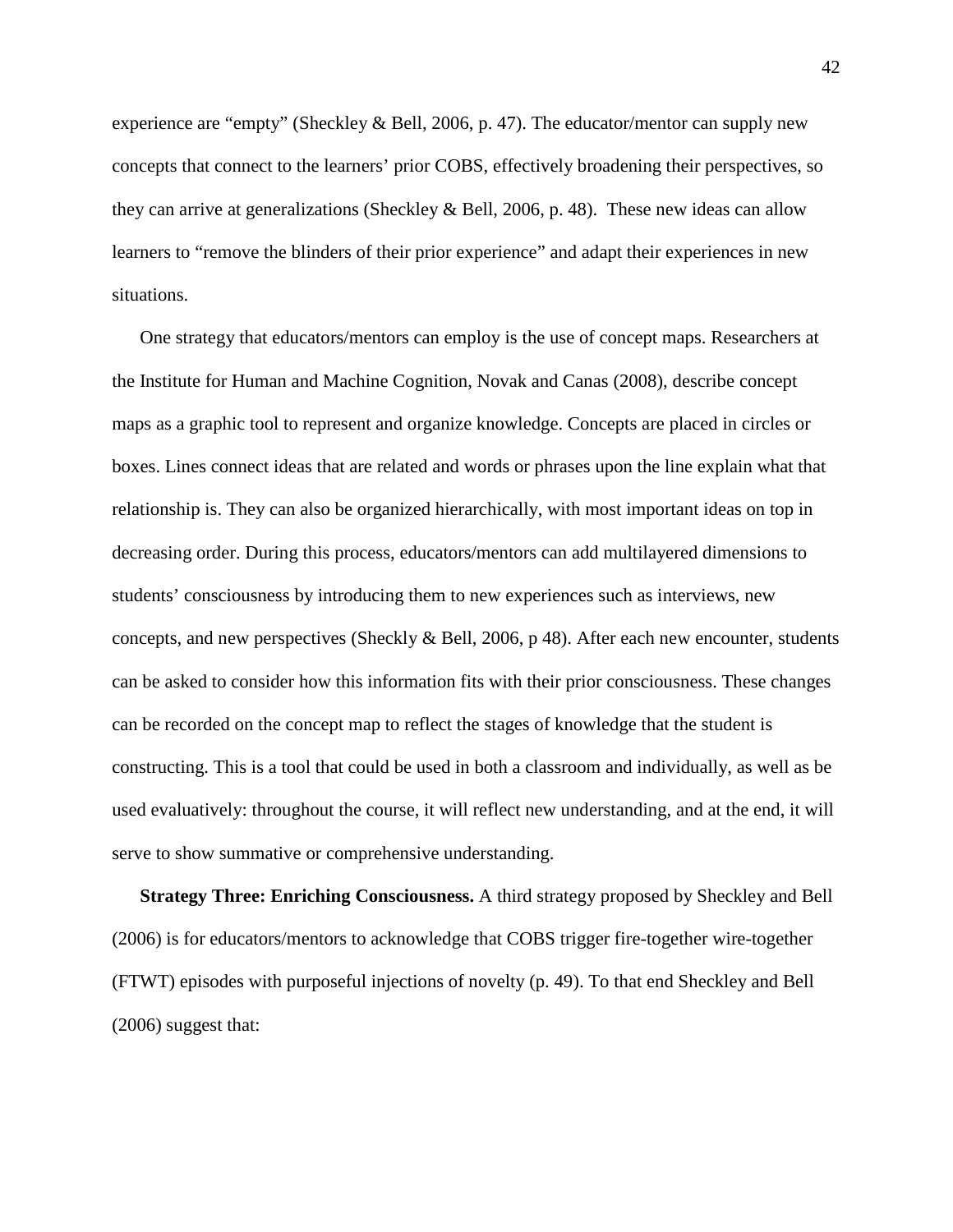experience are "empty" (Sheckley & Bell, 2006, p. 47). The educator/mentor can supply new concepts that connect to the learners' prior COBS, effectively broadening their perspectives, so they can arrive at generalizations (Sheckley & Bell, 2006, p. 48). These new ideas can allow learners to "remove the blinders of their prior experience" and adapt their experiences in new situations.

One strategy that educators/mentors can employ is the use of concept maps. Researchers at the Institute for Human and Machine Cognition, Novak and Canas (2008), describe concept maps as a graphic tool to represent and organize knowledge. Concepts are placed in circles or boxes. Lines connect ideas that are related and words or phrases upon the line explain what that relationship is. They can also be organized hierarchically, with most important ideas on top in decreasing order. During this process, educators/mentors can add multilayered dimensions to students' consciousness by introducing them to new experiences such as interviews, new concepts, and new perspectives (Sheckly & Bell, 2006, p 48). After each new encounter, students can be asked to consider how this information fits with their prior consciousness. These changes can be recorded on the concept map to reflect the stages of knowledge that the student is constructing. This is a tool that could be used in both a classroom and individually, as well as be used evaluatively: throughout the course, it will reflect new understanding, and at the end, it will serve to show summative or comprehensive understanding.

**Strategy Three: Enriching Consciousness.** A third strategy proposed by Sheckley and Bell (2006) is for educators/mentors to acknowledge that COBS trigger fire-together wire-together (FTWT) episodes with purposeful injections of novelty (p. 49). To that end Sheckley and Bell (2006) suggest that: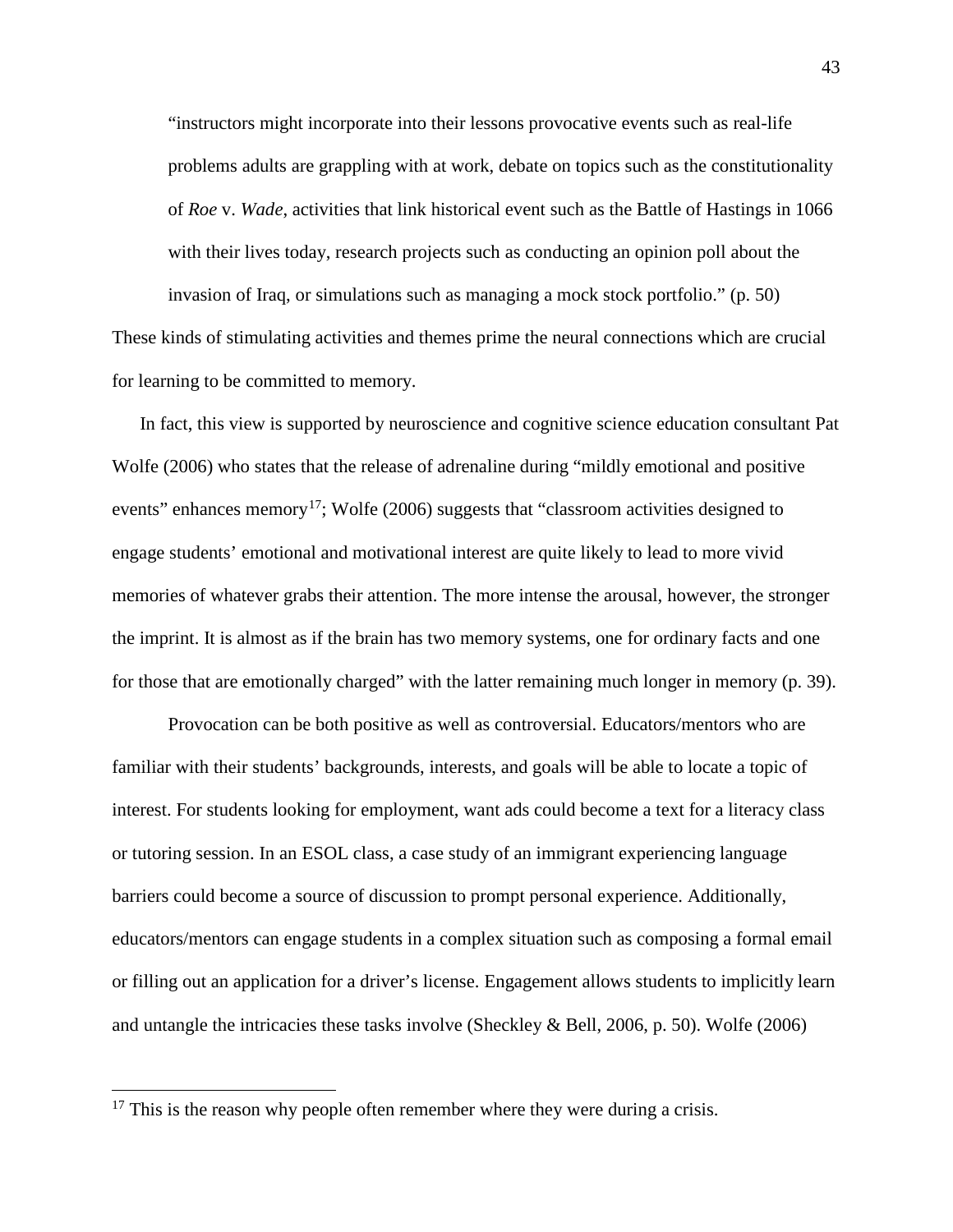> "instructors might incorporate into their lessons provocative events such as real-life problems adults are grappling with at work, debate on topics such as the constitutionality of *Roe* v. *Wade*, activities that link historical event such as the Battle of Hastings in 1066 with their lives today, research projects such as conducting an opinion poll about the invasion of Iraq, or simulations such as managing a mock stock portfolio." (p. 50)

These kinds of stimulating activities and themes prime the neural connections which are crucial for learning to be committed to memory.

In fact, this view is supported by neuroscience and cognitive science education consultant Pat Wolfe (2006) who states that the release of adrenaline during "mildly emotional and positive events" enhances memory[17]; Wolfe (2006) suggests that "classroom activities designed to engage students' emotional and motivational interest are quite likely to lead to more vivid memories of whatever grabs their attention. The more intense the arousal, however, the stronger the imprint. It is almost as if the brain has two memory systems, one for ordinary facts and one for those that are emotionally charged" with the latter remaining much longer in memory (p. 39).

Provocation can be both positive as well as controversial. Educators/mentors who are familiar with their students' backgrounds, interests, and goals will be able to locate a topic of interest. For students looking for employment, want ads could become a text for a literacy class or tutoring session. In an ESOL class, a case study of an immigrant experiencing language barriers could become a source of discussion to prompt personal experience. Additionally, educators/mentors can engage students in a complex situation such as composing a formal email or filling out an application for a driver's license. Engagement allows students to implicitly learn and untangle the intricacies these tasks involve (Sheckley & Bell, 2006, p. 50). Wolfe (2006)

---

[17] This is the reason why people often remember where they were during a crisis.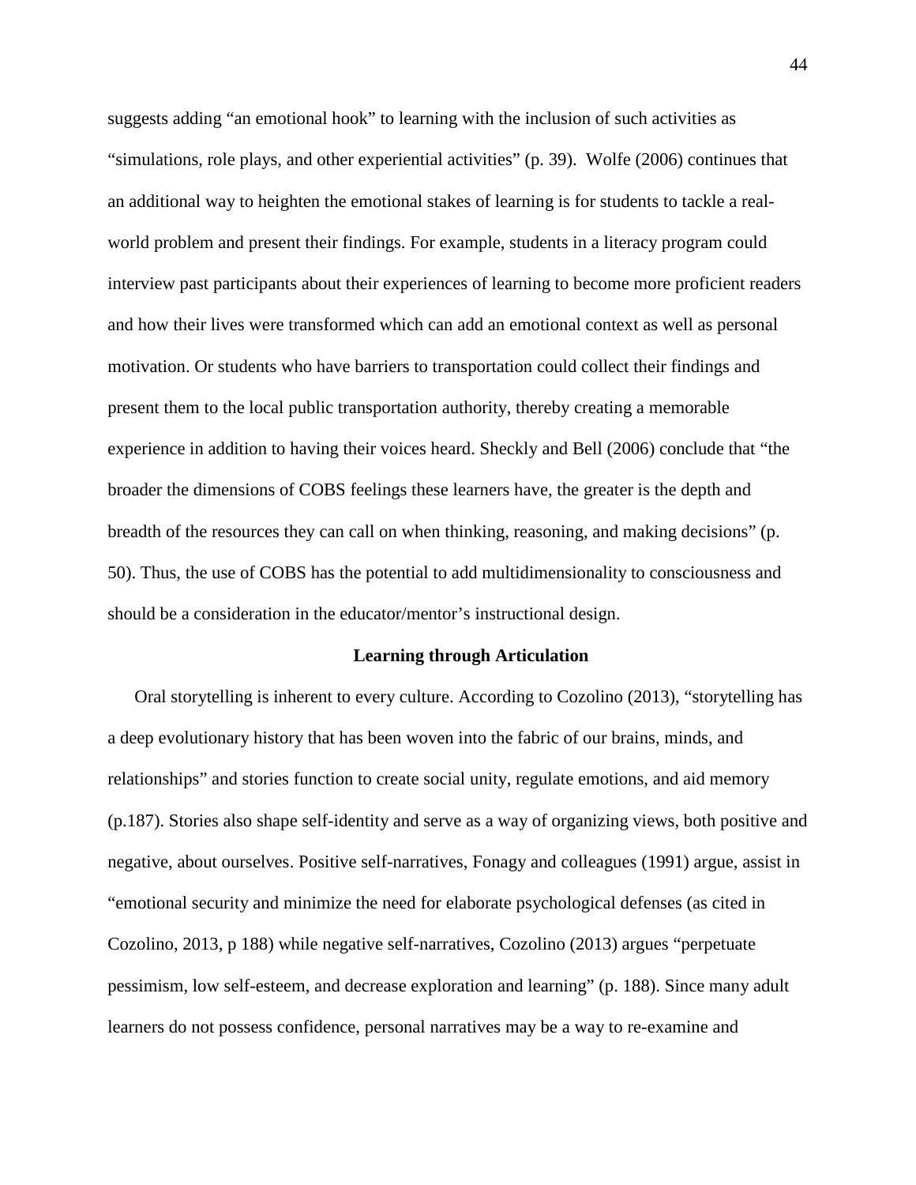suggests adding "an emotional hook" to learning with the inclusion of such activities as "simulations, role plays, and other experiential activities" (p. 39). Wolfe (2006) continues that an additional way to heighten the emotional stakes of learning is for students to tackle a real-world problem and present their findings. For example, students in a literacy program could interview past participants about their experiences of learning to become more proficient readers and how their lives were transformed which can add an emotional context as well as personal motivation. Or students who have barriers to transportation could collect their findings and present them to the local public transportation authority, thereby creating a memorable experience in addition to having their voices heard. Sheckly and Bell (2006) conclude that "the broader the dimensions of COBS feelings these learners have, the greater is the depth and breadth of the resources they can call on when thinking, reasoning, and making decisions" (p. 50). Thus, the use of COBS has the potential to add multidimensionality to consciousness and should be a consideration in the educator/mentor's instructional design.

## Learning through Articulation

Oral storytelling is inherent to every culture. According to Cozolino (2013), "storytelling has a deep evolutionary history that has been woven into the fabric of our brains, minds, and relationships" and stories function to create social unity, regulate emotions, and aid memory (p.187). Stories also shape self-identity and serve as a way of organizing views, both positive and negative, about ourselves. Positive self-narratives, Fonagy and colleagues (1991) argue, assist in "emotional security and minimize the need for elaborate psychological defenses (as cited in Cozolino, 2013, p 188) while negative self-narratives, Cozolino (2013) argues "perpetuate pessimism, low self-esteem, and decrease exploration and learning" (p. 188). Since many adult learners do not possess confidence, personal narratives may be a way to re-examine and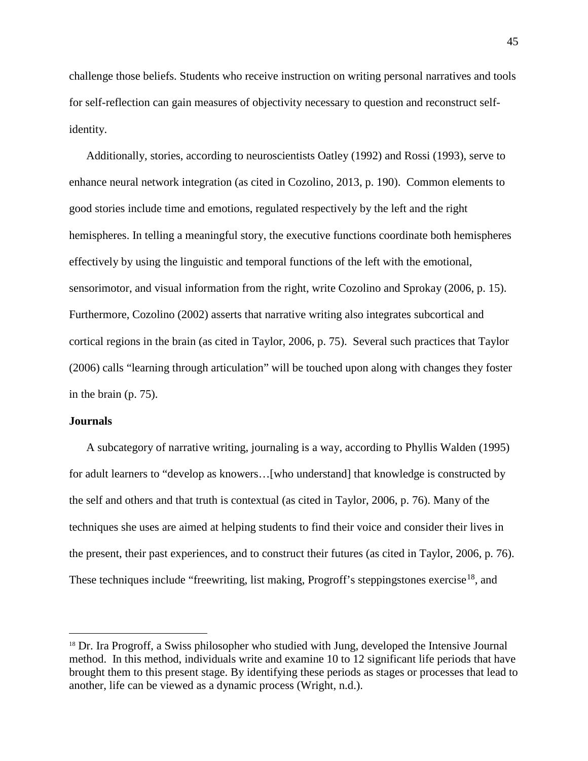challenge those beliefs. Students who receive instruction on writing personal narratives and tools for self-reflection can gain measures of objectivity necessary to question and reconstruct self-identity.

Additionally, stories, according to neuroscientists Oatley (1992) and Rossi (1993), serve to enhance neural network integration (as cited in Cozolino, 2013, p. 190). Common elements to good stories include time and emotions, regulated respectively by the left and the right hemispheres. In telling a meaningful story, the executive functions coordinate both hemispheres effectively by using the linguistic and temporal functions of the left with the emotional, sensorimotor, and visual information from the right, write Cozolino and Sprokay (2006, p. 15). Furthermore, Cozolino (2002) asserts that narrative writing also integrates subcortical and cortical regions in the brain (as cited in Taylor, 2006, p. 75). Several such practices that Taylor (2006) calls "learning through articulation" will be touched upon along with changes they foster in the brain (p. 75).

**Journals**

A subcategory of narrative writing, journaling is a way, according to Phyllis Walden (1995) for adult learners to "develop as knowers…[who understand] that knowledge is constructed by the self and others and that truth is contextual (as cited in Taylor, 2006, p. 76). Many of the techniques she uses are aimed at helping students to find their voice and consider their lives in the present, their past experiences, and to construct their futures (as cited in Taylor, 2006, p. 76). These techniques include "freewriting, list making, Progroff's steppingstones exercise[18], and

---

[18] Dr. Ira Progroff, a Swiss philosopher who studied with Jung, developed the Intensive Journal method. In this method, individuals write and examine 10 to 12 significant life periods that have brought them to this present stage. By identifying these periods as stages or processes that lead to another, life can be viewed as a dynamic process (Wright, n.d.).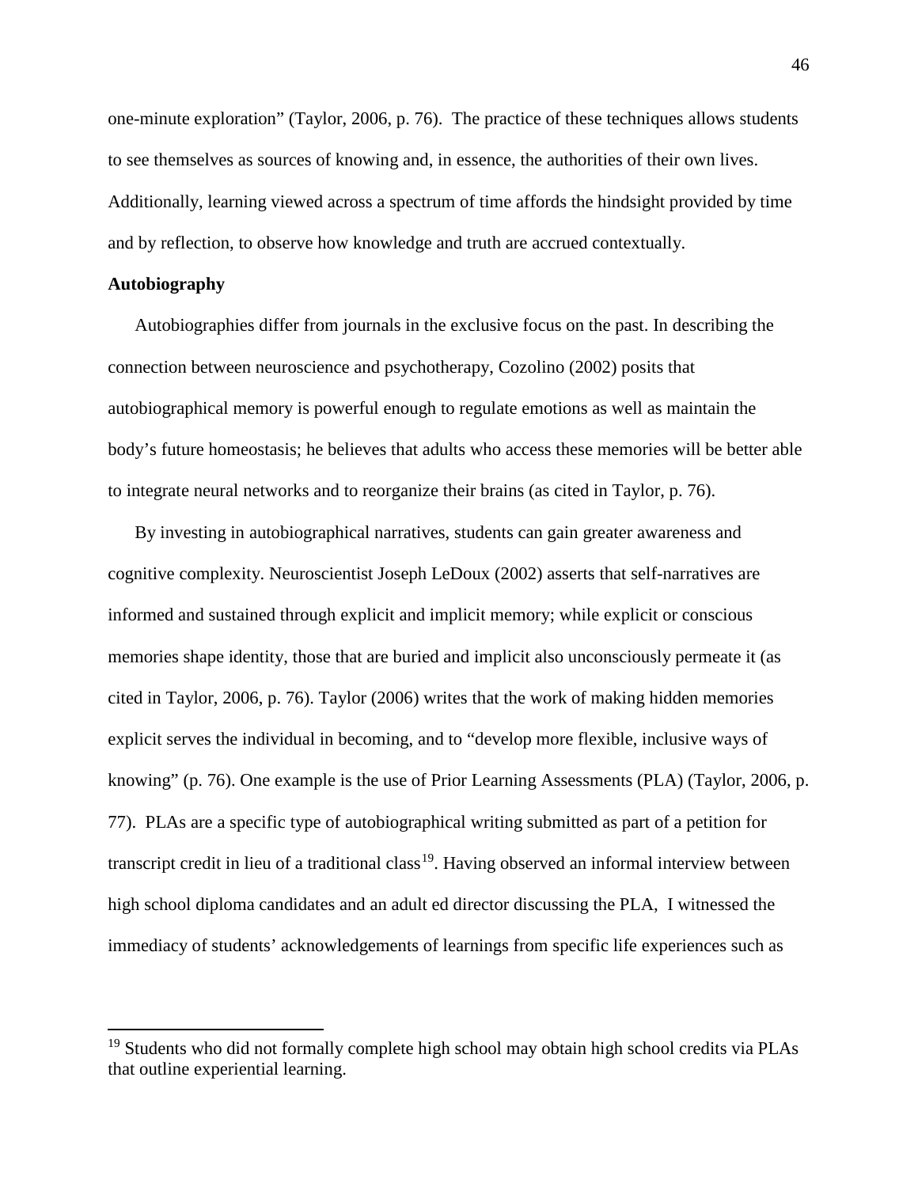one-minute exploration" (Taylor, 2006, p. 76). The practice of these techniques allows students to see themselves as sources of knowing and, in essence, the authorities of their own lives. Additionally, learning viewed across a spectrum of time affords the hindsight provided by time and by reflection, to observe how knowledge and truth are accrued contextually.

**Autobiography**

Autobiographies differ from journals in the exclusive focus on the past. In describing the connection between neuroscience and psychotherapy, Cozolino (2002) posits that autobiographical memory is powerful enough to regulate emotions as well as maintain the body's future homeostasis; he believes that adults who access these memories will be better able to integrate neural networks and to reorganize their brains (as cited in Taylor, p. 76).

By investing in autobiographical narratives, students can gain greater awareness and cognitive complexity. Neuroscientist Joseph LeDoux (2002) asserts that self-narratives are informed and sustained through explicit and implicit memory; while explicit or conscious memories shape identity, those that are buried and implicit also unconsciously permeate it (as cited in Taylor, 2006, p. 76). Taylor (2006) writes that the work of making hidden memories explicit serves the individual in becoming, and to "develop more flexible, inclusive ways of knowing" (p. 76). One example is the use of Prior Learning Assessments (PLA) (Taylor, 2006, p. 77). PLAs are a specific type of autobiographical writing submitted as part of a petition for transcript credit in lieu of a traditional class[19]. Having observed an informal interview between high school diploma candidates and an adult ed director discussing the PLA, I witnessed the immediacy of students' acknowledgements of learnings from specific life experiences such as

[19] Students who did not formally complete high school may obtain high school credits via PLAs that outline experiential learning.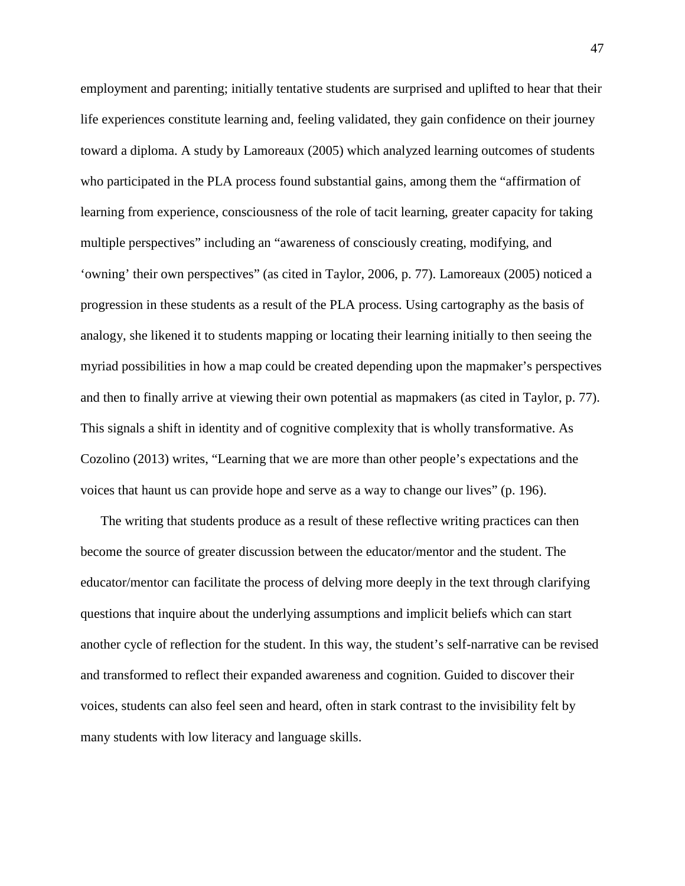employment and parenting; initially tentative students are surprised and uplifted to hear that their life experiences constitute learning and, feeling validated, they gain confidence on their journey toward a diploma. A study by Lamoreaux (2005) which analyzed learning outcomes of students who participated in the PLA process found substantial gains, among them the "affirmation of learning from experience, consciousness of the role of tacit learning, greater capacity for taking multiple perspectives" including an "awareness of consciously creating, modifying, and 'owning' their own perspectives" (as cited in Taylor, 2006, p. 77). Lamoreaux (2005) noticed a progression in these students as a result of the PLA process. Using cartography as the basis of analogy, she likened it to students mapping or locating their learning initially to then seeing the myriad possibilities in how a map could be created depending upon the mapmaker's perspectives and then to finally arrive at viewing their own potential as mapmakers (as cited in Taylor, p. 77). This signals a shift in identity and of cognitive complexity that is wholly transformative. As Cozolino (2013) writes, "Learning that we are more than other people's expectations and the voices that haunt us can provide hope and serve as a way to change our lives" (p. 196).

The writing that students produce as a result of these reflective writing practices can then become the source of greater discussion between the educator/mentor and the student. The educator/mentor can facilitate the process of delving more deeply in the text through clarifying questions that inquire about the underlying assumptions and implicit beliefs which can start another cycle of reflection for the student. In this way, the student's self-narrative can be revised and transformed to reflect their expanded awareness and cognition. Guided to discover their voices, students can also feel seen and heard, often in stark contrast to the invisibility felt by many students with low literacy and language skills.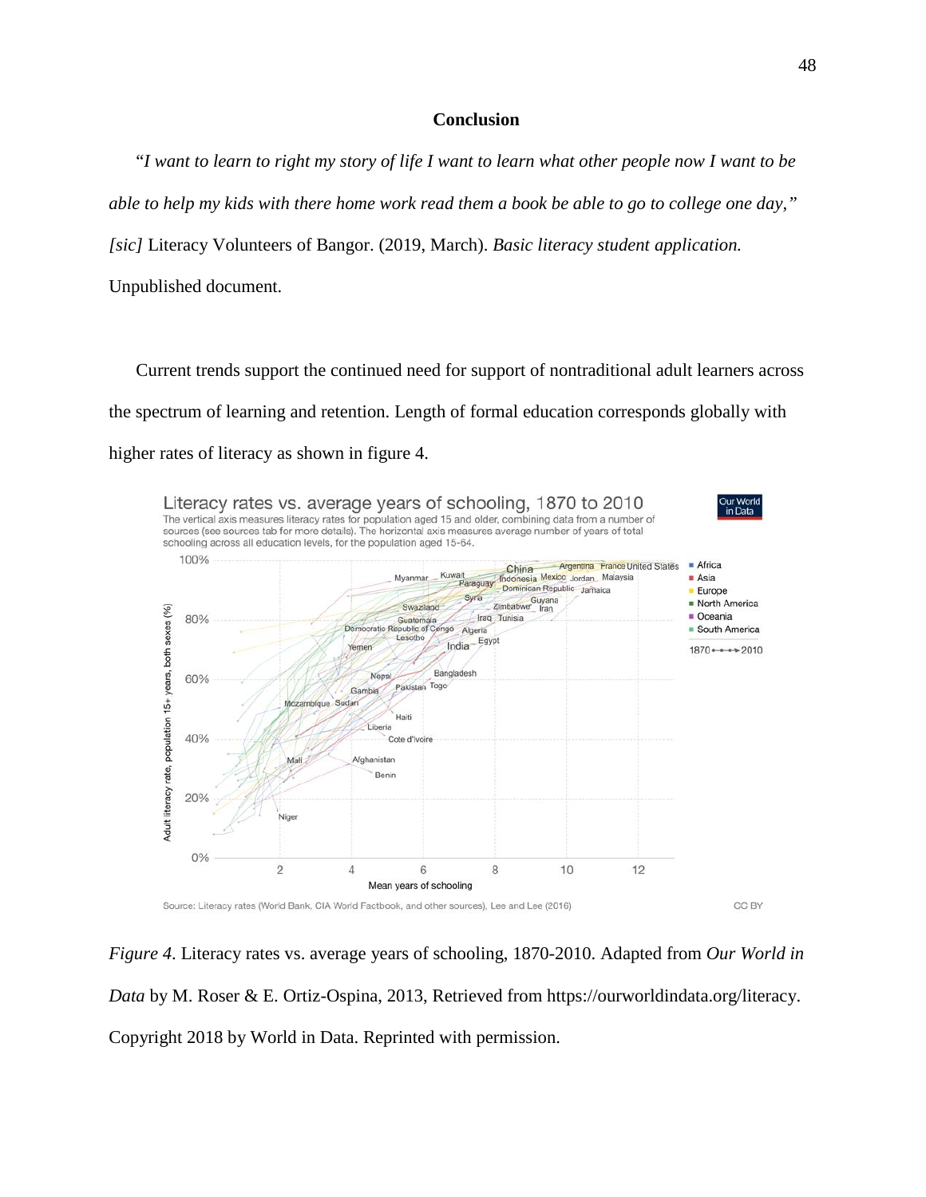## Conclusion

"*I want to learn to right my story of life I want to learn what other people now I want to be able to help my kids with there home work read them a book be able to go to college one day,*" *[sic]* Literacy Volunteers of Bangor. (2019, March). *Basic literacy student application.* Unpublished document.

Current trends support the continued need for support of nontraditional adult learners across the spectrum of learning and retention. Length of formal education corresponds globally with higher rates of literacy as shown in figure 4.

*Figure 4*. Literacy rates vs. average years of schooling, 1870-2010. Adapted from *Our World in Data* by M. Roser & E. Ortiz-Ospina, 2013, Retrieved from https://ourworldindata.org/literacy. Copyright 2018 by World in Data. Reprinted with permission.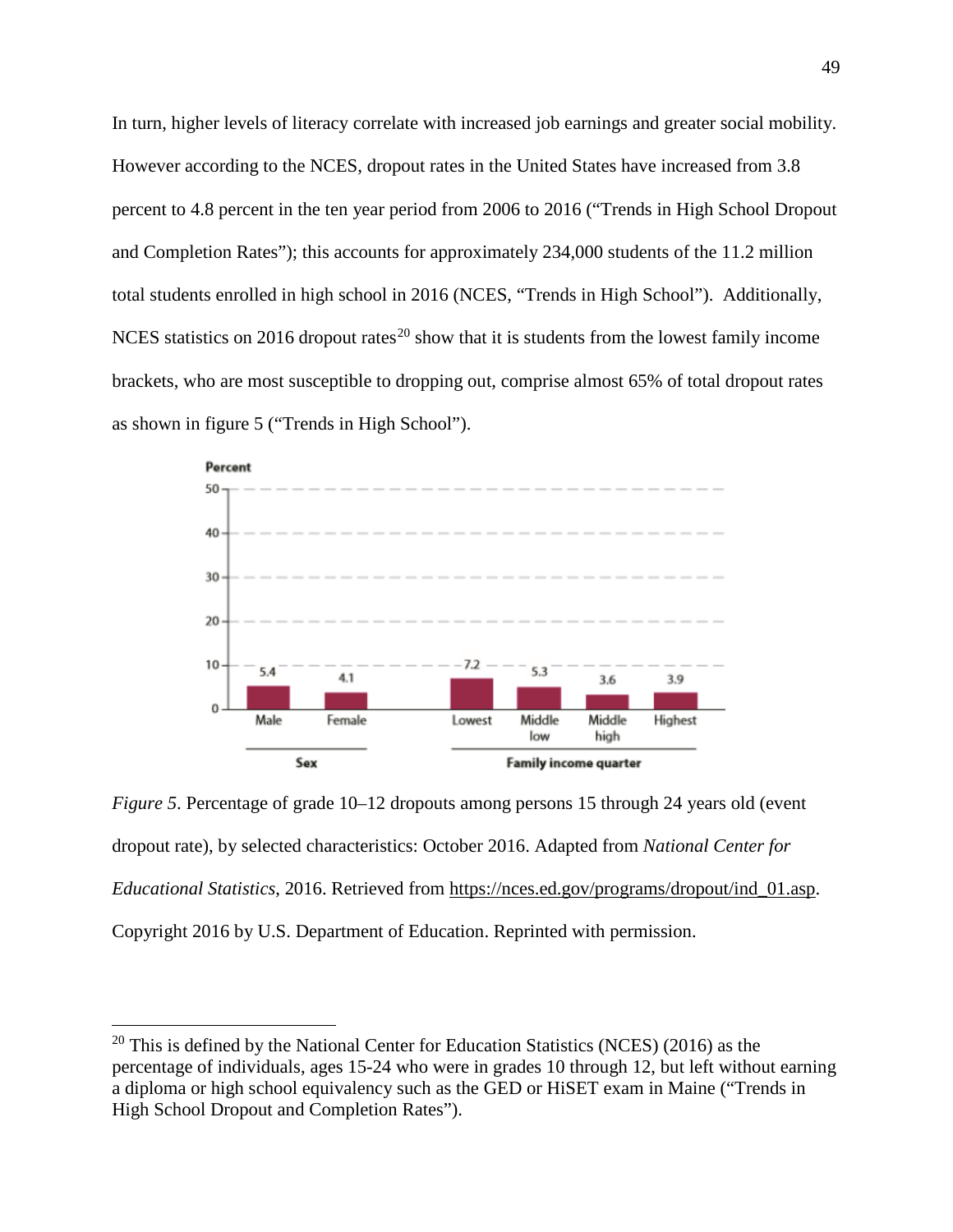In turn, higher levels of literacy correlate with increased job earnings and greater social mobility. However according to the NCES, dropout rates in the United States have increased from 3.8 percent to 4.8 percent in the ten year period from 2006 to 2016 ("Trends in High School Dropout and Completion Rates"); this accounts for approximately 234,000 students of the 11.2 million total students enrolled in high school in 2016 (NCES, "Trends in High School"). Additionally, NCES statistics on 2016 dropout rates[20] show that it is students from the lowest family income brackets, who are most susceptible to dropping out, comprise almost 65% of total dropout rates as shown in figure 5 ("Trends in High School").

| Sex | | Family income quarter | | | |
|---|---|---|---|---|---|
| Male | Female | Lowest | Middle low | Middle high | Highest |
| 5.4 | 4.1 | 7.2 | 5.3 | 3.6 | 3.9 |

*Figure 5*. Percentage of grade 10–12 dropouts among persons 15 through 24 years old (event dropout rate), by selected characteristics: October 2016. Adapted from *National Center for Educational Statistics*, 2016. Retrieved from https://nces.ed.gov/programs/dropout/ind_01.asp. Copyright 2016 by U.S. Department of Education. Reprinted with permission.

[20] This is defined by the National Center for Education Statistics (NCES) (2016) as the percentage of individuals, ages 15-24 who were in grades 10 through 12, but left without earning a diploma or high school equivalency such as the GED or HiSET exam in Maine ("Trends in High School Dropout and Completion Rates").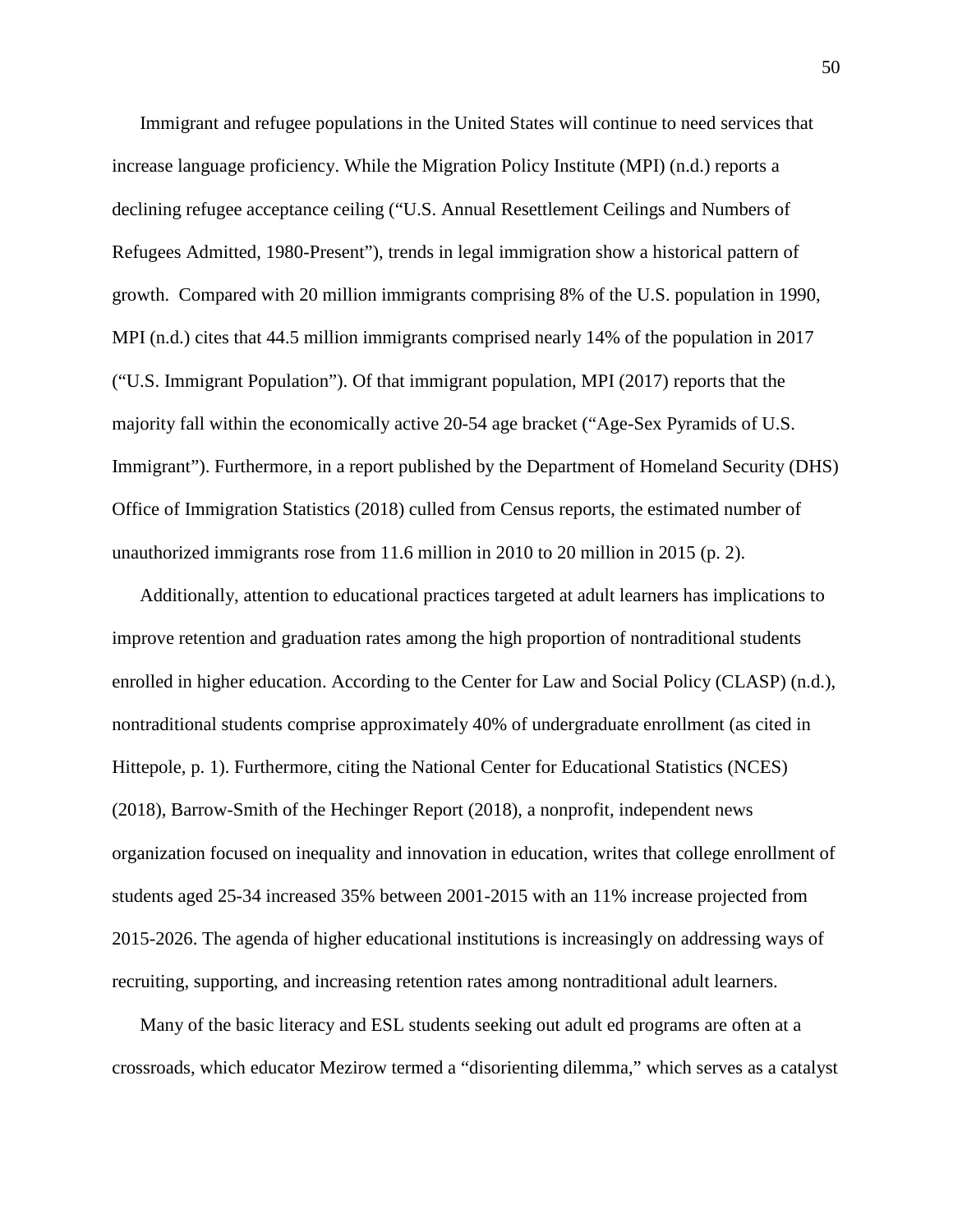Immigrant and refugee populations in the United States will continue to need services that increase language proficiency. While the Migration Policy Institute (MPI) (n.d.) reports a declining refugee acceptance ceiling ("U.S. Annual Resettlement Ceilings and Numbers of Refugees Admitted, 1980-Present"), trends in legal immigration show a historical pattern of growth. Compared with 20 million immigrants comprising 8% of the U.S. population in 1990, MPI (n.d.) cites that 44.5 million immigrants comprised nearly 14% of the population in 2017 ("U.S. Immigrant Population"). Of that immigrant population, MPI (2017) reports that the majority fall within the economically active 20-54 age bracket ("Age-Sex Pyramids of U.S. Immigrant"). Furthermore, in a report published by the Department of Homeland Security (DHS) Office of Immigration Statistics (2018) culled from Census reports, the estimated number of unauthorized immigrants rose from 11.6 million in 2010 to 20 million in 2015 (p. 2).

Additionally, attention to educational practices targeted at adult learners has implications to improve retention and graduation rates among the high proportion of nontraditional students enrolled in higher education. According to the Center for Law and Social Policy (CLASP) (n.d.), nontraditional students comprise approximately 40% of undergraduate enrollment (as cited in Hittepole, p. 1). Furthermore, citing the National Center for Educational Statistics (NCES) (2018), Barrow-Smith of the Hechinger Report (2018), a nonprofit, independent news organization focused on inequality and innovation in education, writes that college enrollment of students aged 25-34 increased 35% between 2001-2015 with an 11% increase projected from 2015-2026. The agenda of higher educational institutions is increasingly on addressing ways of recruiting, supporting, and increasing retention rates among nontraditional adult learners.

Many of the basic literacy and ESL students seeking out adult ed programs are often at a crossroads, which educator Mezirow termed a "disorienting dilemma," which serves as a catalyst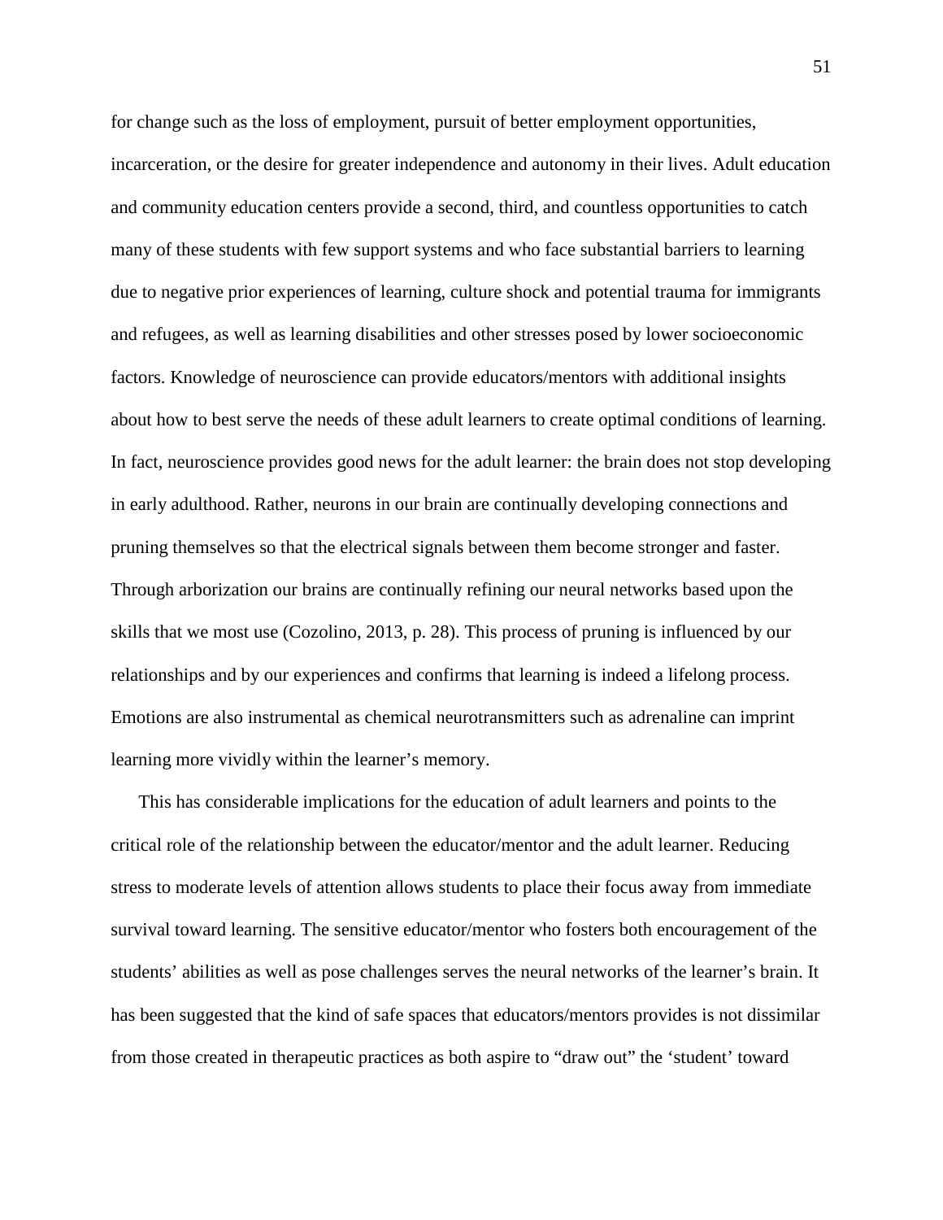for change such as the loss of employment, pursuit of better employment opportunities, incarceration, or the desire for greater independence and autonomy in their lives. Adult education and community education centers provide a second, third, and countless opportunities to catch many of these students with few support systems and who face substantial barriers to learning due to negative prior experiences of learning, culture shock and potential trauma for immigrants and refugees, as well as learning disabilities and other stresses posed by lower socioeconomic factors. Knowledge of neuroscience can provide educators/mentors with additional insights about how to best serve the needs of these adult learners to create optimal conditions of learning. In fact, neuroscience provides good news for the adult learner: the brain does not stop developing in early adulthood. Rather, neurons in our brain are continually developing connections and pruning themselves so that the electrical signals between them become stronger and faster. Through arborization our brains are continually refining our neural networks based upon the skills that we most use (Cozolino, 2013, p. 28). This process of pruning is influenced by our relationships and by our experiences and confirms that learning is indeed a lifelong process. Emotions are also instrumental as chemical neurotransmitters such as adrenaline can imprint learning more vividly within the learner's memory.

This has considerable implications for the education of adult learners and points to the critical role of the relationship between the educator/mentor and the adult learner. Reducing stress to moderate levels of attention allows students to place their focus away from immediate survival toward learning. The sensitive educator/mentor who fosters both encouragement of the students' abilities as well as pose challenges serves the neural networks of the learner's brain. It has been suggested that the kind of safe spaces that educators/mentors provides is not dissimilar from those created in therapeutic practices as both aspire to "draw out" the 'student' toward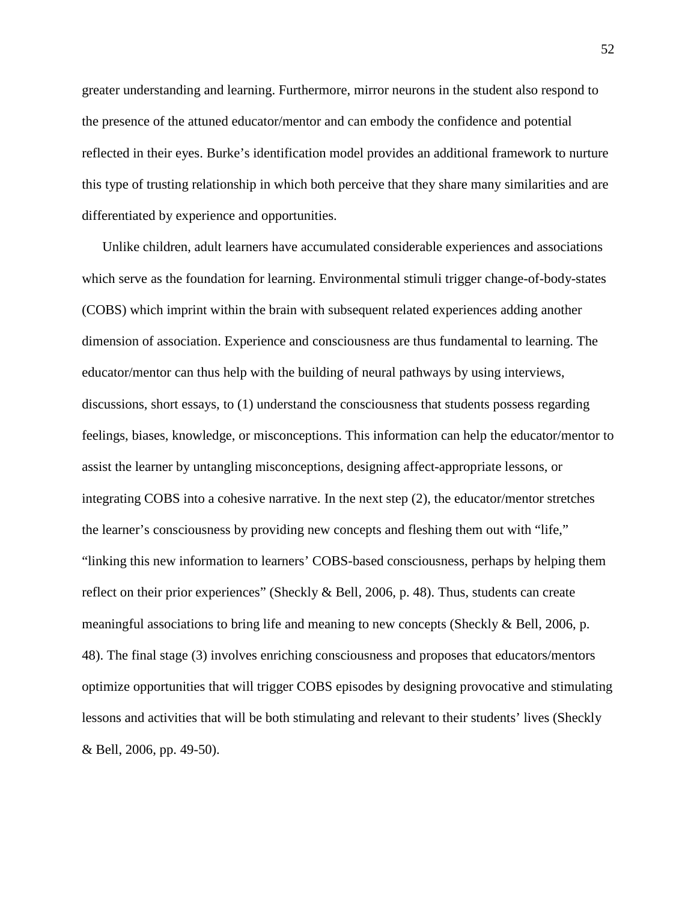greater understanding and learning. Furthermore, mirror neurons in the student also respond to the presence of the attuned educator/mentor and can embody the confidence and potential reflected in their eyes. Burke's identification model provides an additional framework to nurture this type of trusting relationship in which both perceive that they share many similarities and are differentiated by experience and opportunities.

Unlike children, adult learners have accumulated considerable experiences and associations which serve as the foundation for learning. Environmental stimuli trigger change-of-body-states (COBS) which imprint within the brain with subsequent related experiences adding another dimension of association. Experience and consciousness are thus fundamental to learning. The educator/mentor can thus help with the building of neural pathways by using interviews, discussions, short essays, to (1) understand the consciousness that students possess regarding feelings, biases, knowledge, or misconceptions. This information can help the educator/mentor to assist the learner by untangling misconceptions, designing affect-appropriate lessons, or integrating COBS into a cohesive narrative. In the next step (2), the educator/mentor stretches the learner's consciousness by providing new concepts and fleshing them out with "life," "linking this new information to learners' COBS-based consciousness, perhaps by helping them reflect on their prior experiences" (Sheckly & Bell, 2006, p. 48). Thus, students can create meaningful associations to bring life and meaning to new concepts (Sheckly & Bell, 2006, p. 48). The final stage (3) involves enriching consciousness and proposes that educators/mentors optimize opportunities that will trigger COBS episodes by designing provocative and stimulating lessons and activities that will be both stimulating and relevant to their students' lives (Sheckly & Bell, 2006, pp. 49-50).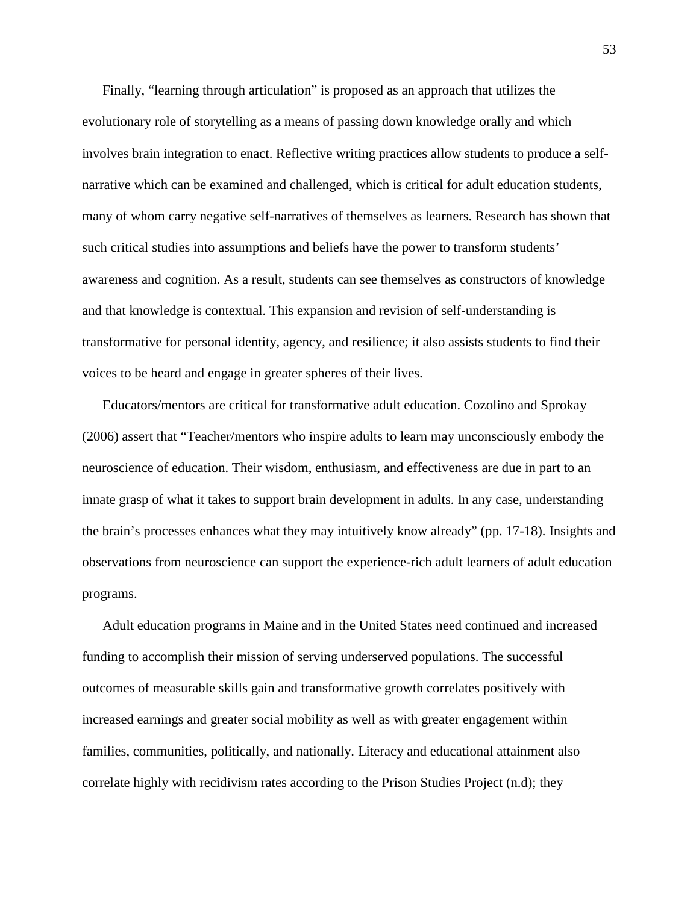Finally, "learning through articulation" is proposed as an approach that utilizes the evolutionary role of storytelling as a means of passing down knowledge orally and which involves brain integration to enact. Reflective writing practices allow students to produce a self-narrative which can be examined and challenged, which is critical for adult education students, many of whom carry negative self-narratives of themselves as learners. Research has shown that such critical studies into assumptions and beliefs have the power to transform students' awareness and cognition. As a result, students can see themselves as constructors of knowledge and that knowledge is contextual. This expansion and revision of self-understanding is transformative for personal identity, agency, and resilience; it also assists students to find their voices to be heard and engage in greater spheres of their lives.

Educators/mentors are critical for transformative adult education. Cozolino and Sprokay (2006) assert that "Teacher/mentors who inspire adults to learn may unconsciously embody the neuroscience of education. Their wisdom, enthusiasm, and effectiveness are due in part to an innate grasp of what it takes to support brain development in adults. In any case, understanding the brain's processes enhances what they may intuitively know already" (pp. 17-18). Insights and observations from neuroscience can support the experience-rich adult learners of adult education programs.

Adult education programs in Maine and in the United States need continued and increased funding to accomplish their mission of serving underserved populations. The successful outcomes of measurable skills gain and transformative growth correlates positively with increased earnings and greater social mobility as well as with greater engagement within families, communities, politically, and nationally. Literacy and educational attainment also correlate highly with recidivism rates according to the Prison Studies Project (n.d); they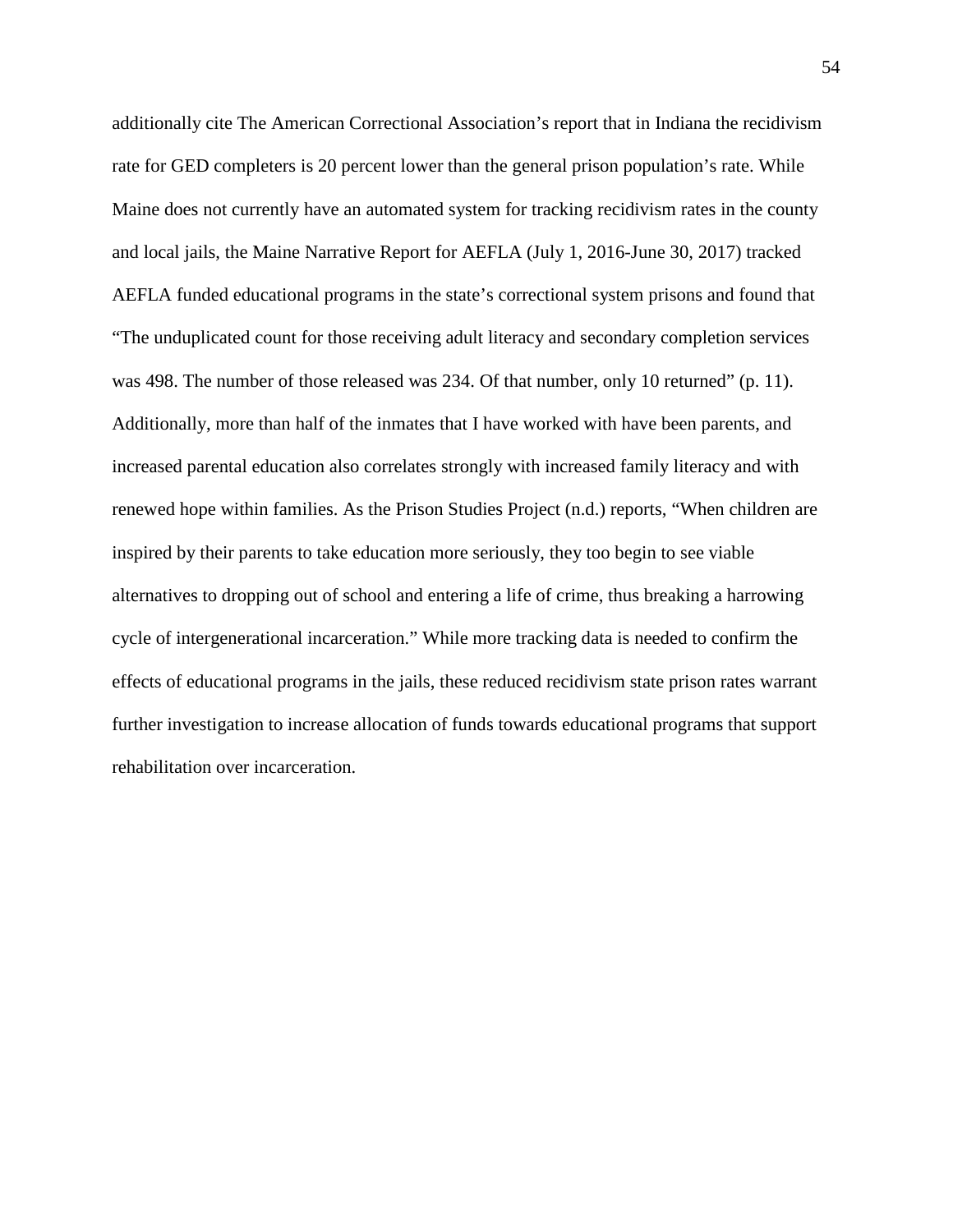additionally cite The American Correctional Association's report that in Indiana the recidivism rate for GED completers is 20 percent lower than the general prison population's rate. While Maine does not currently have an automated system for tracking recidivism rates in the county and local jails, the Maine Narrative Report for AEFLA (July 1, 2016-June 30, 2017) tracked AEFLA funded educational programs in the state's correctional system prisons and found that "The unduplicated count for those receiving adult literacy and secondary completion services was 498. The number of those released was 234. Of that number, only 10 returned" (p. 11). Additionally, more than half of the inmates that I have worked with have been parents, and increased parental education also correlates strongly with increased family literacy and with renewed hope within families. As the Prison Studies Project (n.d.) reports, "When children are inspired by their parents to take education more seriously, they too begin to see viable alternatives to dropping out of school and entering a life of crime, thus breaking a harrowing cycle of intergenerational incarceration." While more tracking data is needed to confirm the effects of educational programs in the jails, these reduced recidivism state prison rates warrant further investigation to increase allocation of funds towards educational programs that support rehabilitation over incarceration.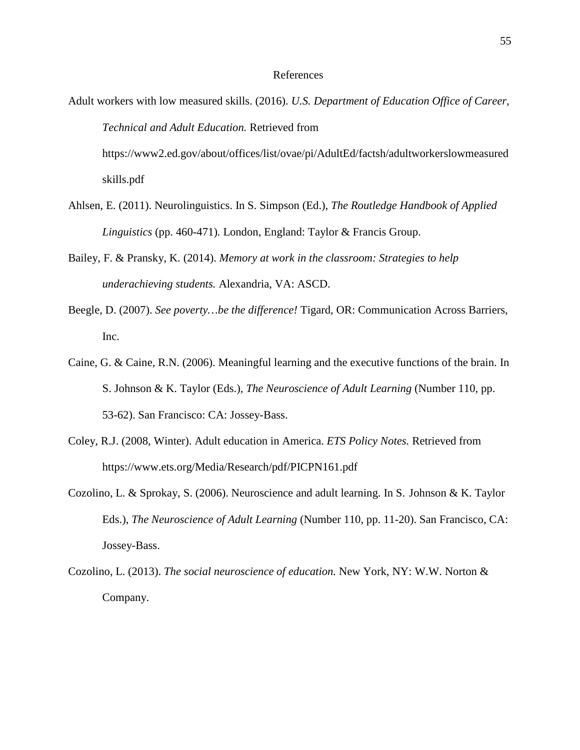# References

Adult workers with low measured skills. (2016). *U.S. Department of Education Office of Career, Technical and Adult Education.* Retrieved from https://www2.ed.gov/about/offices/list/ovae/pi/AdultEd/factsh/adultworkerslowmeasuredskills.pdf

Ahlsen, E. (2011). Neurolinguistics. In S. Simpson (Ed.), *The Routledge Handbook of Applied Linguistics* (pp. 460-471)*.* London, England: Taylor & Francis Group.

Bailey, F. & Pransky, K. (2014). *Memory at work in the classroom: Strategies to help underachieving students.* Alexandria, VA: ASCD.

Beegle, D. (2007). *See poverty…be the difference!* Tigard, OR: Communication Across Barriers, Inc.

Caine, G. & Caine, R.N. (2006). Meaningful learning and the executive functions of the brain. In S. Johnson & K. Taylor (Eds.), *The Neuroscience of Adult Learning* (Number 110, pp. 53-62). San Francisco: CA: Jossey-Bass.

Coley, R.J. (2008, Winter). Adult education in America. *ETS Policy Notes.* Retrieved from https://www.ets.org/Media/Research/pdf/PICPN161.pdf

Cozolino, L. & Sprokay, S. (2006). Neuroscience and adult learning. In S. Johnson & K. Taylor Eds.), *The Neuroscience of Adult Learning* (Number 110, pp. 11-20). San Francisco, CA: Jossey-Bass.

Cozolino, L. (2013). *The social neuroscience of education.* New York, NY: W.W. Norton & Company.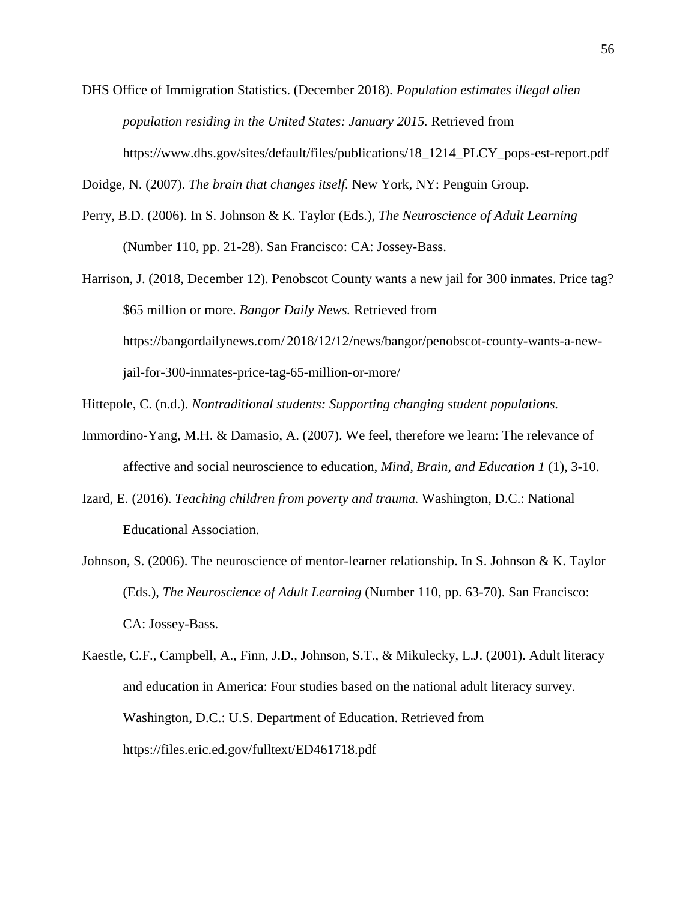DHS Office of Immigration Statistics. (December 2018). *Population estimates illegal alien population residing in the United States: January 2015.* Retrieved from https://www.dhs.gov/sites/default/files/publications/18_1214_PLCY_pops-est-report.pdf

Doidge, N. (2007). *The brain that changes itself.* New York, NY: Penguin Group.

Perry, B.D. (2006). In S. Johnson & K. Taylor (Eds.), *The Neuroscience of Adult Learning* (Number 110, pp. 21-28). San Francisco: CA: Jossey-Bass.

Harrison, J. (2018, December 12). Penobscot County wants a new jail for 300 inmates. Price tag? $65 million or more. *Bangor Daily News.* Retrieved from https://bangordailynews.com/ 2018/12/12/news/bangor/penobscot-county-wants-a-new-jail-for-300-inmates-price-tag-65-million-or-more/

Hittepole, C. (n.d.). *Nontraditional students: Supporting changing student populations.*

Immordino-Yang, M.H. & Damasio, A. (2007). We feel, therefore we learn: The relevance of affective and social neuroscience to education, *Mind, Brain, and Education 1* (1), 3-10.

Izard, E. (2016). *Teaching children from poverty and trauma.* Washington, D.C.: National Educational Association.

Johnson, S. (2006). The neuroscience of mentor-learner relationship. In S. Johnson & K. Taylor (Eds.), *The Neuroscience of Adult Learning* (Number 110, pp. 63-70). San Francisco: CA: Jossey-Bass.

Kaestle, C.F., Campbell, A., Finn, J.D., Johnson, S.T., & Mikulecky, L.J. (2001). Adult literacy and education in America: Four studies based on the national adult literacy survey. Washington, D.C.: U.S. Department of Education. Retrieved from https://files.eric.ed.gov/fulltext/ED461718.pdf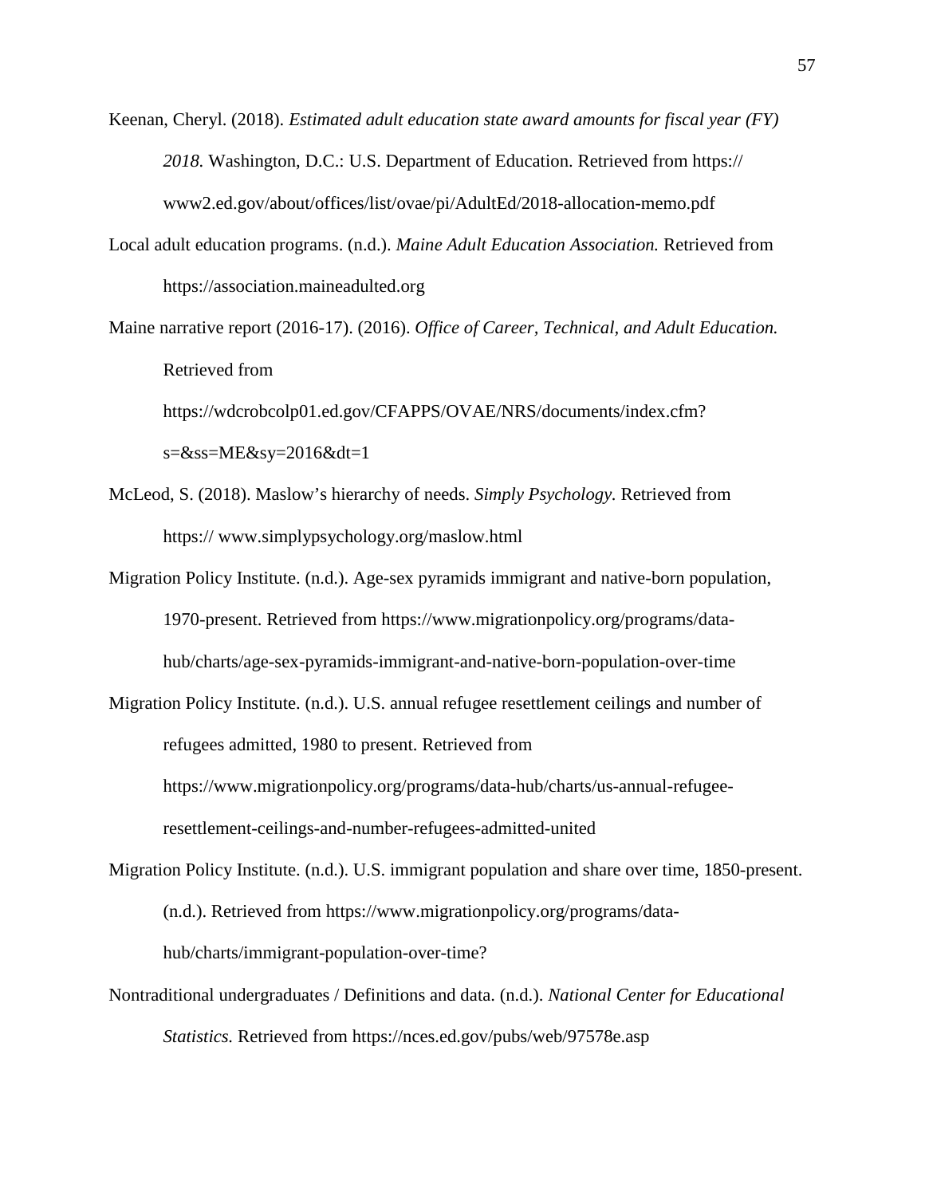Keenan, Cheryl. (2018). *Estimated adult education state award amounts for fiscal year (FY) 2018.* Washington, D.C.: U.S. Department of Education. Retrieved from https://www2.ed.gov/about/offices/list/ovae/pi/AdultEd/2018-allocation-memo.pdf

Local adult education programs. (n.d.). *Maine Adult Education Association.* Retrieved from https://association.maineadulted.org

Maine narrative report (2016-17). (2016). *Office of Career, Technical, and Adult Education.* Retrieved from https://wdcrobcolp01.ed.gov/CFAPPS/OVAE/NRS/documents/index.cfm?s=&ss=ME&sy=2016&dt=1

McLeod, S. (2018). Maslow's hierarchy of needs. *Simply Psychology.* Retrieved from https:// www.simplypsychology.org/maslow.html

Migration Policy Institute. (n.d.). Age-sex pyramids immigrant and native-born population, 1970-present. Retrieved from https://www.migrationpolicy.org/programs/data-hub/charts/age-sex-pyramids-immigrant-and-native-born-population-over-time

Migration Policy Institute. (n.d.). U.S. annual refugee resettlement ceilings and number of refugees admitted, 1980 to present. Retrieved from https://www.migrationpolicy.org/programs/data-hub/charts/us-annual-refugee-resettlement-ceilings-and-number-refugees-admitted-united

Migration Policy Institute. (n.d.). U.S. immigrant population and share over time, 1850-present. (n.d.). Retrieved from https://www.migrationpolicy.org/programs/data-hub/charts/immigrant-population-over-time?

Nontraditional undergraduates / Definitions and data. (n.d.). *National Center for Educational Statistics.* Retrieved from https://nces.ed.gov/pubs/web/97578e.asp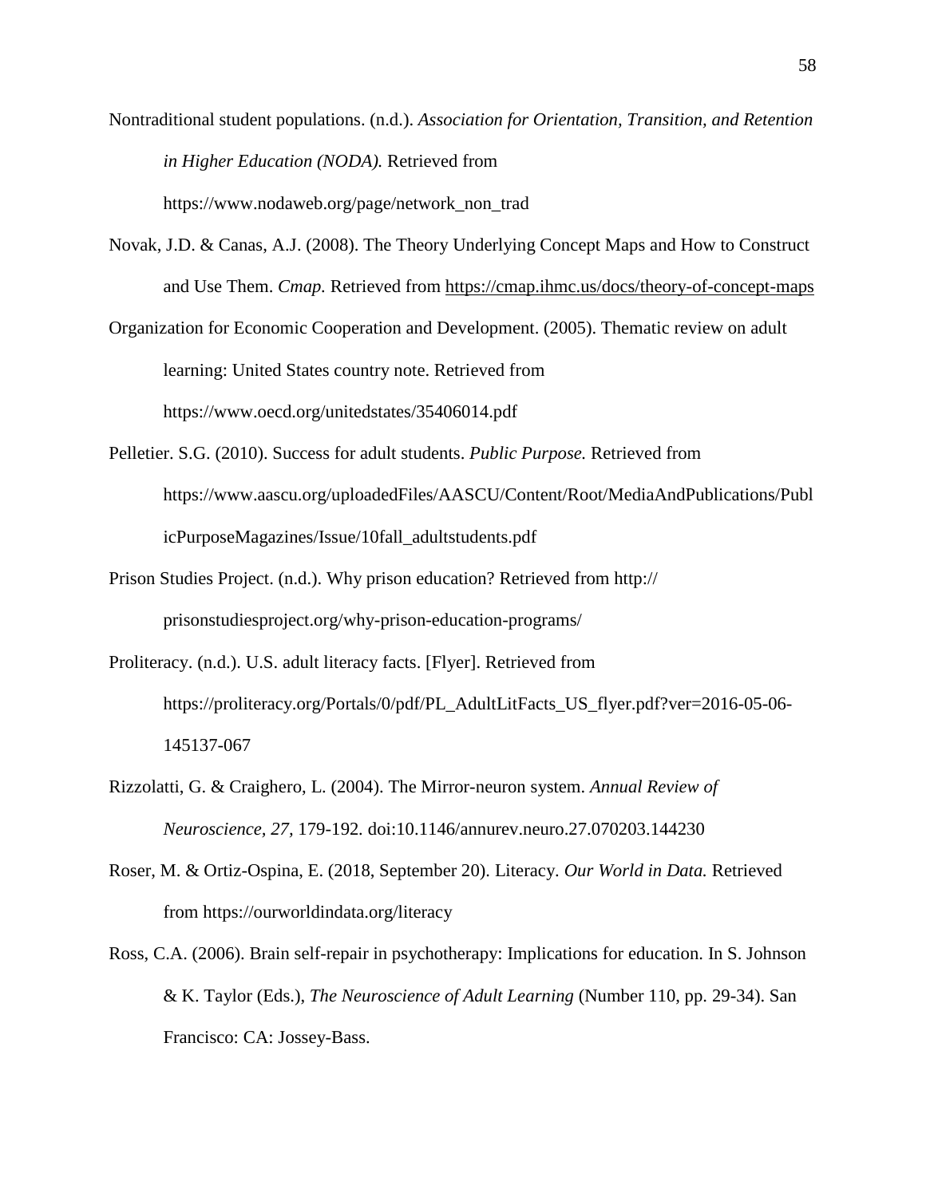Nontraditional student populations. (n.d.). *Association for Orientation, Transition, and Retention in Higher Education (NODA).* Retrieved from https://www.nodaweb.org/page/network_non_trad

Novak, J.D. & Canas, A.J. (2008). The Theory Underlying Concept Maps and How to Construct and Use Them. *Cmap.* Retrieved from https://cmap.ihmc.us/docs/theory-of-concept-maps

Organization for Economic Cooperation and Development. (2005). Thematic review on adult learning: United States country note. Retrieved from https://www.oecd.org/unitedstates/35406014.pdf

Pelletier. S.G. (2010). Success for adult students. *Public Purpose.* Retrieved from https://www.aascu.org/uploadedFiles/AASCU/Content/Root/MediaAndPublications/PublicPurposeMagazines/Issue/10fall_adultstudents.pdf

Prison Studies Project. (n.d.). Why prison education? Retrieved from http:// prisonstudiesproject.org/why-prison-education-programs/

Proliteracy. (n.d.). U.S. adult literacy facts. [Flyer]. Retrieved from https://proliteracy.org/Portals/0/pdf/PL_AdultLitFacts_US_flyer.pdf?ver=2016-05-06-145137-067

Rizzolatti, G. & Craighero, L. (2004). The Mirror-neuron system. *Annual Review of Neuroscience, 27,* 179-192. doi:10.1146/annurev.neuro.27.070203.144230

Roser, M. & Ortiz-Ospina, E. (2018, September 20). Literacy. *Our World in Data.* Retrieved from https://ourworldindata.org/literacy

Ross, C.A. (2006). Brain self-repair in psychotherapy: Implications for education. In S. Johnson & K. Taylor (Eds.), *The Neuroscience of Adult Learning* (Number 110, pp. 29-34). San Francisco: CA: Jossey-Bass.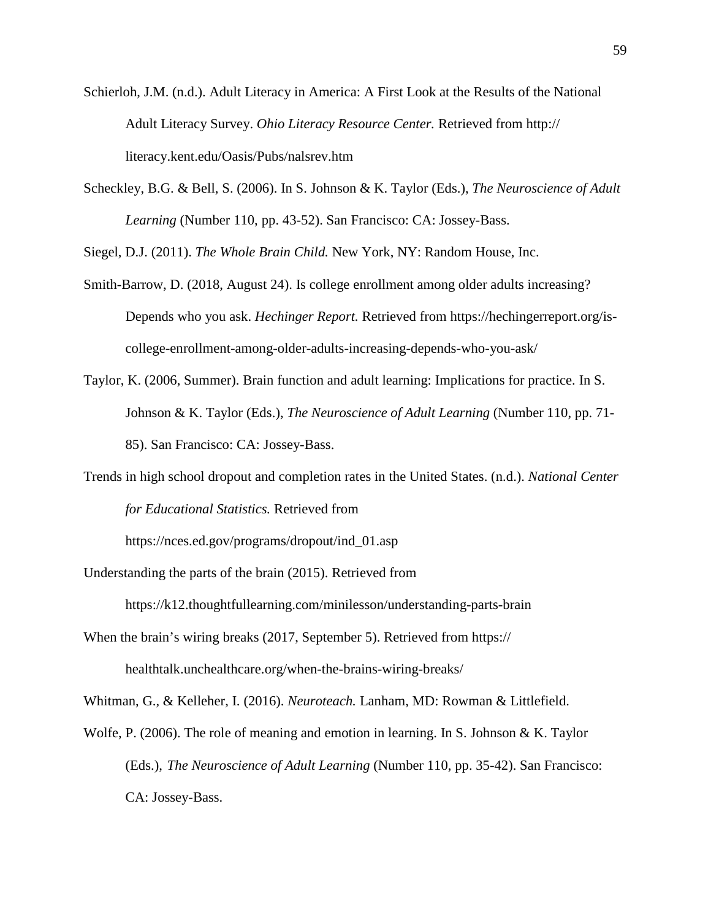Schierloh, J.M. (n.d.). Adult Literacy in America: A First Look at the Results of the National Adult Literacy Survey. *Ohio Literacy Resource Center.* Retrieved from http:// literacy.kent.edu/Oasis/Pubs/nalsrev.htm

Scheckley, B.G. & Bell, S. (2006). In S. Johnson & K. Taylor (Eds.), *The Neuroscience of Adult Learning* (Number 110, pp. 43-52). San Francisco: CA: Jossey-Bass.

Siegel, D.J. (2011). *The Whole Brain Child.* New York, NY: Random House, Inc.

Smith-Barrow, D. (2018, August 24). Is college enrollment among older adults increasing? Depends who you ask. *Hechinger Report.* Retrieved from https://hechingerreport.org/is-college-enrollment-among-older-adults-increasing-depends-who-you-ask/

Taylor, K. (2006, Summer). Brain function and adult learning: Implications for practice. In S. Johnson & K. Taylor (Eds.), *The Neuroscience of Adult Learning* (Number 110, pp. 71-85). San Francisco: CA: Jossey-Bass.

Trends in high school dropout and completion rates in the United States. (n.d.). *National Center for Educational Statistics.* Retrieved from https://nces.ed.gov/programs/dropout/ind_01.asp

Understanding the parts of the brain (2015). Retrieved from https://k12.thoughtfullearning.com/minilesson/understanding-parts-brain

When the brain's wiring breaks (2017, September 5). Retrieved from https:// healthtalk.unchealthcare.org/when-the-brains-wiring-breaks/

Whitman, G., & Kelleher, I. (2016). *Neuroteach.* Lanham, MD: Rowman & Littlefield.

Wolfe, P. (2006). The role of meaning and emotion in learning. In S. Johnson & K. Taylor (Eds.), *The Neuroscience of Adult Learning* (Number 110, pp. 35-42). San Francisco: CA: Jossey-Bass.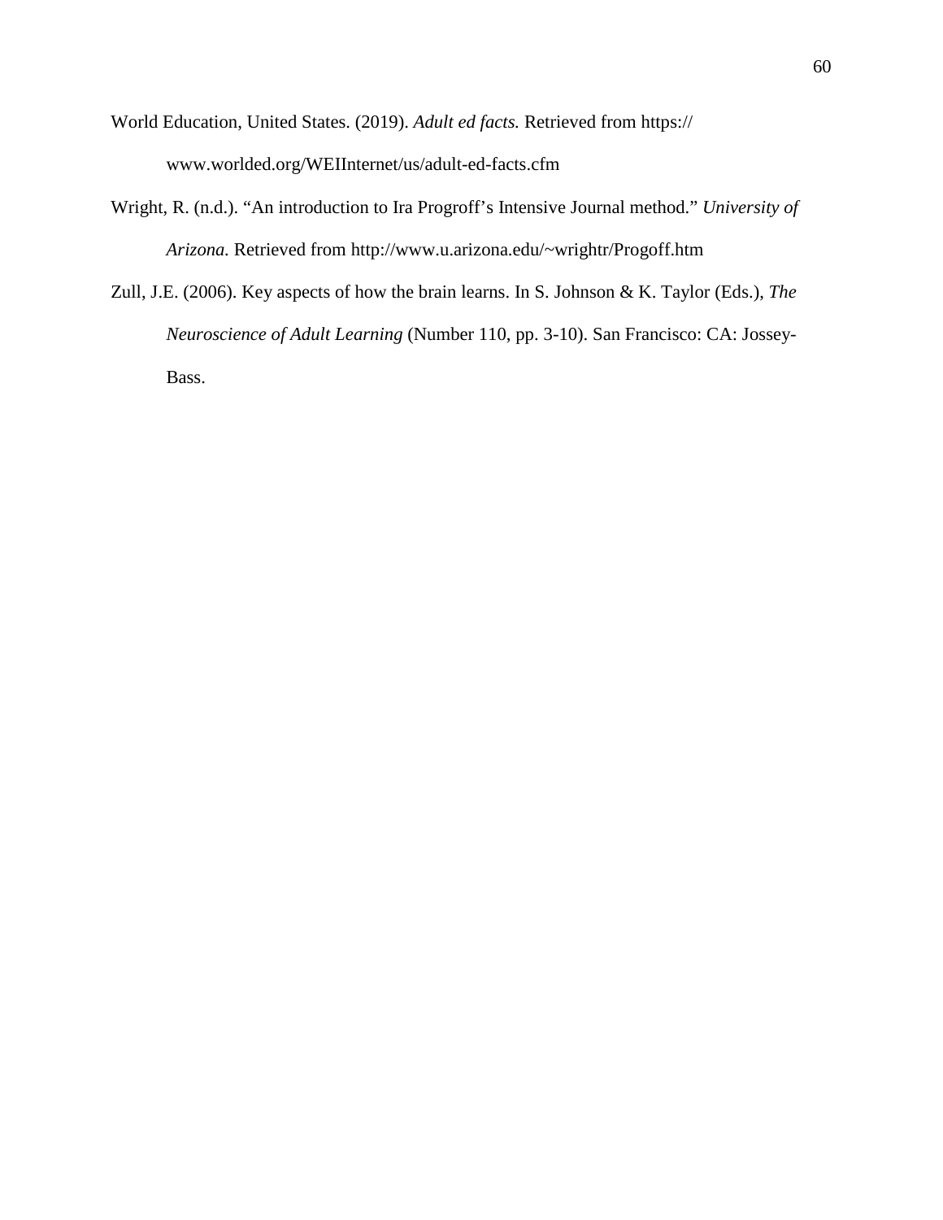World Education, United States. (2019). *Adult ed facts.* Retrieved from https://www.worlded.org/WEIInternet/us/adult-ed-facts.cfm

Wright, R. (n.d.). "An introduction to Ira Progroff's Intensive Journal method." *University of Arizona.* Retrieved from http://www.u.arizona.edu/~wrightr/Progoff.htm

Zull, J.E. (2006). Key aspects of how the brain learns. In S. Johnson & K. Taylor (Eds.), *The Neuroscience of Adult Learning* (Number 110, pp. 3-10). San Francisco: CA: Jossey-Bass.